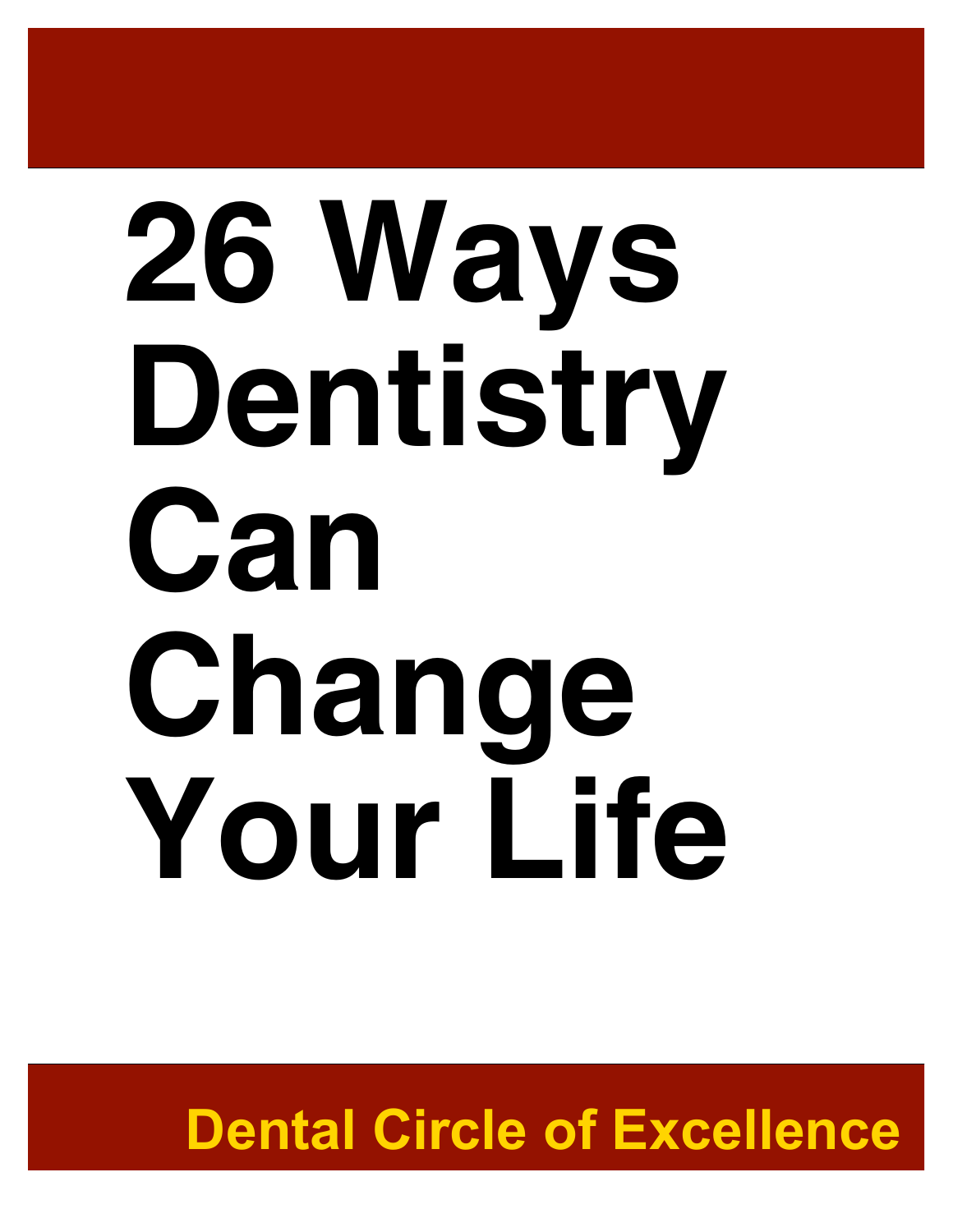# 26 Ways Dentistry Can Change Your Life

**Dental Circle of Excellence**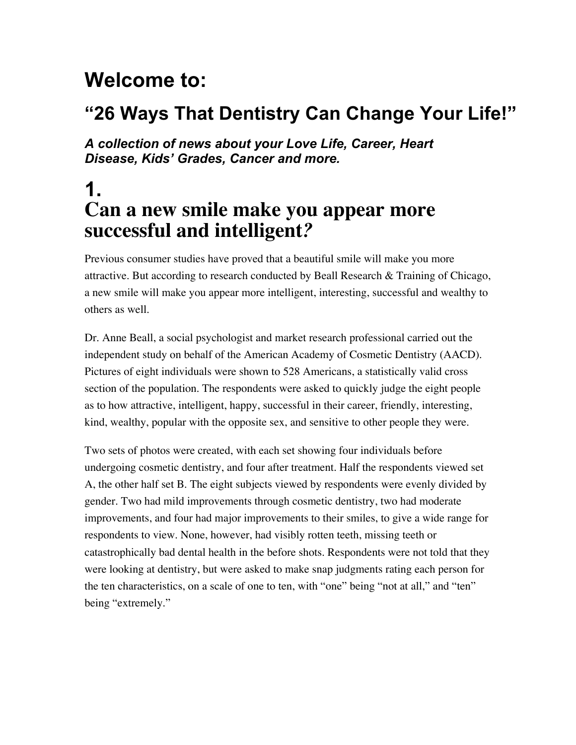# Welcome to:

## "26 Ways That Dentistry Can Change Your Life!"

***A collection of news about your Love Life, Career, Heart Disease, Kids' Grades, Cancer and more.***

# 1.
# Can a new smile make you appear more successful and intelligent?

Previous consumer studies have proved that a beautiful smile will make you more attractive. But according to research conducted by Beall Research & Training of Chicago, a new smile will make you appear more intelligent, interesting, successful and wealthy to others as well.

Dr. Anne Beall, a social psychologist and market research professional carried out the independent study on behalf of the American Academy of Cosmetic Dentistry (AACD). Pictures of eight individuals were shown to 528 Americans, a statistically valid cross section of the population. The respondents were asked to quickly judge the eight people as to how attractive, intelligent, happy, successful in their career, friendly, interesting, kind, wealthy, popular with the opposite sex, and sensitive to other people they were.

Two sets of photos were created, with each set showing four individuals before undergoing cosmetic dentistry, and four after treatment. Half the respondents viewed set A, the other half set B. The eight subjects viewed by respondents were evenly divided by gender. Two had mild improvements through cosmetic dentistry, two had moderate improvements, and four had major improvements to their smiles, to give a wide range for respondents to view. None, however, had visibly rotten teeth, missing teeth or catastrophically bad dental health in the before shots. Respondents were not told that they were looking at dentistry, but were asked to make snap judgments rating each person for the ten characteristics, on a scale of one to ten, with "one" being "not at all," and "ten" being "extremely."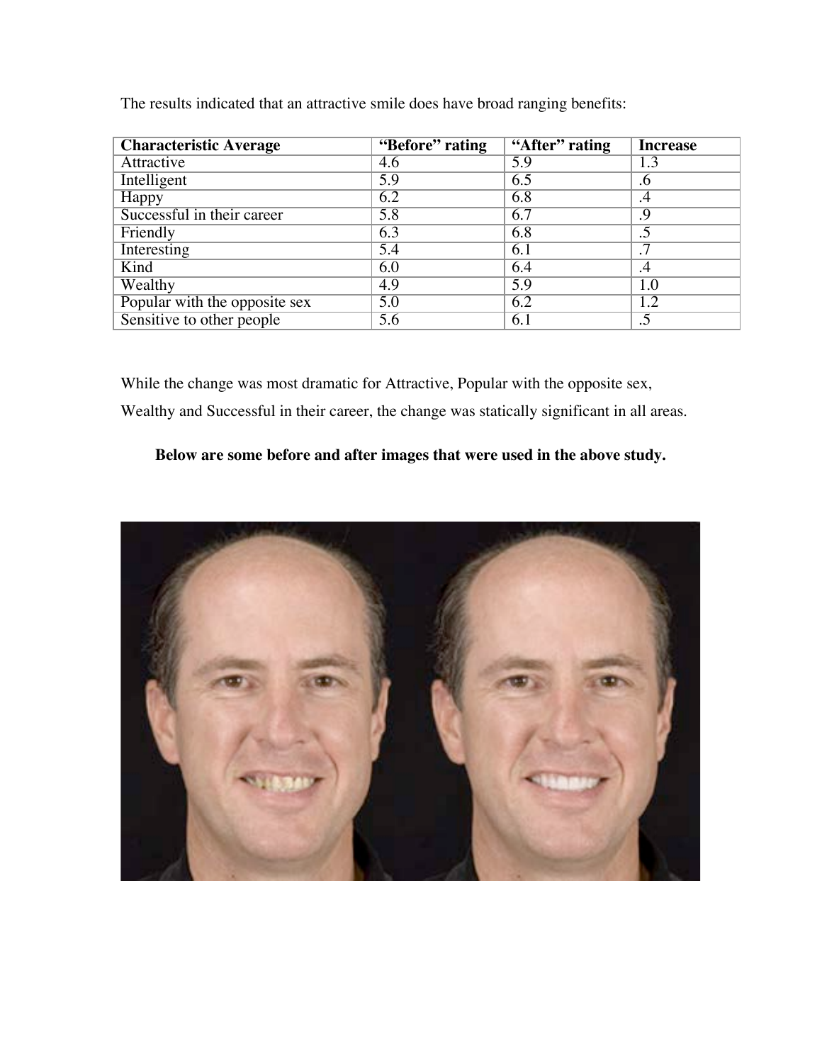The results indicated that an attractive smile does have broad ranging benefits:

| Characteristic Average | "Before" rating | "After" rating | Increase |
|---|---|---|---|
| Attractive | 4.6 | 5.9 | 1.3 |
| Intelligent | 5.9 | 6.5 | .6 |
| Happy | 6.2 | 6.8 | .4 |
| Successful in their career | 5.8 | 6.7 | .9 |
| Friendly | 6.3 | 6.8 | .5 |
| Interesting | 5.4 | 6.1 | .7 |
| Kind | 6.0 | 6.4 | .4 |
| Wealthy | 4.9 | 5.9 | 1.0 |
| Popular with the opposite sex | 5.0 | 6.2 | 1.2 |
| Sensitive to other people | 5.6 | 6.1 | .5 |

While the change was most dramatic for Attractive, Popular with the opposite sex, Wealthy and Successful in their career, the change was statically significant in all areas.

**Below are some before and after images that were used in the above study.**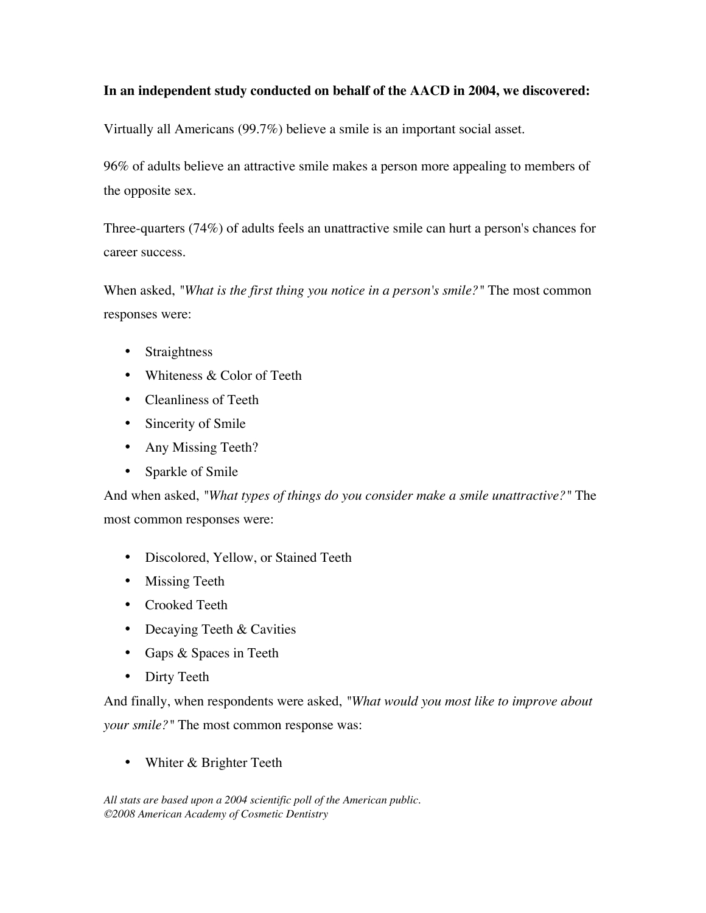**In an independent study conducted on behalf of the AACD in 2004, we discovered:**

Virtually all Americans (99.7%) believe a smile is an important social asset.

96% of adults believe an attractive smile makes a person more appealing to members of the opposite sex.

Three-quarters (74%) of adults feels an unattractive smile can hurt a person's chances for career success.

When asked, "*What is the first thing you notice in a person's smile?*" The most common responses were:

- Straightness
- Whiteness & Color of Teeth
- Cleanliness of Teeth
- Sincerity of Smile
- Any Missing Teeth?
- Sparkle of Smile

And when asked, "*What types of things do you consider make a smile unattractive?*" The most common responses were:

- Discolored, Yellow, or Stained Teeth
- Missing Teeth
- Crooked Teeth
- Decaying Teeth & Cavities
- Gaps & Spaces in Teeth
- Dirty Teeth

And finally, when respondents were asked, "*What would you most like to improve about your smile?*" The most common response was:

- Whiter & Brighter Teeth

*All stats are based upon a 2004 scientific poll of the American public.*
*©2008 American Academy of Cosmetic Dentistry*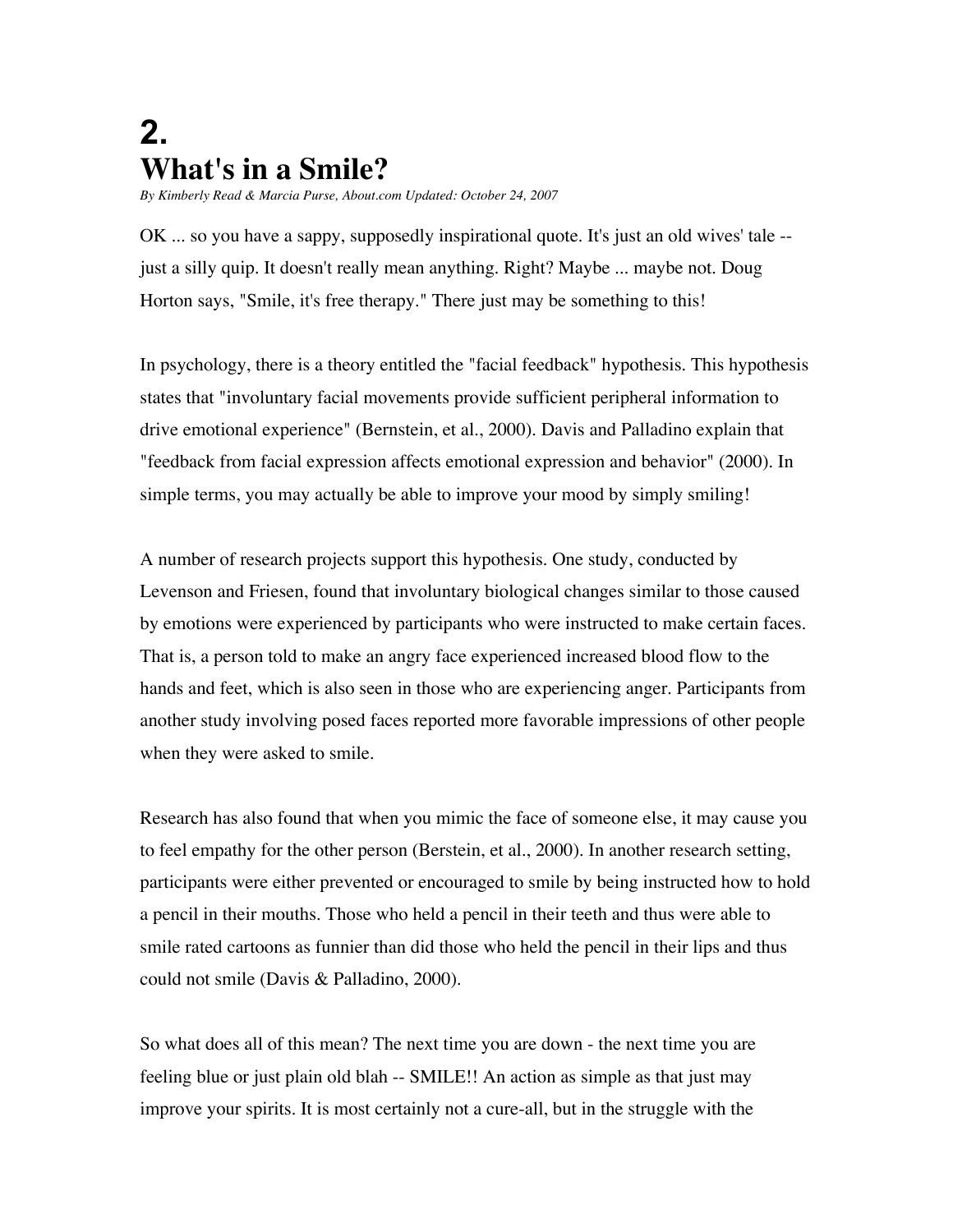# 2.
# What's in a Smile?

*By Kimberly Read & Marcia Purse, About.com Updated: October 24, 2007*

OK ... so you have a sappy, supposedly inspirational quote. It's just an old wives' tale -- just a silly quip. It doesn't really mean anything. Right? Maybe ... maybe not. Doug Horton says, "Smile, it's free therapy." There just may be something to this!

In psychology, there is a theory entitled the "facial feedback" hypothesis. This hypothesis states that "involuntary facial movements provide sufficient peripheral information to drive emotional experience" (Bernstein, et al., 2000). Davis and Palladino explain that "feedback from facial expression affects emotional expression and behavior" (2000). In simple terms, you may actually be able to improve your mood by simply smiling!

A number of research projects support this hypothesis. One study, conducted by Levenson and Friesen, found that involuntary biological changes similar to those caused by emotions were experienced by participants who were instructed to make certain faces. That is, a person told to make an angry face experienced increased blood flow to the hands and feet, which is also seen in those who are experiencing anger. Participants from another study involving posed faces reported more favorable impressions of other people when they were asked to smile.

Research has also found that when you mimic the face of someone else, it may cause you to feel empathy for the other person (Berstein, et al., 2000). In another research setting, participants were either prevented or encouraged to smile by being instructed how to hold a pencil in their mouths. Those who held a pencil in their teeth and thus were able to smile rated cartoons as funnier than did those who held the pencil in their lips and thus could not smile (Davis & Palladino, 2000).

So what does all of this mean? The next time you are down - the next time you are feeling blue or just plain old blah -- SMILE!! An action as simple as that just may improve your spirits. It is most certainly not a cure-all, but in the struggle with the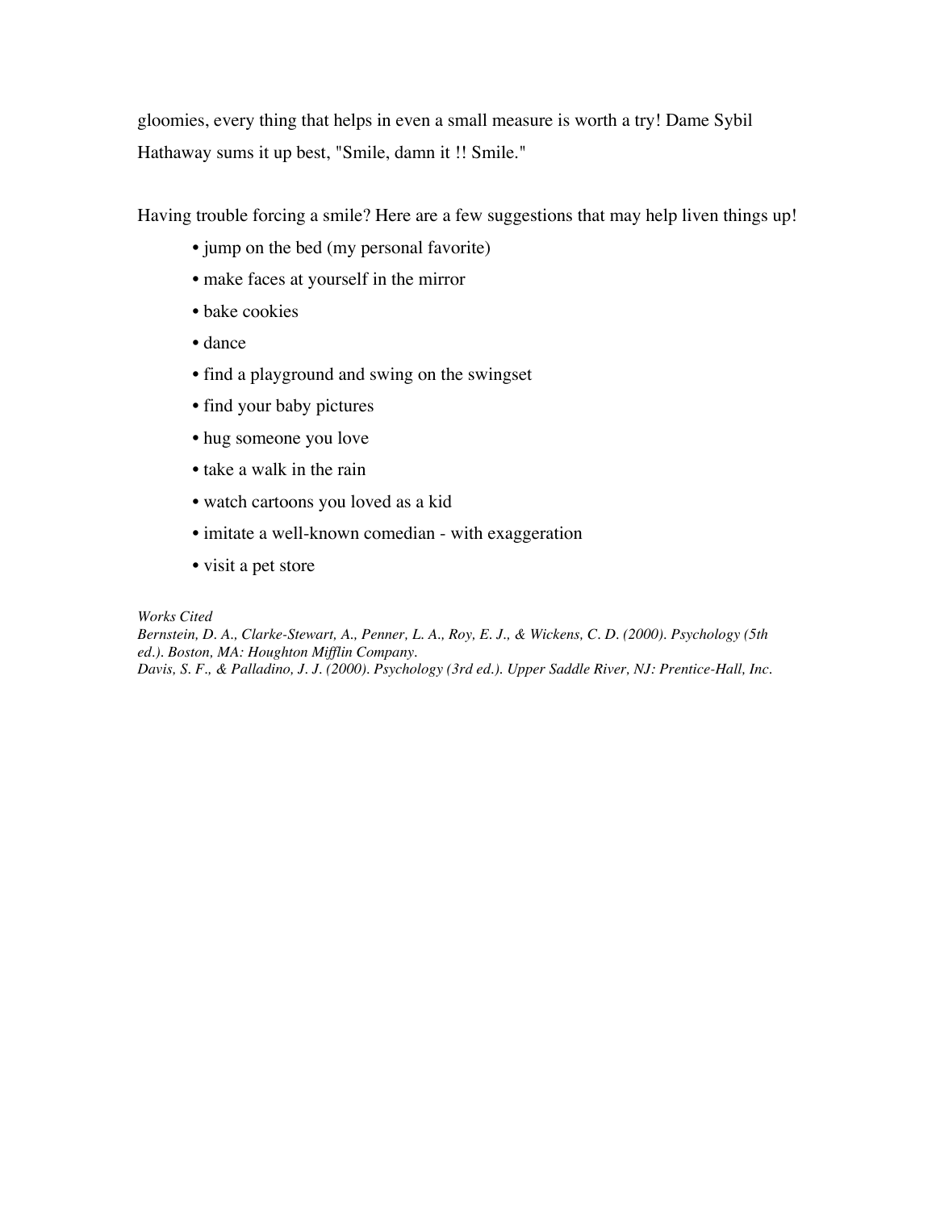gloomies, every thing that helps in even a small measure is worth a try! Dame Sybil Hathaway sums it up best, "Smile, damn it !! Smile."

Having trouble forcing a smile? Here are a few suggestions that may help liven things up!

- jump on the bed (my personal favorite)
- make faces at yourself in the mirror
- bake cookies
- dance
- find a playground and swing on the swingset
- find your baby pictures
- hug someone you love
- take a walk in the rain
- watch cartoons you loved as a kid
- imitate a well-known comedian - with exaggeration
- visit a pet store

*Works Cited*

*Bernstein, D. A., Clarke-Stewart, A., Penner, L. A., Roy, E. J., & Wickens, C. D. (2000). Psychology (5th ed.). Boston, MA: Houghton Mifflin Company.*

*Davis, S. F., & Palladino, J. J. (2000). Psychology (3rd ed.). Upper Saddle River, NJ: Prentice-Hall, Inc.*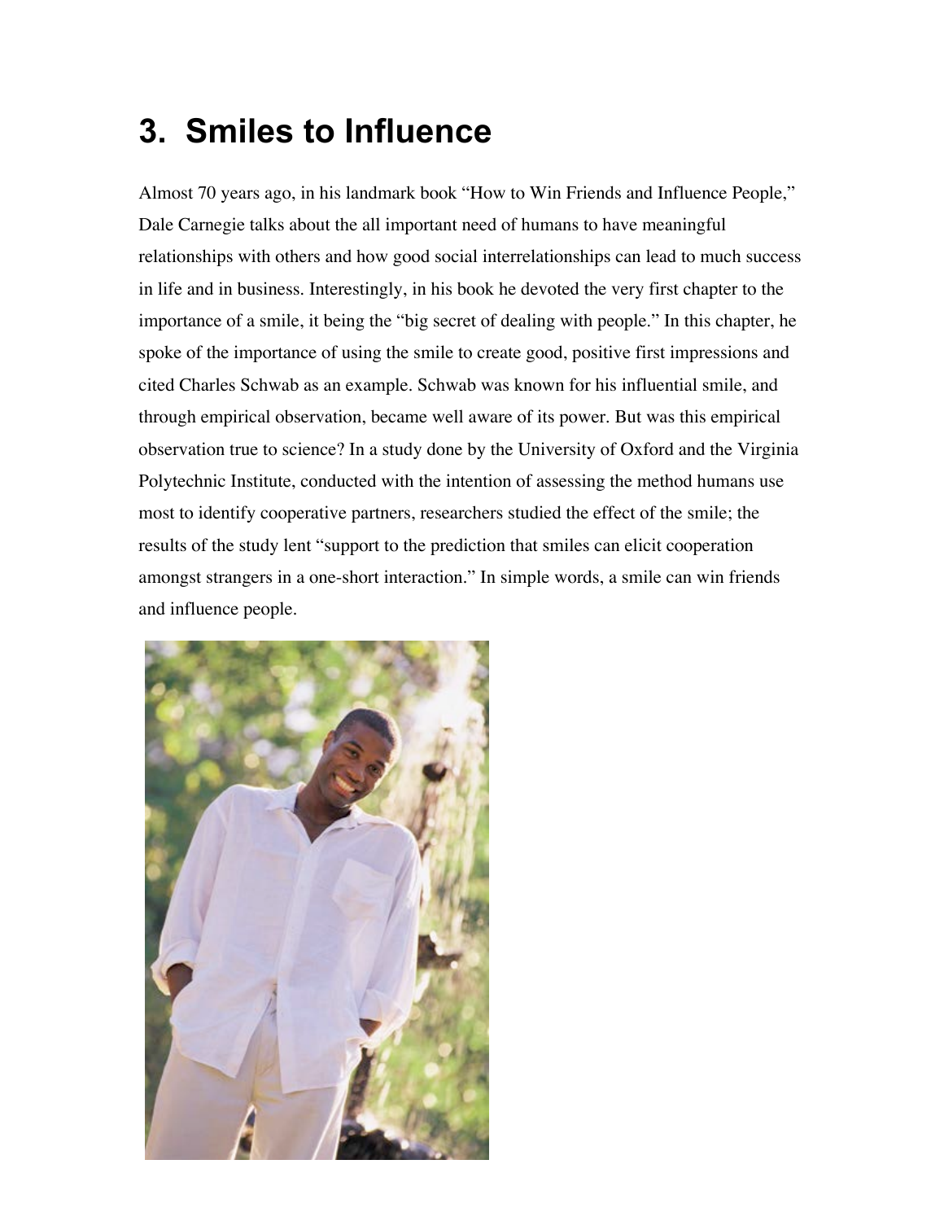# 3. Smiles to Influence

Almost 70 years ago, in his landmark book "How to Win Friends and Influence People," Dale Carnegie talks about the all important need of humans to have meaningful relationships with others and how good social interrelationships can lead to much success in life and in business. Interestingly, in his book he devoted the very first chapter to the importance of a smile, it being the "big secret of dealing with people." In this chapter, he spoke of the importance of using the smile to create good, positive first impressions and cited Charles Schwab as an example. Schwab was known for his influential smile, and through empirical observation, became well aware of its power. But was this empirical observation true to science? In a study done by the University of Oxford and the Virginia Polytechnic Institute, conducted with the intention of assessing the method humans use most to identify cooperative partners, researchers studied the effect of the smile; the results of the study lent "support to the prediction that smiles can elicit cooperation amongst strangers in a one-short interaction." In simple words, a smile can win friends and influence people.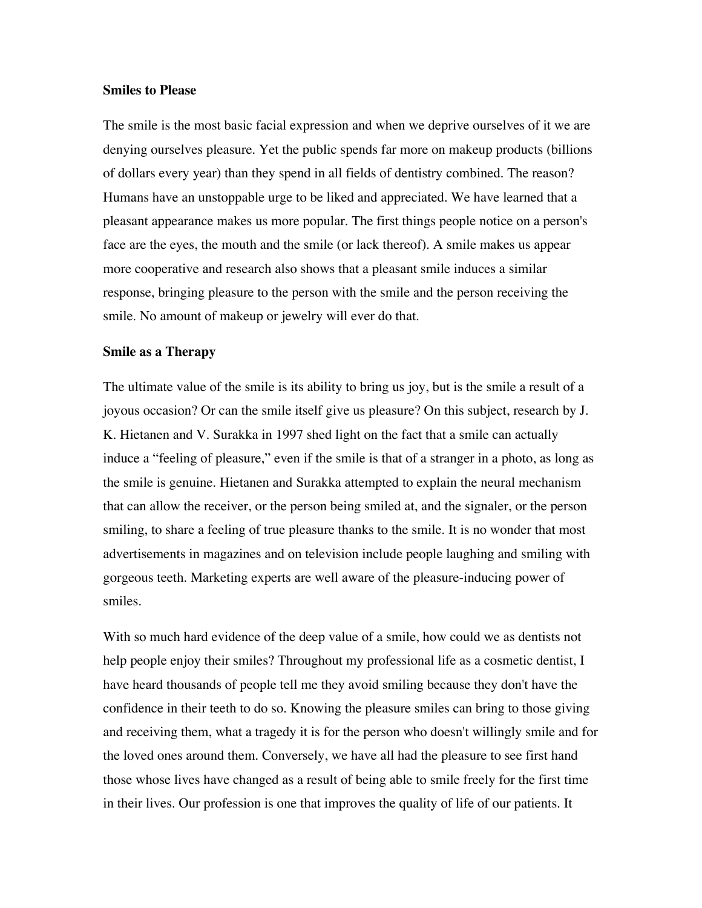**Smiles to Please**

The smile is the most basic facial expression and when we deprive ourselves of it we are denying ourselves pleasure. Yet the public spends far more on makeup products (billions of dollars every year) than they spend in all fields of dentistry combined. The reason? Humans have an unstoppable urge to be liked and appreciated. We have learned that a pleasant appearance makes us more popular. The first things people notice on a person's face are the eyes, the mouth and the smile (or lack thereof). A smile makes us appear more cooperative and research also shows that a pleasant smile induces a similar response, bringing pleasure to the person with the smile and the person receiving the smile. No amount of makeup or jewelry will ever do that.

**Smile as a Therapy**

The ultimate value of the smile is its ability to bring us joy, but is the smile a result of a joyous occasion? Or can the smile itself give us pleasure? On this subject, research by J. K. Hietanen and V. Surakka in 1997 shed light on the fact that a smile can actually induce a "feeling of pleasure," even if the smile is that of a stranger in a photo, as long as the smile is genuine. Hietanen and Surakka attempted to explain the neural mechanism that can allow the receiver, or the person being smiled at, and the signaler, or the person smiling, to share a feeling of true pleasure thanks to the smile. It is no wonder that most advertisements in magazines and on television include people laughing and smiling with gorgeous teeth. Marketing experts are well aware of the pleasure-inducing power of smiles.

With so much hard evidence of the deep value of a smile, how could we as dentists not help people enjoy their smiles? Throughout my professional life as a cosmetic dentist, I have heard thousands of people tell me they avoid smiling because they don't have the confidence in their teeth to do so. Knowing the pleasure smiles can bring to those giving and receiving them, what a tragedy it is for the person who doesn't willingly smile and for the loved ones around them. Conversely, we have all had the pleasure to see first hand those whose lives have changed as a result of being able to smile freely for the first time in their lives. Our profession is one that improves the quality of life of our patients. It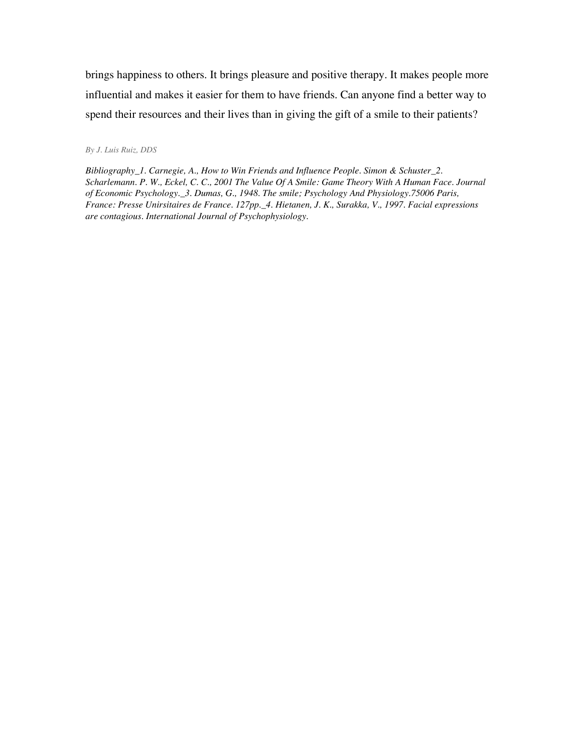brings happiness to others. It brings pleasure and positive therapy. It makes people more influential and makes it easier for them to have friends. Can anyone find a better way to spend their resources and their lives than in giving the gift of a smile to their patients?

*By J. Luis Ruiz, DDS*

*Bibliography_1. Carnegie, A., How to Win Friends and Influence People. Simon & Schuster_2. Scharlemann. P. W., Eckel, C. C., 2001 The Value Of A Smile: Game Theory With A Human Face. Journal of Economic Psychology._3. Dumas, G., 1948. The smile; Psychology And Physiology.75006 Paris, France: Presse Unirsitaires de France. 127pp._4. Hietanen, J. K., Surakka, V., 1997. Facial expressions are contagious. International Journal of Psychophysiology.*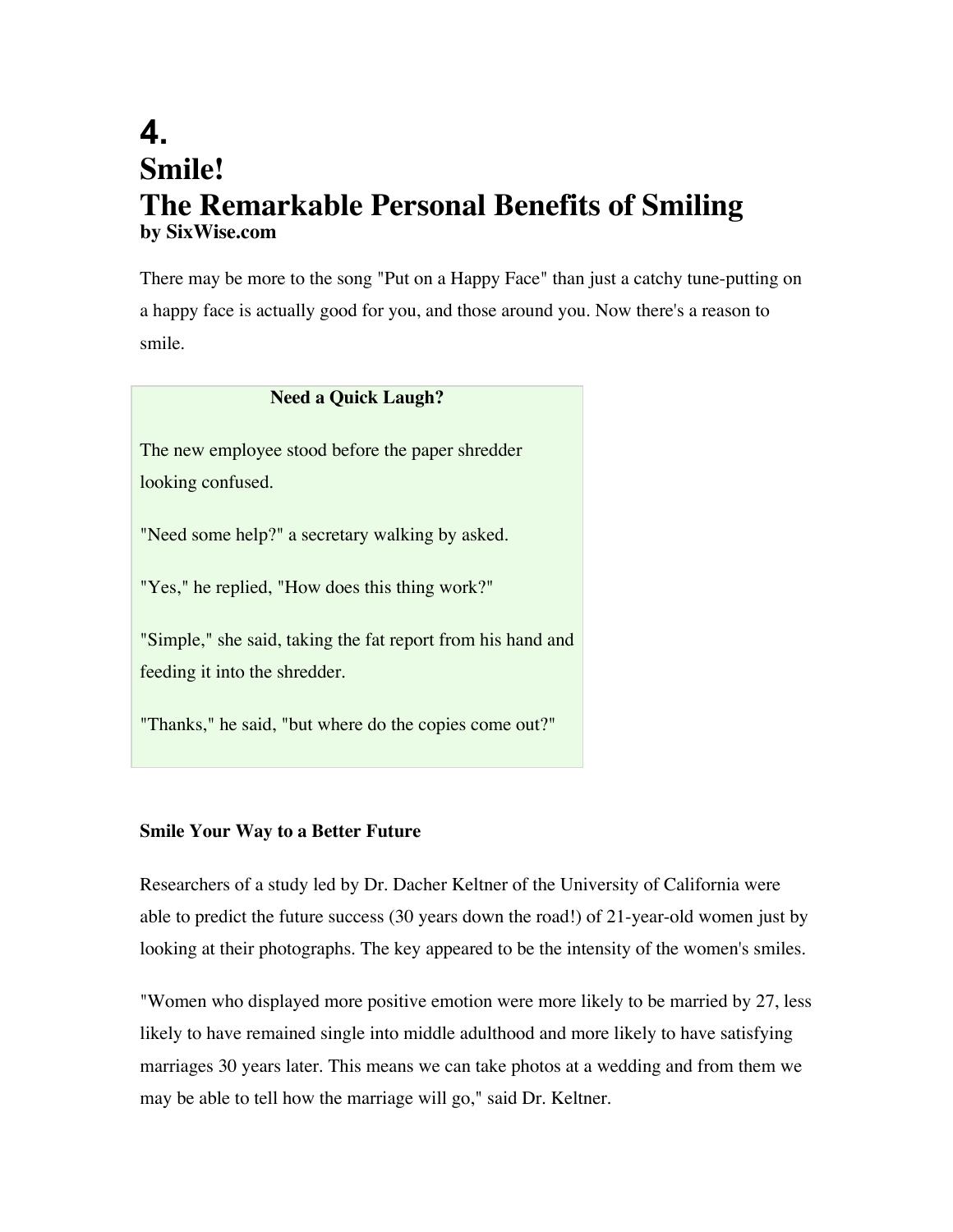# 4.
# Smile!
# The Remarkable Personal Benefits of Smiling

**by SixWise.com**

There may be more to the song "Put on a Happy Face" than just a catchy tune-putting on a happy face is actually good for you, and those around you. Now there's a reason to smile.

> **Need a Quick Laugh?**
>
> The new employee stood before the paper shredder looking confused.
>
> "Need some help?" a secretary walking by asked.
>
> "Yes," he replied, "How does this thing work?"
>
> "Simple," she said, taking the fat report from his hand and feeding it into the shredder.
>
> "Thanks," he said, "but where do the copies come out?"

**Smile Your Way to a Better Future**

Researchers of a study led by Dr. Dacher Keltner of the University of California were able to predict the future success (30 years down the road!) of 21-year-old women just by looking at their photographs. The key appeared to be the intensity of the women's smiles.

"Women who displayed more positive emotion were more likely to be married by 27, less likely to have remained single into middle adulthood and more likely to have satisfying marriages 30 years later. This means we can take photos at a wedding and from them we may be able to tell how the marriage will go," said Dr. Keltner.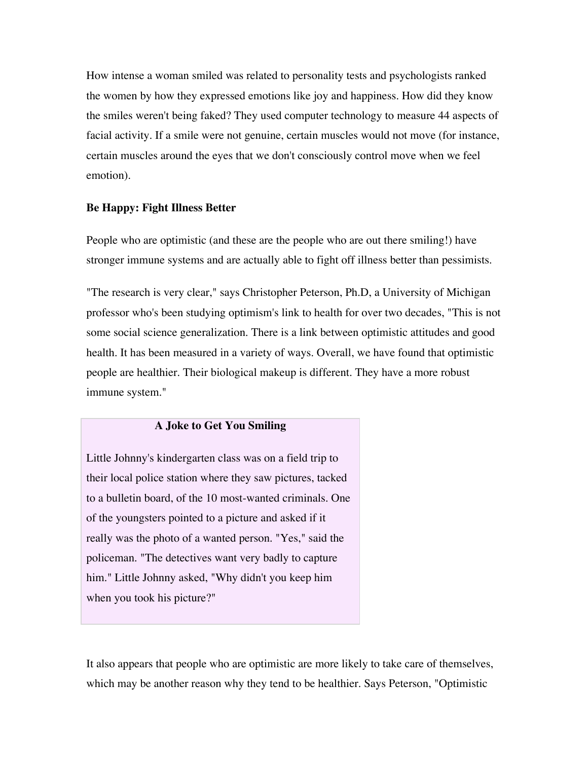How intense a woman smiled was related to personality tests and psychologists ranked the women by how they expressed emotions like joy and happiness. How did they know the smiles weren't being faked? They used computer technology to measure 44 aspects of facial activity. If a smile were not genuine, certain muscles would not move (for instance, certain muscles around the eyes that we don't consciously control move when we feel emotion).

**Be Happy: Fight Illness Better**

People who are optimistic (and these are the people who are out there smiling!) have stronger immune systems and are actually able to fight off illness better than pessimists.

"The research is very clear," says Christopher Peterson, Ph.D, a University of Michigan professor who's been studying optimism's link to health for over two decades, "This is not some social science generalization. There is a link between optimistic attitudes and good health. It has been measured in a variety of ways. Overall, we have found that optimistic people are healthier. Their biological makeup is different. They have a more robust immune system."

**A Joke to Get You Smiling**

Little Johnny's kindergarten class was on a field trip to their local police station where they saw pictures, tacked to a bulletin board, of the 10 most-wanted criminals. One of the youngsters pointed to a picture and asked if it really was the photo of a wanted person. "Yes," said the policeman. "The detectives want very badly to capture him." Little Johnny asked, "Why didn't you keep him when you took his picture?"

It also appears that people who are optimistic are more likely to take care of themselves, which may be another reason why they tend to be healthier. Says Peterson, "Optimistic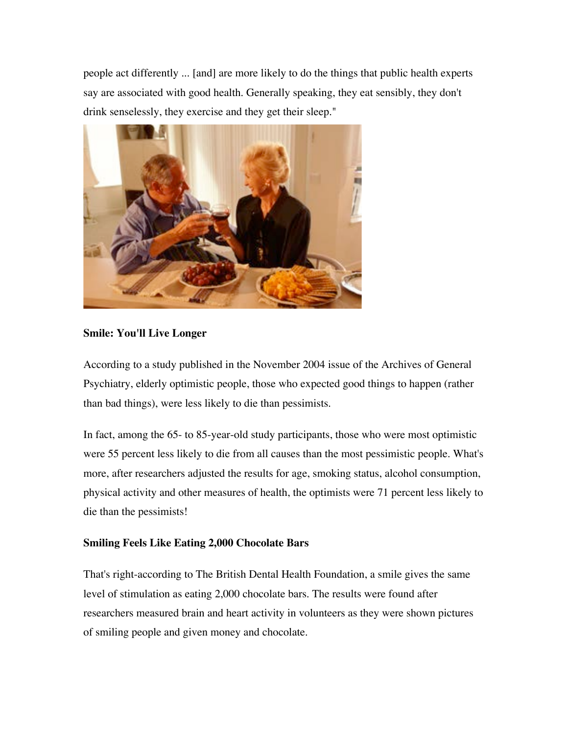people act differently ... [and] are more likely to do the things that public health experts say are associated with good health. Generally speaking, they eat sensibly, they don't drink senselessly, they exercise and they get their sleep."

**Smile: You'll Live Longer**

According to a study published in the November 2004 issue of the Archives of General Psychiatry, elderly optimistic people, those who expected good things to happen (rather than bad things), were less likely to die than pessimists.

In fact, among the 65- to 85-year-old study participants, those who were most optimistic were 55 percent less likely to die from all causes than the most pessimistic people. What's more, after researchers adjusted the results for age, smoking status, alcohol consumption, physical activity and other measures of health, the optimists were 71 percent less likely to die than the pessimists!

**Smiling Feels Like Eating 2,000 Chocolate Bars**

That's right-according to The British Dental Health Foundation, a smile gives the same level of stimulation as eating 2,000 chocolate bars. The results were found after researchers measured brain and heart activity in volunteers as they were shown pictures of smiling people and given money and chocolate.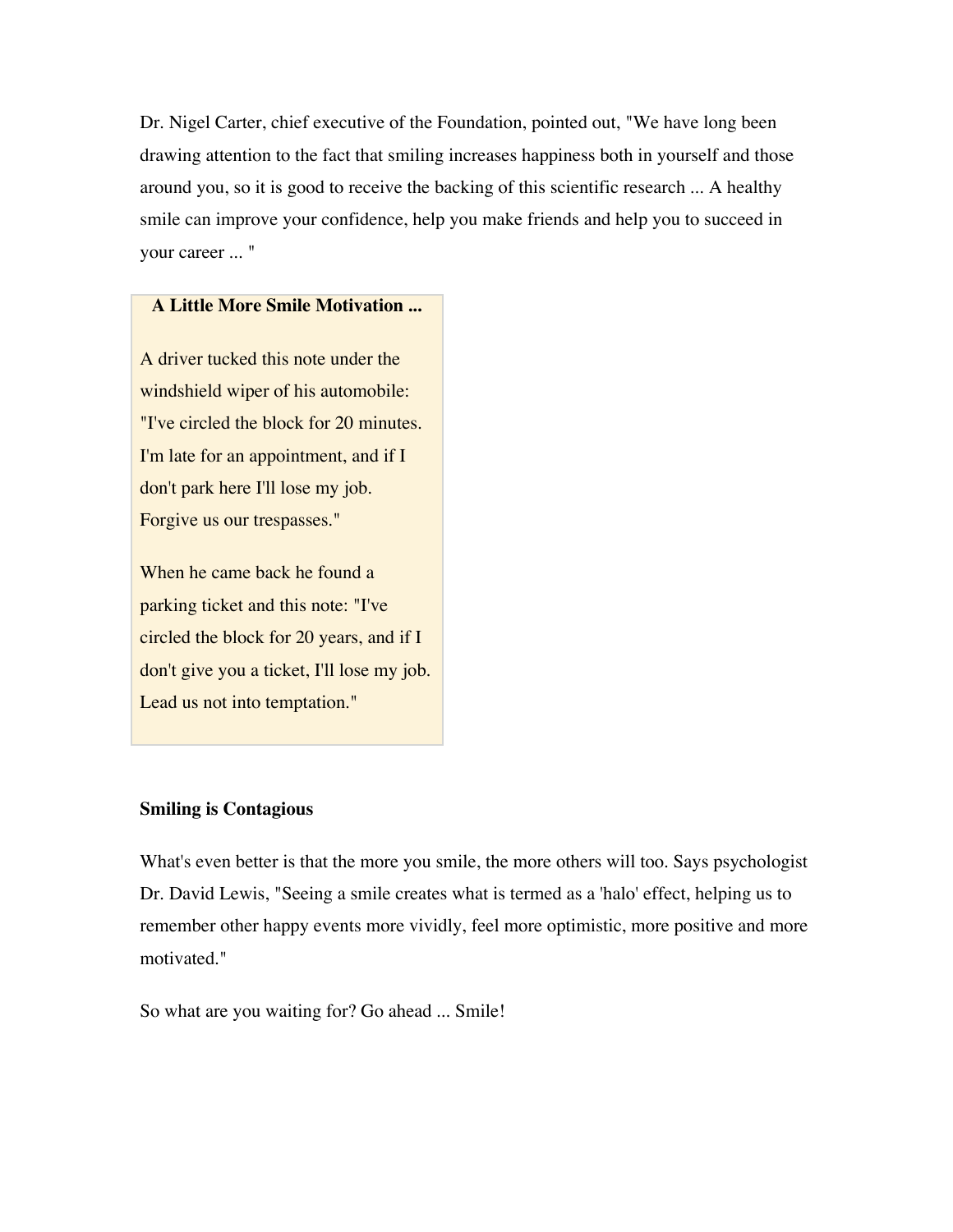Dr. Nigel Carter, chief executive of the Foundation, pointed out, "We have long been drawing attention to the fact that smiling increases happiness both in yourself and those around you, so it is good to receive the backing of this scientific research ... A healthy smile can improve your confidence, help you make friends and help you to succeed in your career ... "

**A Little More Smile Motivation ...**

A driver tucked this note under the windshield wiper of his automobile: "I've circled the block for 20 minutes. I'm late for an appointment, and if I don't park here I'll lose my job. Forgive us our trespasses."

When he came back he found a parking ticket and this note: "I've circled the block for 20 years, and if I don't give you a ticket, I'll lose my job. Lead us not into temptation."

**Smiling is Contagious**

What's even better is that the more you smile, the more others will too. Says psychologist Dr. David Lewis, "Seeing a smile creates what is termed as a 'halo' effect, helping us to remember other happy events more vividly, feel more optimistic, more positive and more motivated."

So what are you waiting for? Go ahead ... Smile!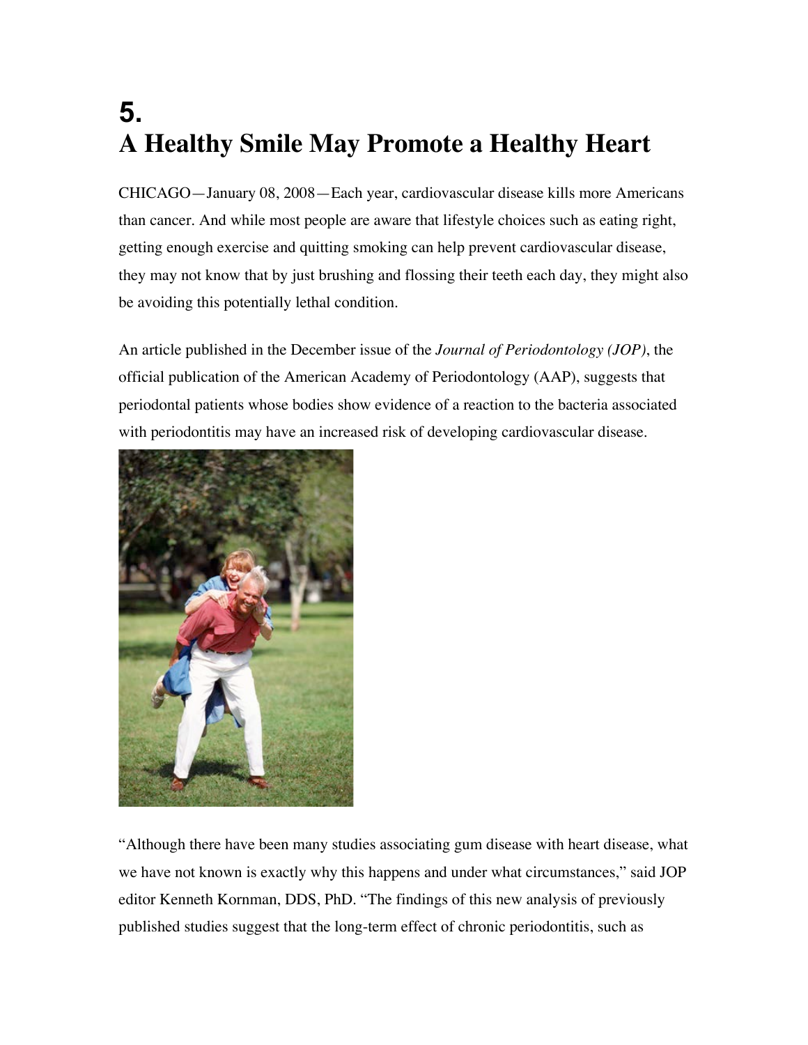# 5.
# A Healthy Smile May Promote a Healthy Heart

CHICAGO—January 08, 2008—Each year, cardiovascular disease kills more Americans than cancer. And while most people are aware that lifestyle choices such as eating right, getting enough exercise and quitting smoking can help prevent cardiovascular disease, they may not know that by just brushing and flossing their teeth each day, they might also be avoiding this potentially lethal condition.

An article published in the December issue of the *Journal of Periodontology (JOP)*, the official publication of the American Academy of Periodontology (AAP), suggests that periodontal patients whose bodies show evidence of a reaction to the bacteria associated with periodontitis may have an increased risk of developing cardiovascular disease.

"Although there have been many studies associating gum disease with heart disease, what we have not known is exactly why this happens and under what circumstances," said JOP editor Kenneth Kornman, DDS, PhD. "The findings of this new analysis of previously published studies suggest that the long-term effect of chronic periodontitis, such as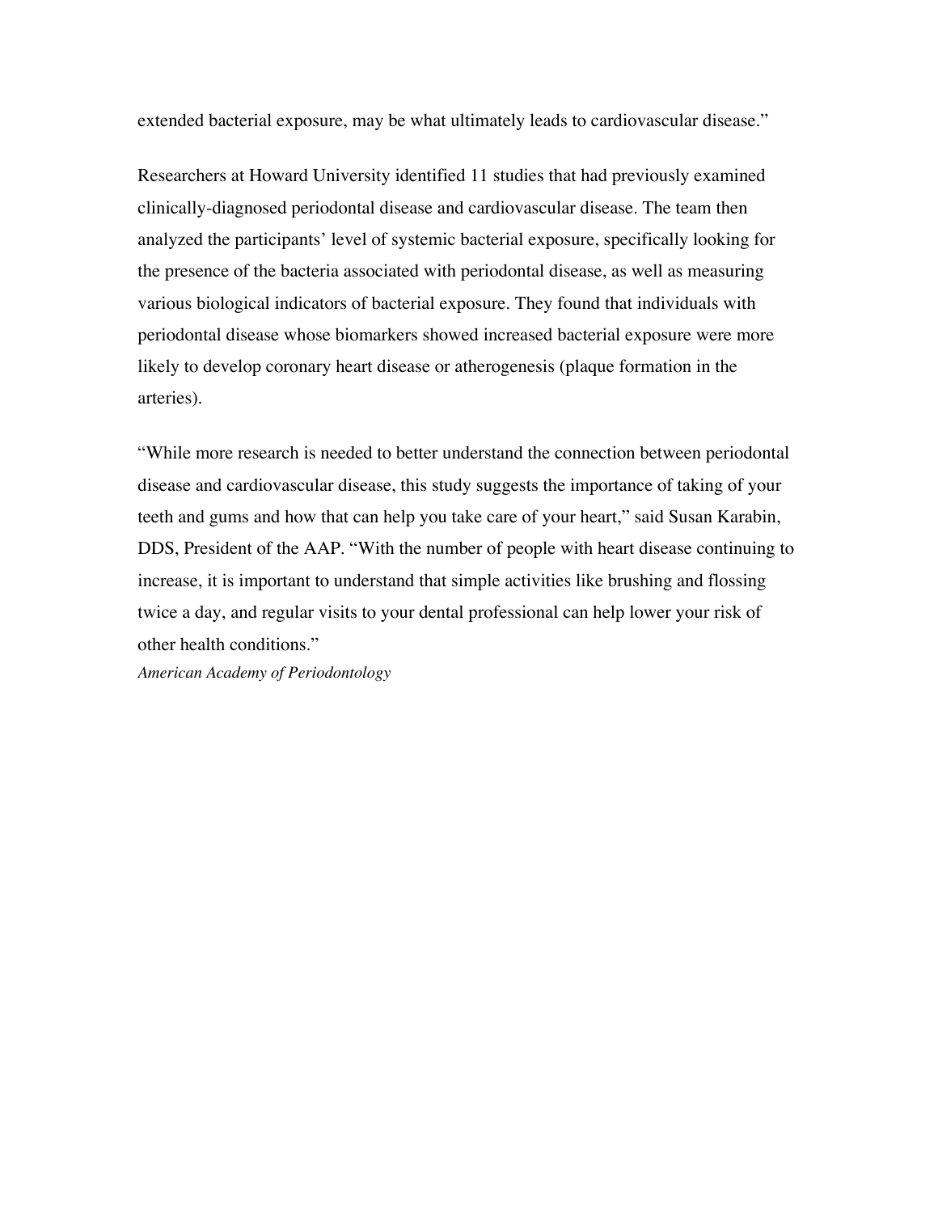extended bacterial exposure, may be what ultimately leads to cardiovascular disease."

Researchers at Howard University identified 11 studies that had previously examined clinically-diagnosed periodontal disease and cardiovascular disease. The team then analyzed the participants' level of systemic bacterial exposure, specifically looking for the presence of the bacteria associated with periodontal disease, as well as measuring various biological indicators of bacterial exposure. They found that individuals with periodontal disease whose biomarkers showed increased bacterial exposure were more likely to develop coronary heart disease or atherogenesis (plaque formation in the arteries).

"While more research is needed to better understand the connection between periodontal disease and cardiovascular disease, this study suggests the importance of taking of your teeth and gums and how that can help you take care of your heart," said Susan Karabin, DDS, President of the AAP. "With the number of people with heart disease continuing to increase, it is important to understand that simple activities like brushing and flossing twice a day, and regular visits to your dental professional can help lower your risk of other health conditions."

*American Academy of Periodontology*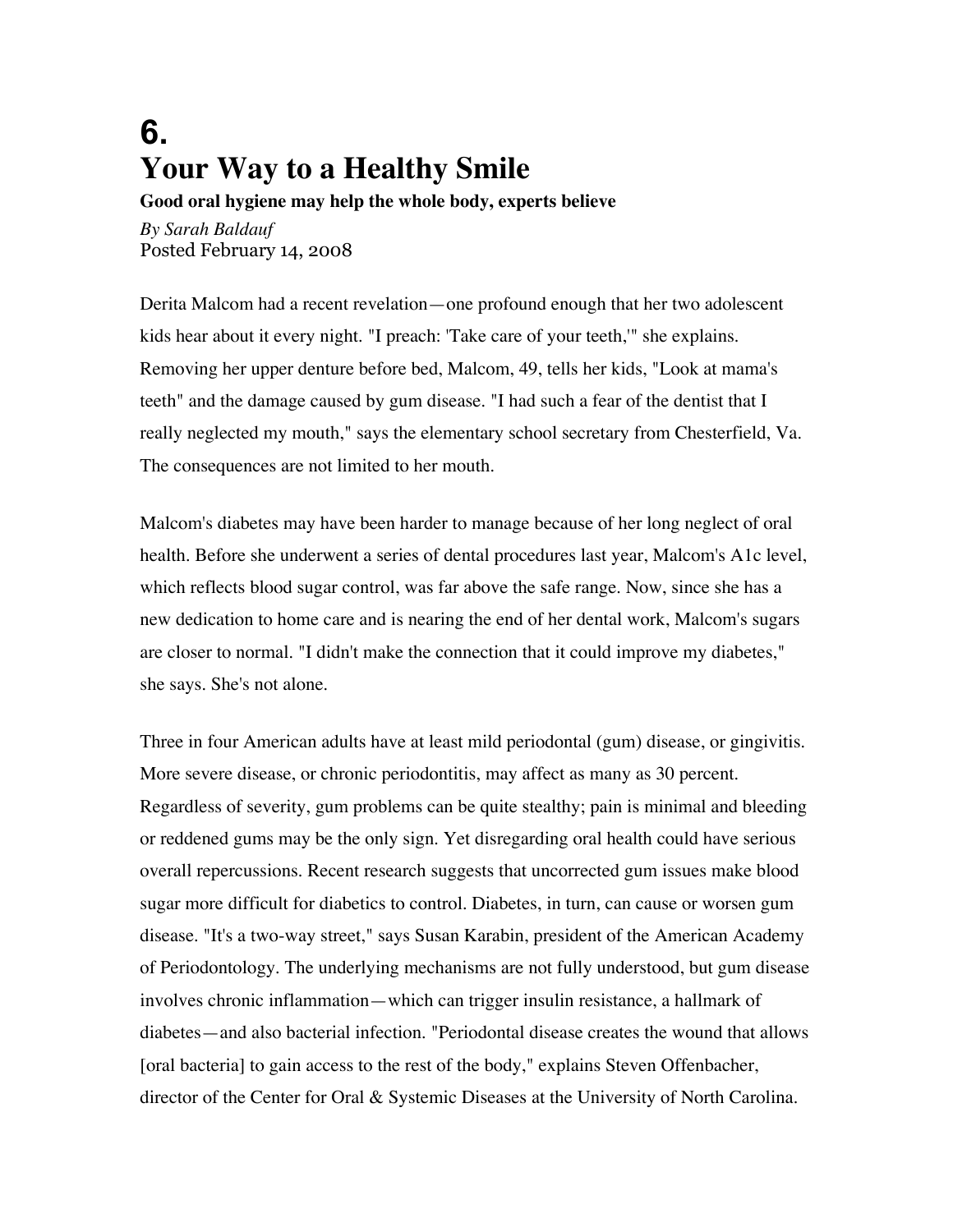# 6.
# Your Way to a Healthy Smile

**Good oral hygiene may help the whole body, experts believe**

*By Sarah Baldauf*
Posted February 14, 2008

Derita Malcom had a recent revelation—one profound enough that her two adolescent kids hear about it every night. "I preach: 'Take care of your teeth,'" she explains. Removing her upper denture before bed, Malcom, 49, tells her kids, "Look at mama's teeth" and the damage caused by gum disease. "I had such a fear of the dentist that I really neglected my mouth," says the elementary school secretary from Chesterfield, Va. The consequences are not limited to her mouth.

Malcom's diabetes may have been harder to manage because of her long neglect of oral health. Before she underwent a series of dental procedures last year, Malcom's A1c level, which reflects blood sugar control, was far above the safe range. Now, since she has a new dedication to home care and is nearing the end of her dental work, Malcom's sugars are closer to normal. "I didn't make the connection that it could improve my diabetes," she says. She's not alone.

Three in four American adults have at least mild periodontal (gum) disease, or gingivitis. More severe disease, or chronic periodontitis, may affect as many as 30 percent. Regardless of severity, gum problems can be quite stealthy; pain is minimal and bleeding or reddened gums may be the only sign. Yet disregarding oral health could have serious overall repercussions. Recent research suggests that uncorrected gum issues make blood sugar more difficult for diabetics to control. Diabetes, in turn, can cause or worsen gum disease. "It's a two-way street," says Susan Karabin, president of the American Academy of Periodontology. The underlying mechanisms are not fully understood, but gum disease involves chronic inflammation—which can trigger insulin resistance, a hallmark of diabetes—and also bacterial infection. "Periodontal disease creates the wound that allows [oral bacteria] to gain access to the rest of the body," explains Steven Offenbacher, director of the Center for Oral & Systemic Diseases at the University of North Carolina.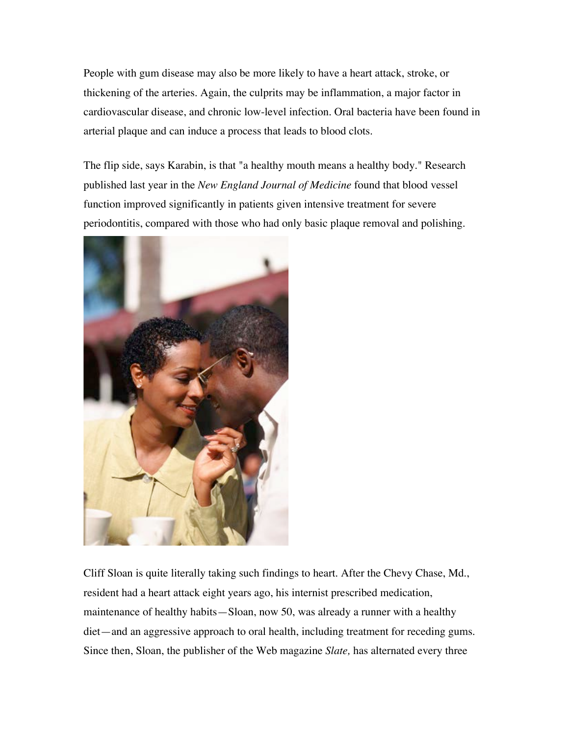People with gum disease may also be more likely to have a heart attack, stroke, or thickening of the arteries. Again, the culprits may be inflammation, a major factor in cardiovascular disease, and chronic low-level infection. Oral bacteria have been found in arterial plaque and can induce a process that leads to blood clots.

The flip side, says Karabin, is that "a healthy mouth means a healthy body." Research published last year in the *New England Journal of Medicine* found that blood vessel function improved significantly in patients given intensive treatment for severe periodontitis, compared with those who had only basic plaque removal and polishing.

Cliff Sloan is quite literally taking such findings to heart. After the Chevy Chase, Md., resident had a heart attack eight years ago, his internist prescribed medication, maintenance of healthy habits—Sloan, now 50, was already a runner with a healthy diet—and an aggressive approach to oral health, including treatment for receding gums. Since then, Sloan, the publisher of the Web magazine *Slate,* has alternated every three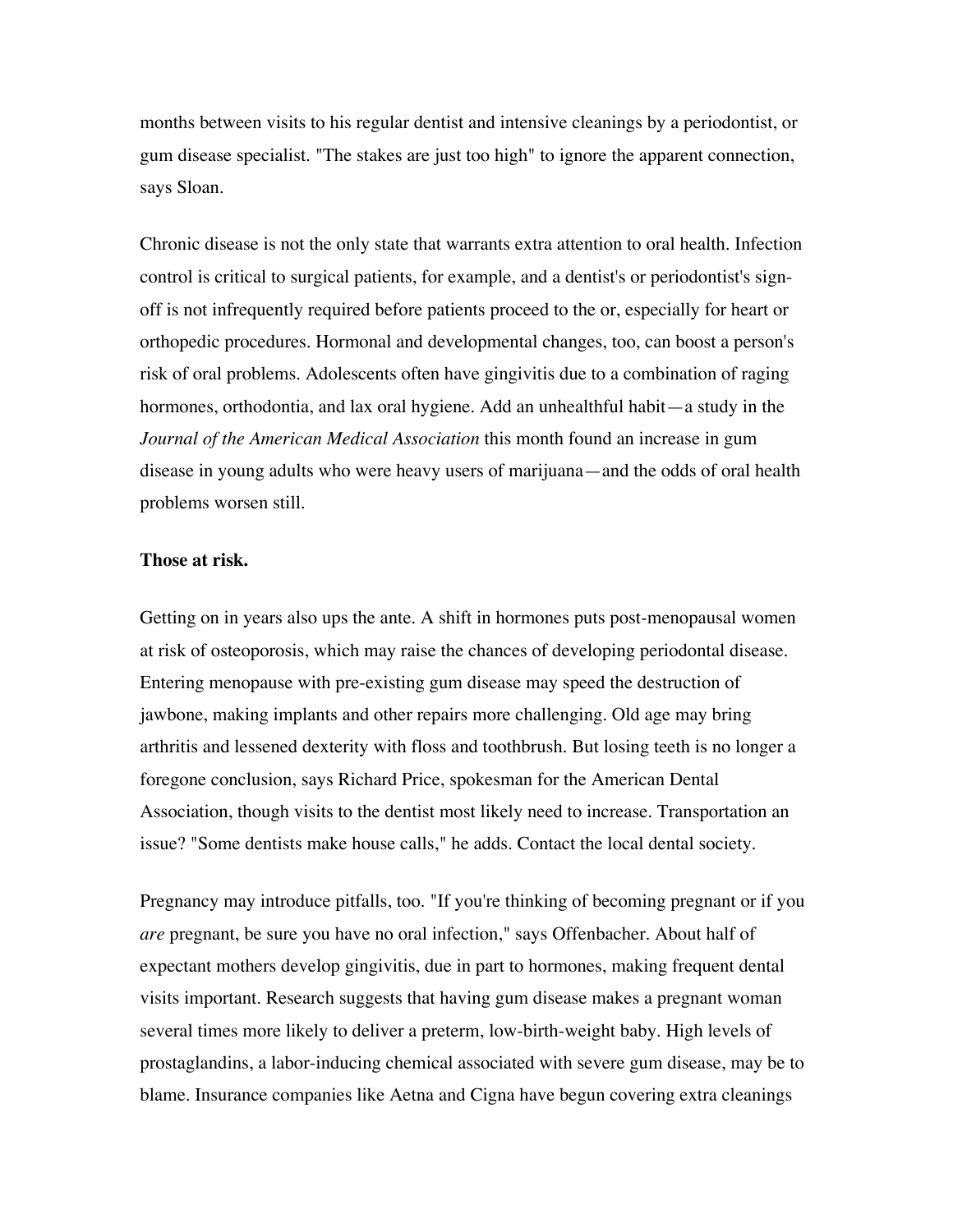months between visits to his regular dentist and intensive cleanings by a periodontist, or gum disease specialist. "The stakes are just too high" to ignore the apparent connection, says Sloan.

Chronic disease is not the only state that warrants extra attention to oral health. Infection control is critical to surgical patients, for example, and a dentist's or periodontist's sign-off is not infrequently required before patients proceed to the or, especially for heart or orthopedic procedures. Hormonal and developmental changes, too, can boost a person's risk of oral problems. Adolescents often have gingivitis due to a combination of raging hormones, orthodontia, and lax oral hygiene. Add an unhealthful habit—a study in the *Journal of the American Medical Association* this month found an increase in gum disease in young adults who were heavy users of marijuana—and the odds of oral health problems worsen still.

**Those at risk.**

Getting on in years also ups the ante. A shift in hormones puts post-menopausal women at risk of osteoporosis, which may raise the chances of developing periodontal disease. Entering menopause with pre-existing gum disease may speed the destruction of jawbone, making implants and other repairs more challenging. Old age may bring arthritis and lessened dexterity with floss and toothbrush. But losing teeth is no longer a foregone conclusion, says Richard Price, spokesman for the American Dental Association, though visits to the dentist most likely need to increase. Transportation an issue? "Some dentists make house calls," he adds. Contact the local dental society.

Pregnancy may introduce pitfalls, too. "If you're thinking of becoming pregnant or if you *are* pregnant, be sure you have no oral infection," says Offenbacher. About half of expectant mothers develop gingivitis, due in part to hormones, making frequent dental visits important. Research suggests that having gum disease makes a pregnant woman several times more likely to deliver a preterm, low-birth-weight baby. High levels of prostaglandins, a labor-inducing chemical associated with severe gum disease, may be to blame. Insurance companies like Aetna and Cigna have begun covering extra cleanings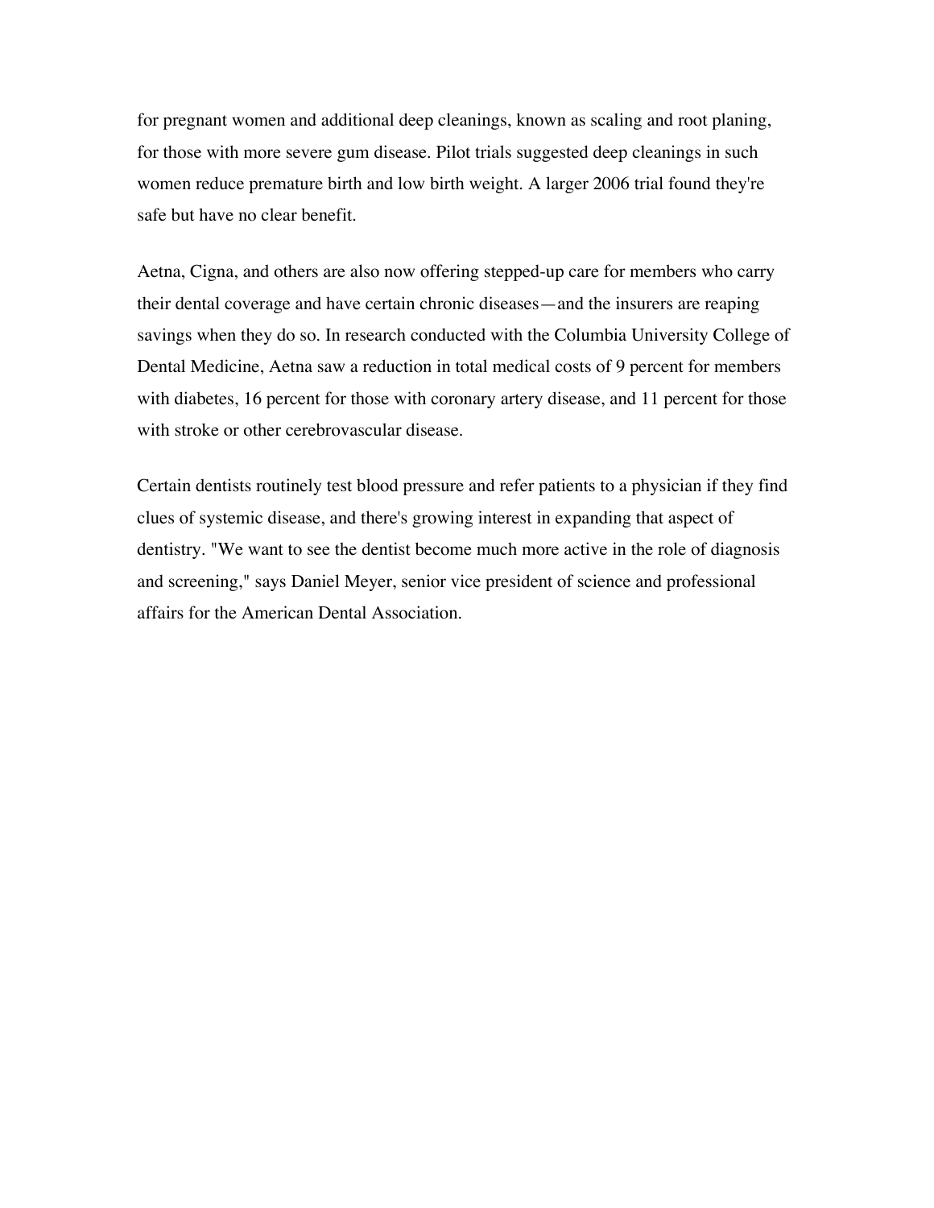for pregnant women and additional deep cleanings, known as scaling and root planing, for those with more severe gum disease. Pilot trials suggested deep cleanings in such women reduce premature birth and low birth weight. A larger 2006 trial found they're safe but have no clear benefit.

Aetna, Cigna, and others are also now offering stepped-up care for members who carry their dental coverage and have certain chronic diseases—and the insurers are reaping savings when they do so. In research conducted with the Columbia University College of Dental Medicine, Aetna saw a reduction in total medical costs of 9 percent for members with diabetes, 16 percent for those with coronary artery disease, and 11 percent for those with stroke or other cerebrovascular disease.

Certain dentists routinely test blood pressure and refer patients to a physician if they find clues of systemic disease, and there's growing interest in expanding that aspect of dentistry. "We want to see the dentist become much more active in the role of diagnosis and screening," says Daniel Meyer, senior vice president of science and professional affairs for the American Dental Association.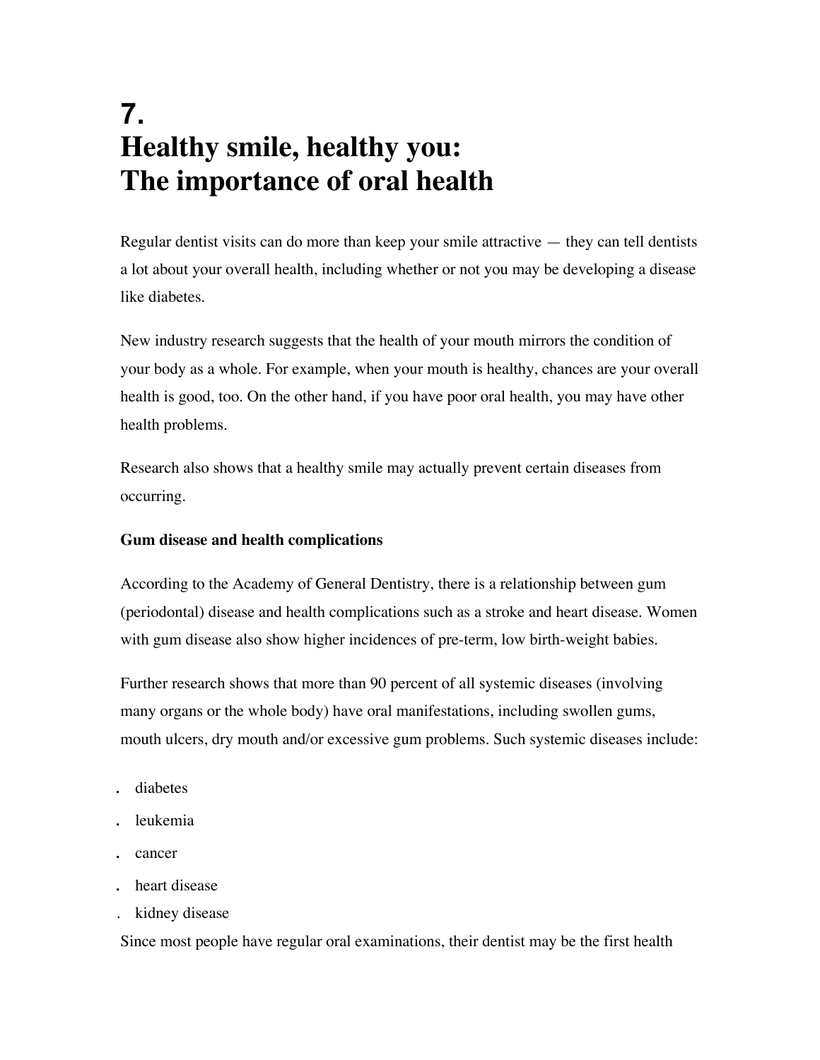# 7.
# Healthy smile, healthy you: The importance of oral health

Regular dentist visits can do more than keep your smile attractive — they can tell dentists a lot about your overall health, including whether or not you may be developing a disease like diabetes.

New industry research suggests that the health of your mouth mirrors the condition of your body as a whole. For example, when your mouth is healthy, chances are your overall health is good, too. On the other hand, if you have poor oral health, you may have other health problems.

Research also shows that a healthy smile may actually prevent certain diseases from occurring.

**Gum disease and health complications**

According to the Academy of General Dentistry, there is a relationship between gum (periodontal) disease and health complications such as a stroke and heart disease. Women with gum disease also show higher incidences of pre-term, low birth-weight babies.

Further research shows that more than 90 percent of all systemic diseases (involving many organs or the whole body) have oral manifestations, including swollen gums, mouth ulcers, dry mouth and/or excessive gum problems. Such systemic diseases include:

- diabetes
- leukemia
- cancer
- heart disease
- kidney disease

Since most people have regular oral examinations, their dentist may be the first health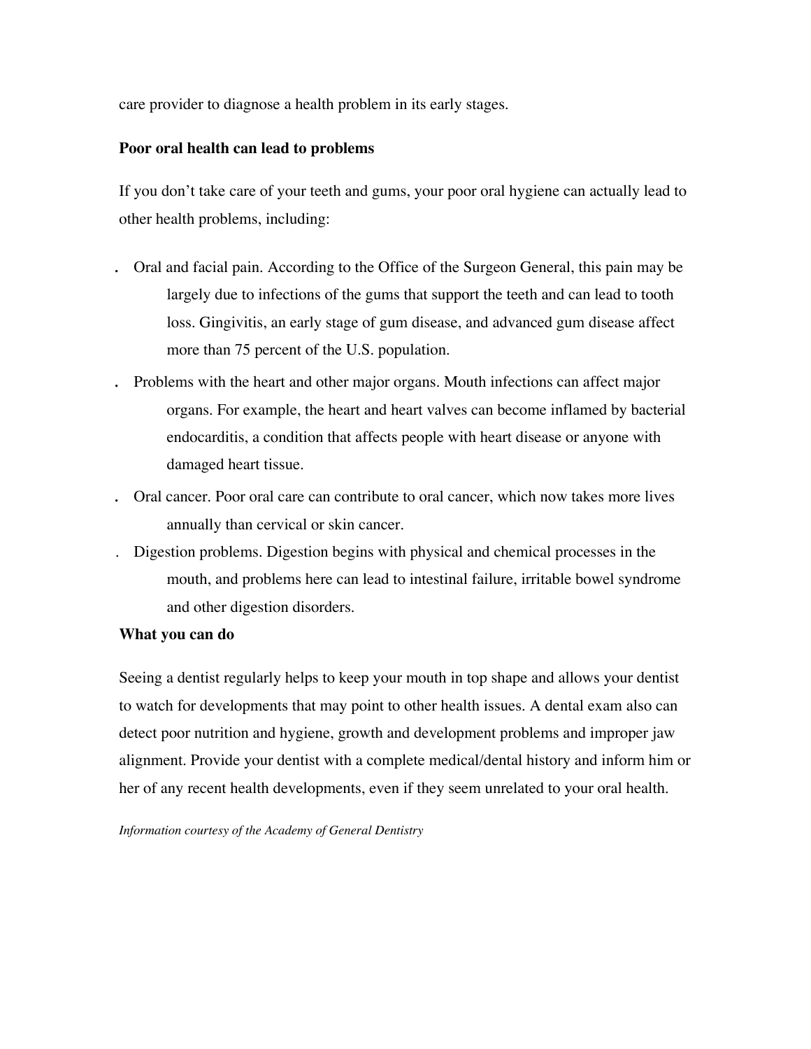care provider to diagnose a health problem in its early stages.

**Poor oral health can lead to problems**

If you don't take care of your teeth and gums, your poor oral hygiene can actually lead to other health problems, including:

- Oral and facial pain. According to the Office of the Surgeon General, this pain may be largely due to infections of the gums that support the teeth and can lead to tooth loss. Gingivitis, an early stage of gum disease, and advanced gum disease affect more than 75 percent of the U.S. population.
- Problems with the heart and other major organs. Mouth infections can affect major organs. For example, the heart and heart valves can become inflamed by bacterial endocarditis, a condition that affects people with heart disease or anyone with damaged heart tissue.
- Oral cancer. Poor oral care can contribute to oral cancer, which now takes more lives annually than cervical or skin cancer.
- Digestion problems. Digestion begins with physical and chemical processes in the mouth, and problems here can lead to intestinal failure, irritable bowel syndrome and other digestion disorders.

**What you can do**

Seeing a dentist regularly helps to keep your mouth in top shape and allows your dentist to watch for developments that may point to other health issues. A dental exam also can detect poor nutrition and hygiene, growth and development problems and improper jaw alignment. Provide your dentist with a complete medical/dental history and inform him or her of any recent health developments, even if they seem unrelated to your oral health.

*Information courtesy of the Academy of General Dentistry*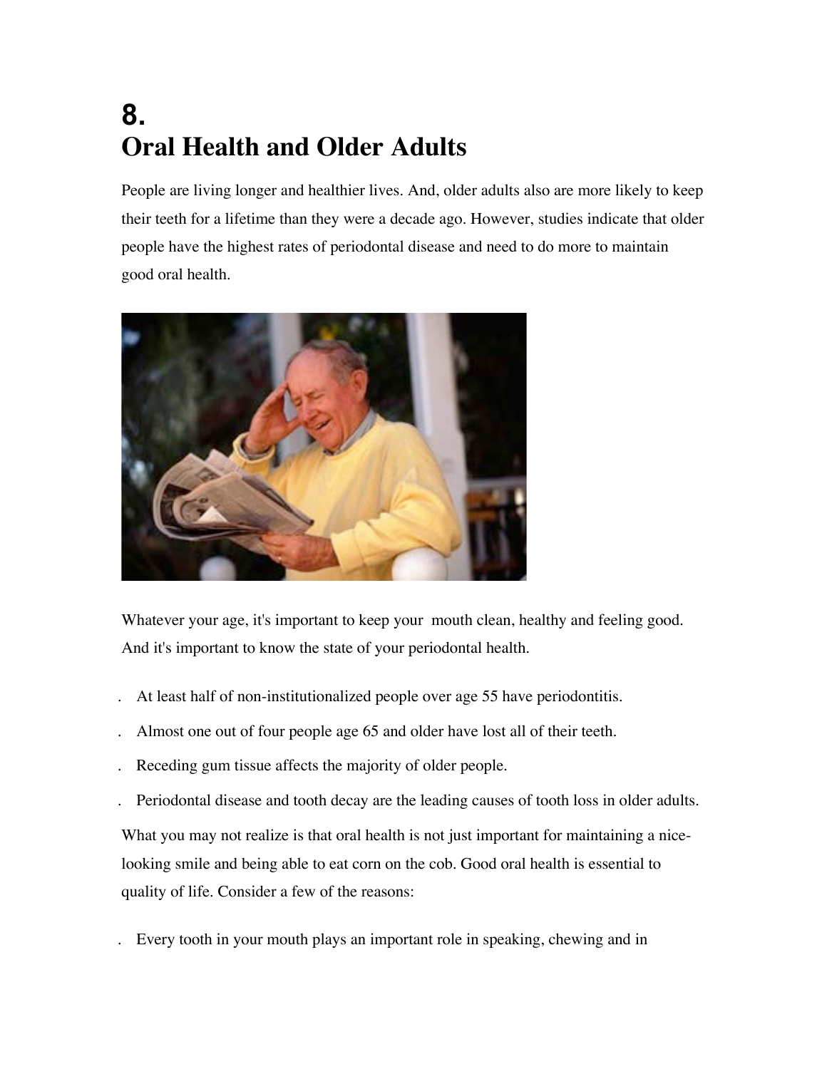# 8.
# Oral Health and Older Adults

People are living longer and healthier lives. And, older adults also are more likely to keep their teeth for a lifetime than they were a decade ago. However, studies indicate that older people have the highest rates of periodontal disease and need to do more to maintain good oral health.

Whatever your age, it's important to keep your mouth clean, healthy and feeling good. And it's important to know the state of your periodontal health.

- At least half of non-institutionalized people over age 55 have periodontitis.
- Almost one out of four people age 65 and older have lost all of their teeth.
- Receding gum tissue affects the majority of older people.
- Periodontal disease and tooth decay are the leading causes of tooth loss in older adults.

What you may not realize is that oral health is not just important for maintaining a nice-looking smile and being able to eat corn on the cob. Good oral health is essential to quality of life. Consider a few of the reasons:

- Every tooth in your mouth plays an important role in speaking, chewing and in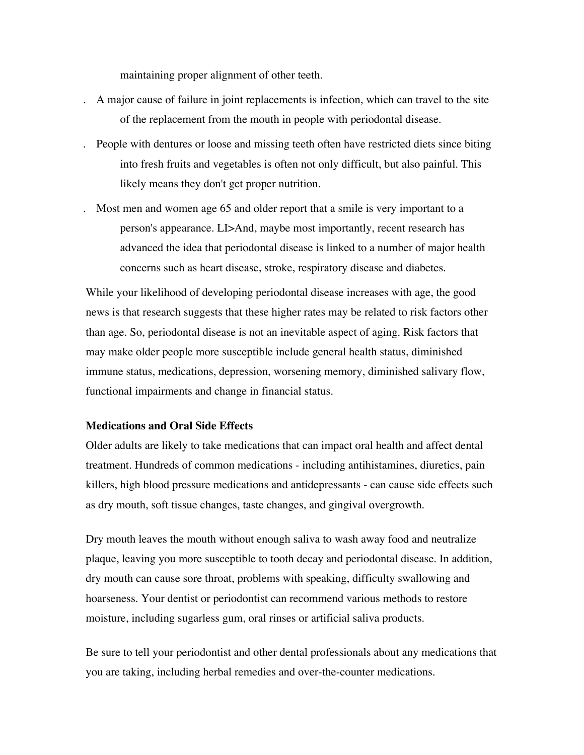maintaining proper alignment of other teeth.

. A major cause of failure in joint replacements is infection, which can travel to the site of the replacement from the mouth in people with periodontal disease.

. People with dentures or loose and missing teeth often have restricted diets since biting into fresh fruits and vegetables is often not only difficult, but also painful. This likely means they don't get proper nutrition.

. Most men and women age 65 and older report that a smile is very important to a person's appearance. LI>And, maybe most importantly, recent research has advanced the idea that periodontal disease is linked to a number of major health concerns such as heart disease, stroke, respiratory disease and diabetes.

While your likelihood of developing periodontal disease increases with age, the good news is that research suggests that these higher rates may be related to risk factors other than age. So, periodontal disease is not an inevitable aspect of aging. Risk factors that may make older people more susceptible include general health status, diminished immune status, medications, depression, worsening memory, diminished salivary flow, functional impairments and change in financial status.

**Medications and Oral Side Effects**

Older adults are likely to take medications that can impact oral health and affect dental treatment. Hundreds of common medications - including antihistamines, diuretics, pain killers, high blood pressure medications and antidepressants - can cause side effects such as dry mouth, soft tissue changes, taste changes, and gingival overgrowth.

Dry mouth leaves the mouth without enough saliva to wash away food and neutralize plaque, leaving you more susceptible to tooth decay and periodontal disease. In addition, dry mouth can cause sore throat, problems with speaking, difficulty swallowing and hoarseness. Your dentist or periodontist can recommend various methods to restore moisture, including sugarless gum, oral rinses or artificial saliva products.

Be sure to tell your periodontist and other dental professionals about any medications that you are taking, including herbal remedies and over-the-counter medications.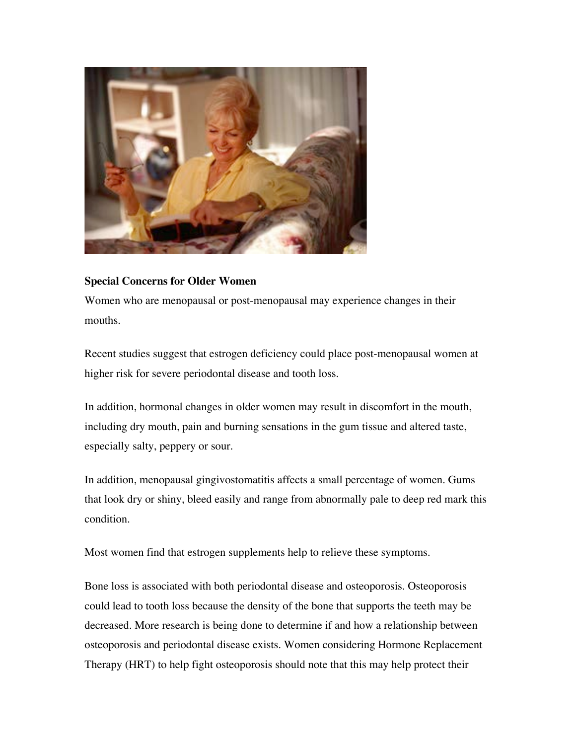**Special Concerns for Older Women**

Women who are menopausal or post-menopausal may experience changes in their mouths.

Recent studies suggest that estrogen deficiency could place post-menopausal women at higher risk for severe periodontal disease and tooth loss.

In addition, hormonal changes in older women may result in discomfort in the mouth, including dry mouth, pain and burning sensations in the gum tissue and altered taste, especially salty, peppery or sour.

In addition, menopausal gingivostomatitis affects a small percentage of women. Gums that look dry or shiny, bleed easily and range from abnormally pale to deep red mark this condition.

Most women find that estrogen supplements help to relieve these symptoms.

Bone loss is associated with both periodontal disease and osteoporosis. Osteoporosis could lead to tooth loss because the density of the bone that supports the teeth may be decreased. More research is being done to determine if and how a relationship between osteoporosis and periodontal disease exists. Women considering Hormone Replacement Therapy (HRT) to help fight osteoporosis should note that this may help protect their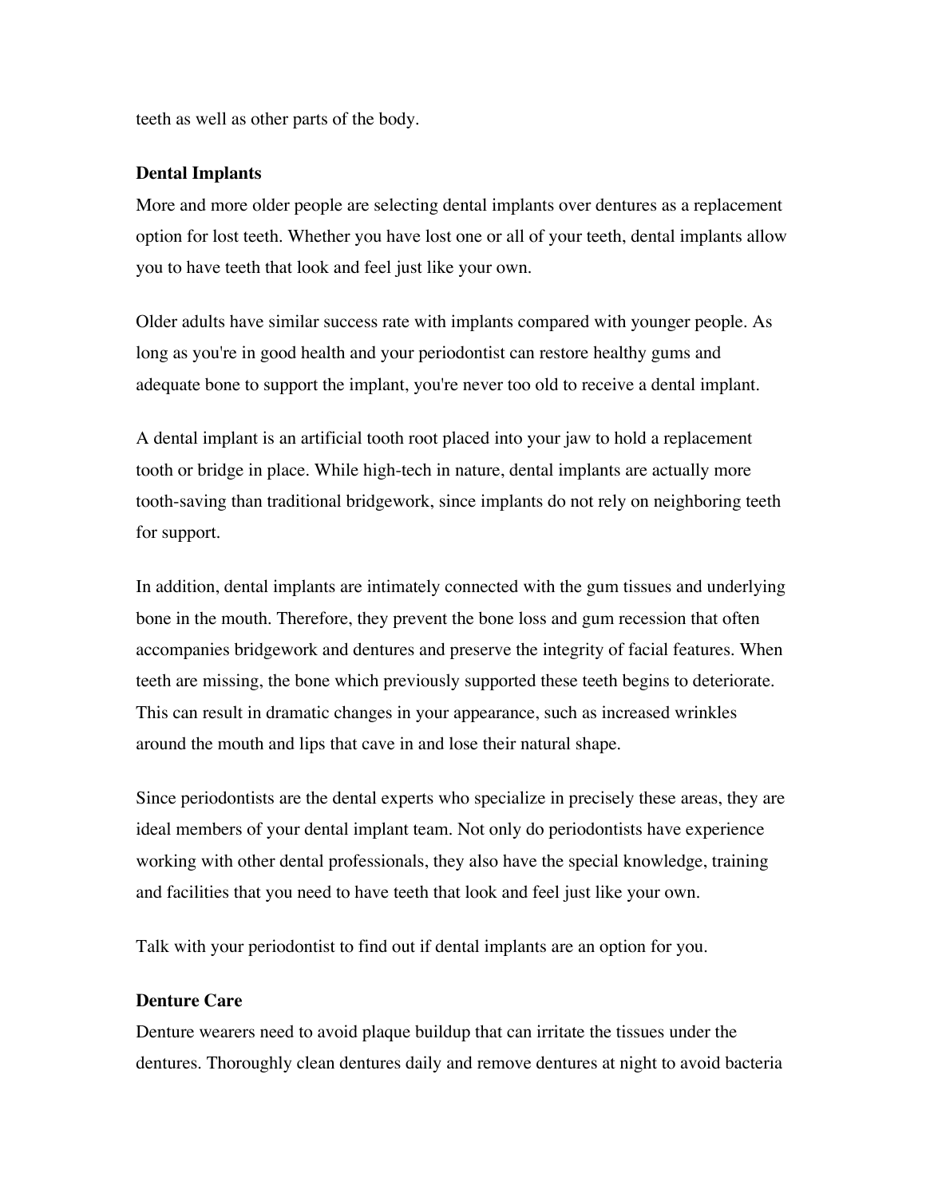teeth as well as other parts of the body.

**Dental Implants**

More and more older people are selecting dental implants over dentures as a replacement option for lost teeth. Whether you have lost one or all of your teeth, dental implants allow you to have teeth that look and feel just like your own.

Older adults have similar success rate with implants compared with younger people. As long as you're in good health and your periodontist can restore healthy gums and adequate bone to support the implant, you're never too old to receive a dental implant.

A dental implant is an artificial tooth root placed into your jaw to hold a replacement tooth or bridge in place. While high-tech in nature, dental implants are actually more tooth-saving than traditional bridgework, since implants do not rely on neighboring teeth for support.

In addition, dental implants are intimately connected with the gum tissues and underlying bone in the mouth. Therefore, they prevent the bone loss and gum recession that often accompanies bridgework and dentures and preserve the integrity of facial features. When teeth are missing, the bone which previously supported these teeth begins to deteriorate. This can result in dramatic changes in your appearance, such as increased wrinkles around the mouth and lips that cave in and lose their natural shape.

Since periodontists are the dental experts who specialize in precisely these areas, they are ideal members of your dental implant team. Not only do periodontists have experience working with other dental professionals, they also have the special knowledge, training and facilities that you need to have teeth that look and feel just like your own.

Talk with your periodontist to find out if dental implants are an option for you.

**Denture Care**

Denture wearers need to avoid plaque buildup that can irritate the tissues under the dentures. Thoroughly clean dentures daily and remove dentures at night to avoid bacteria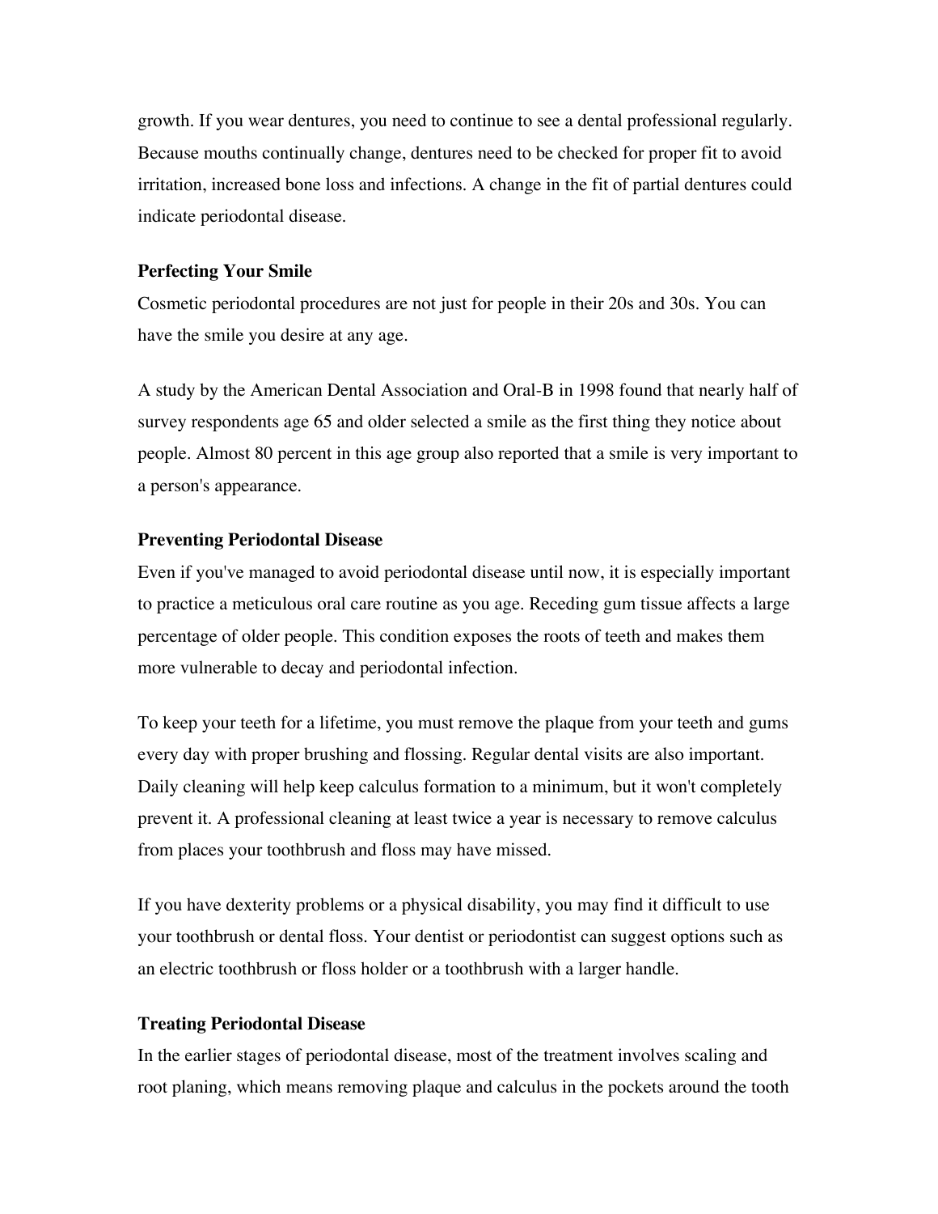growth. If you wear dentures, you need to continue to see a dental professional regularly. Because mouths continually change, dentures need to be checked for proper fit to avoid irritation, increased bone loss and infections. A change in the fit of partial dentures could indicate periodontal disease.

**Perfecting Your Smile**

Cosmetic periodontal procedures are not just for people in their 20s and 30s. You can have the smile you desire at any age.

A study by the American Dental Association and Oral-B in 1998 found that nearly half of survey respondents age 65 and older selected a smile as the first thing they notice about people. Almost 80 percent in this age group also reported that a smile is very important to a person's appearance.

**Preventing Periodontal Disease**

Even if you've managed to avoid periodontal disease until now, it is especially important to practice a meticulous oral care routine as you age. Receding gum tissue affects a large percentage of older people. This condition exposes the roots of teeth and makes them more vulnerable to decay and periodontal infection.

To keep your teeth for a lifetime, you must remove the plaque from your teeth and gums every day with proper brushing and flossing. Regular dental visits are also important. Daily cleaning will help keep calculus formation to a minimum, but it won't completely prevent it. A professional cleaning at least twice a year is necessary to remove calculus from places your toothbrush and floss may have missed.

If you have dexterity problems or a physical disability, you may find it difficult to use your toothbrush or dental floss. Your dentist or periodontist can suggest options such as an electric toothbrush or floss holder or a toothbrush with a larger handle.

**Treating Periodontal Disease**

In the earlier stages of periodontal disease, most of the treatment involves scaling and root planing, which means removing plaque and calculus in the pockets around the tooth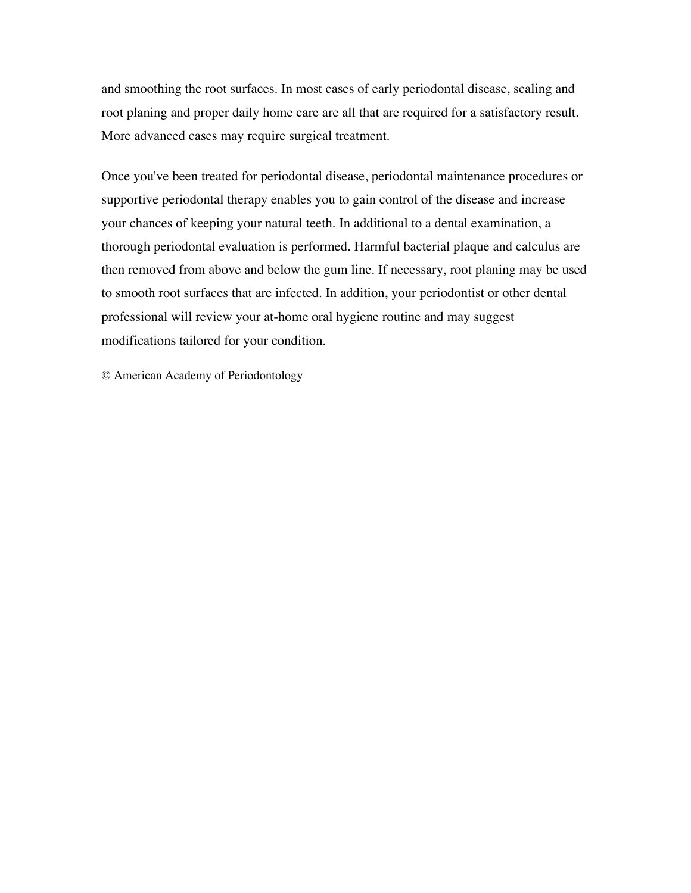and smoothing the root surfaces. In most cases of early periodontal disease, scaling and root planing and proper daily home care are all that are required for a satisfactory result. More advanced cases may require surgical treatment.

Once you've been treated for periodontal disease, periodontal maintenance procedures or supportive periodontal therapy enables you to gain control of the disease and increase your chances of keeping your natural teeth. In additional to a dental examination, a thorough periodontal evaluation is performed. Harmful bacterial plaque and calculus are then removed from above and below the gum line. If necessary, root planing may be used to smooth root surfaces that are infected. In addition, your periodontist or other dental professional will review your at-home oral hygiene routine and may suggest modifications tailored for your condition.

© American Academy of Periodontology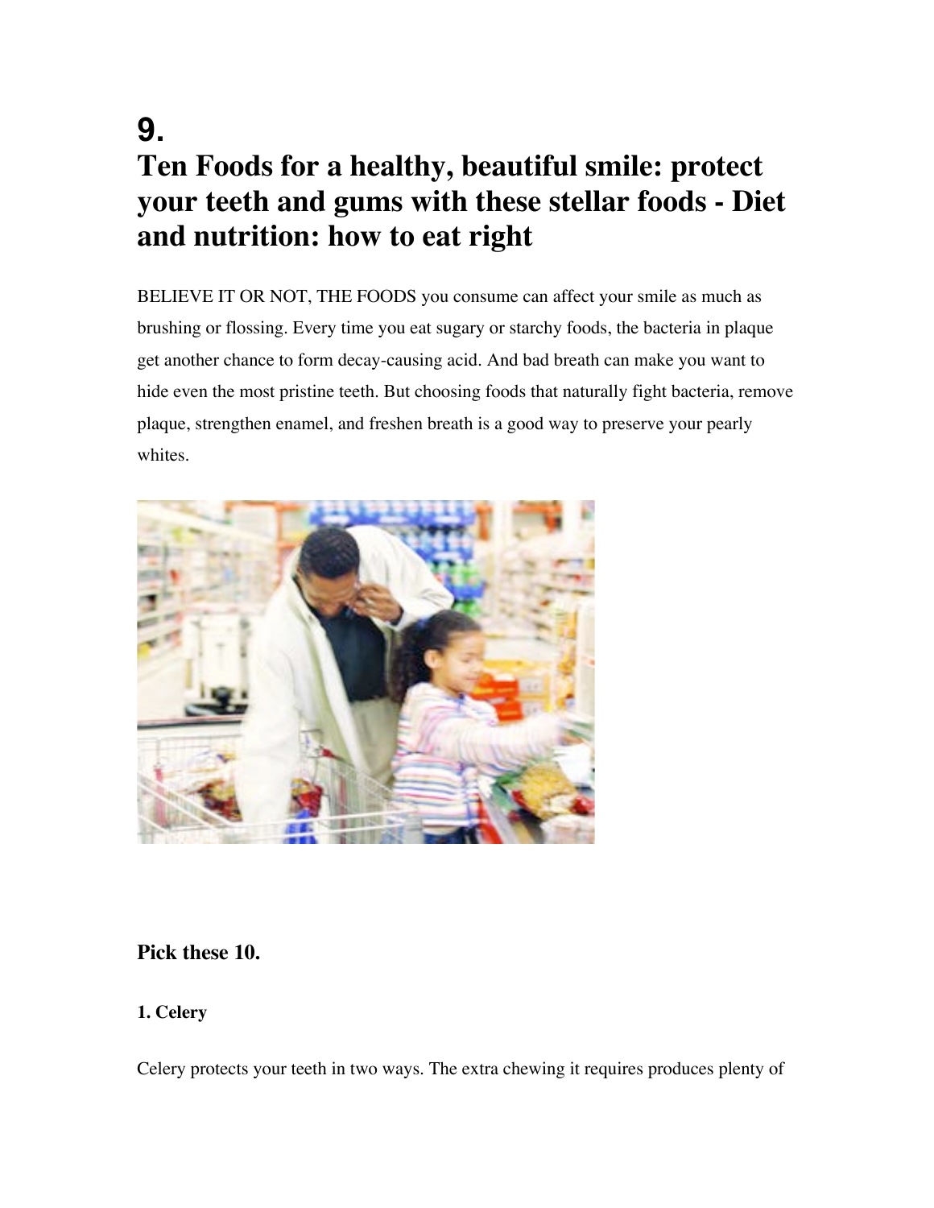# 9.

# Ten Foods for a healthy, beautiful smile: protect your teeth and gums with these stellar foods - Diet and nutrition: how to eat right

BELIEVE IT OR NOT, THE FOODS you consume can affect your smile as much as brushing or flossing. Every time you eat sugary or starchy foods, the bacteria in plaque get another chance to form decay-causing acid. And bad breath can make you want to hide even the most pristine teeth. But choosing foods that naturally fight bacteria, remove plaque, strengthen enamel, and freshen breath is a good way to preserve your pearly whites.

### Pick these 10.

#### 1. Celery

Celery protects your teeth in two ways. The extra chewing it requires produces plenty of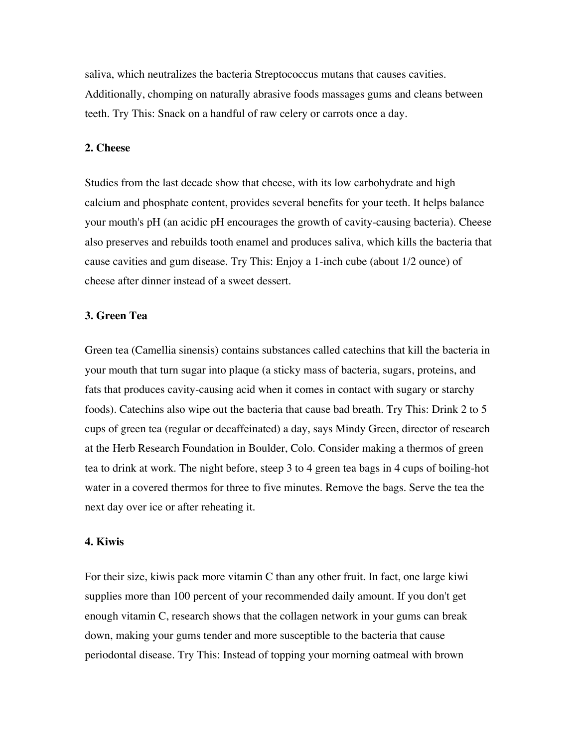saliva, which neutralizes the bacteria Streptococcus mutans that causes cavities. Additionally, chomping on naturally abrasive foods massages gums and cleans between teeth. Try This: Snack on a handful of raw celery or carrots once a day.

**2. Cheese**

Studies from the last decade show that cheese, with its low carbohydrate and high calcium and phosphate content, provides several benefits for your teeth. It helps balance your mouth's pH (an acidic pH encourages the growth of cavity-causing bacteria). Cheese also preserves and rebuilds tooth enamel and produces saliva, which kills the bacteria that cause cavities and gum disease. Try This: Enjoy a 1-inch cube (about 1/2 ounce) of cheese after dinner instead of a sweet dessert.

**3. Green Tea**

Green tea (Camellia sinensis) contains substances called catechins that kill the bacteria in your mouth that turn sugar into plaque (a sticky mass of bacteria, sugars, proteins, and fats that produces cavity-causing acid when it comes in contact with sugary or starchy foods). Catechins also wipe out the bacteria that cause bad breath. Try This: Drink 2 to 5 cups of green tea (regular or decaffeinated) a day, says Mindy Green, director of research at the Herb Research Foundation in Boulder, Colo. Consider making a thermos of green tea to drink at work. The night before, steep 3 to 4 green tea bags in 4 cups of boiling-hot water in a covered thermos for three to five minutes. Remove the bags. Serve the tea the next day over ice or after reheating it.

**4. Kiwis**

For their size, kiwis pack more vitamin C than any other fruit. In fact, one large kiwi supplies more than 100 percent of your recommended daily amount. If you don't get enough vitamin C, research shows that the collagen network in your gums can break down, making your gums tender and more susceptible to the bacteria that cause periodontal disease. Try This: Instead of topping your morning oatmeal with brown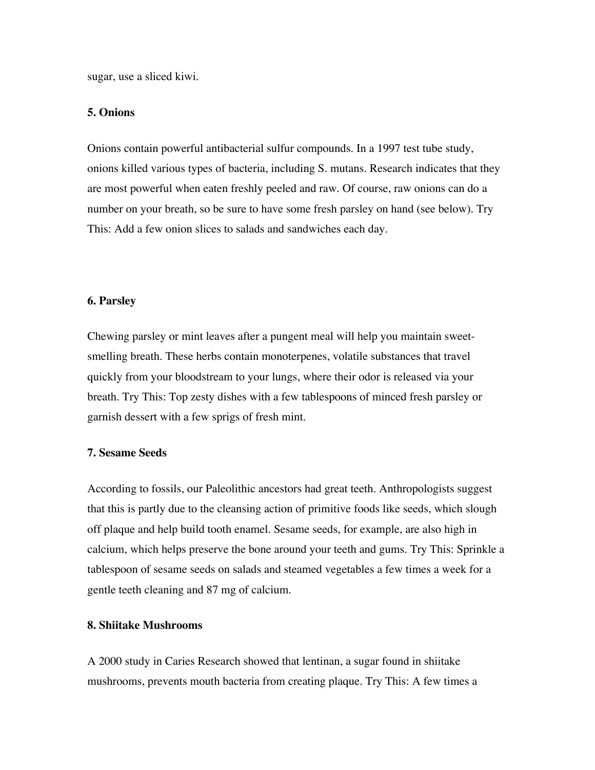sugar, use a sliced kiwi.

**5. Onions**

Onions contain powerful antibacterial sulfur compounds. In a 1997 test tube study, onions killed various types of bacteria, including S. mutans. Research indicates that they are most powerful when eaten freshly peeled and raw. Of course, raw onions can do a number on your breath, so be sure to have some fresh parsley on hand (see below). Try This: Add a few onion slices to salads and sandwiches each day.

**6. Parsley**

Chewing parsley or mint leaves after a pungent meal will help you maintain sweet-smelling breath. These herbs contain monoterpenes, volatile substances that travel quickly from your bloodstream to your lungs, where their odor is released via your breath. Try This: Top zesty dishes with a few tablespoons of minced fresh parsley or garnish dessert with a few sprigs of fresh mint.

**7. Sesame Seeds**

According to fossils, our Paleolithic ancestors had great teeth. Anthropologists suggest that this is partly due to the cleansing action of primitive foods like seeds, which slough off plaque and help build tooth enamel. Sesame seeds, for example, are also high in calcium, which helps preserve the bone around your teeth and gums. Try This: Sprinkle a tablespoon of sesame seeds on salads and steamed vegetables a few times a week for a gentle teeth cleaning and 87 mg of calcium.

**8. Shiitake Mushrooms**

A 2000 study in Caries Research showed that lentinan, a sugar found in shiitake mushrooms, prevents mouth bacteria from creating plaque. Try This: A few times a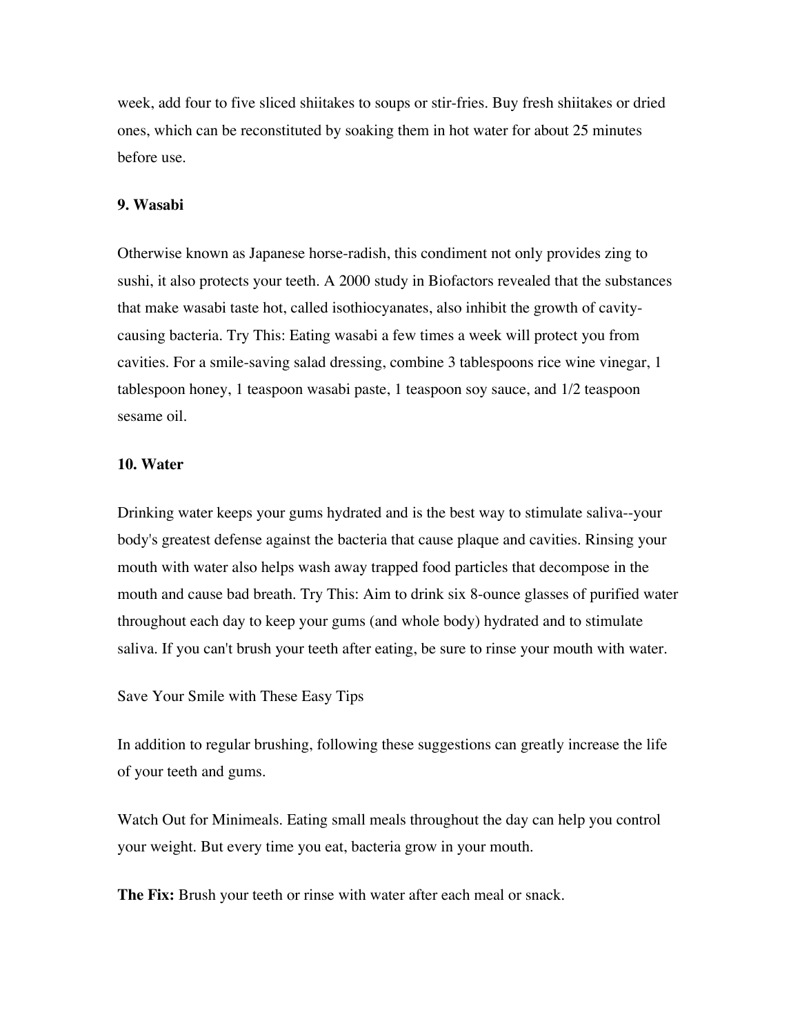week, add four to five sliced shiitakes to soups or stir-fries. Buy fresh shiitakes or dried ones, which can be reconstituted by soaking them in hot water for about 25 minutes before use.

**9. Wasabi**

Otherwise known as Japanese horse-radish, this condiment not only provides zing to sushi, it also protects your teeth. A 2000 study in Biofactors revealed that the substances that make wasabi taste hot, called isothiocyanates, also inhibit the growth of cavity-causing bacteria. Try This: Eating wasabi a few times a week will protect you from cavities. For a smile-saving salad dressing, combine 3 tablespoons rice wine vinegar, 1 tablespoon honey, 1 teaspoon wasabi paste, 1 teaspoon soy sauce, and 1/2 teaspoon sesame oil.

**10. Water**

Drinking water keeps your gums hydrated and is the best way to stimulate saliva--your body's greatest defense against the bacteria that cause plaque and cavities. Rinsing your mouth with water also helps wash away trapped food particles that decompose in the mouth and cause bad breath. Try This: Aim to drink six 8-ounce glasses of purified water throughout each day to keep your gums (and whole body) hydrated and to stimulate saliva. If you can't brush your teeth after eating, be sure to rinse your mouth with water.

Save Your Smile with These Easy Tips

In addition to regular brushing, following these suggestions can greatly increase the life of your teeth and gums.

Watch Out for Minimeals. Eating small meals throughout the day can help you control your weight. But every time you eat, bacteria grow in your mouth.

**The Fix:** Brush your teeth or rinse with water after each meal or snack.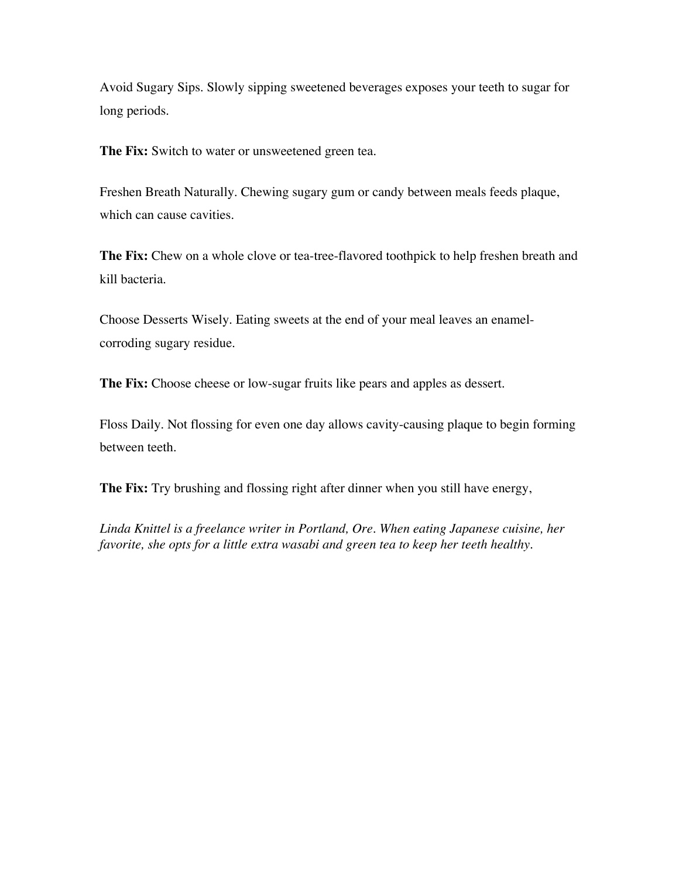Avoid Sugary Sips. Slowly sipping sweetened beverages exposes your teeth to sugar for long periods.

**The Fix:** Switch to water or unsweetened green tea.

Freshen Breath Naturally. Chewing sugary gum or candy between meals feeds plaque, which can cause cavities.

**The Fix:** Chew on a whole clove or tea-tree-flavored toothpick to help freshen breath and kill bacteria.

Choose Desserts Wisely. Eating sweets at the end of your meal leaves an enamel-corroding sugary residue.

**The Fix:** Choose cheese or low-sugar fruits like pears and apples as dessert.

Floss Daily. Not flossing for even one day allows cavity-causing plaque to begin forming between teeth.

**The Fix:** Try brushing and flossing right after dinner when you still have energy,

*Linda Knittel is a freelance writer in Portland, Ore. When eating Japanese cuisine, her favorite, she opts for a little extra wasabi and green tea to keep her teeth healthy.*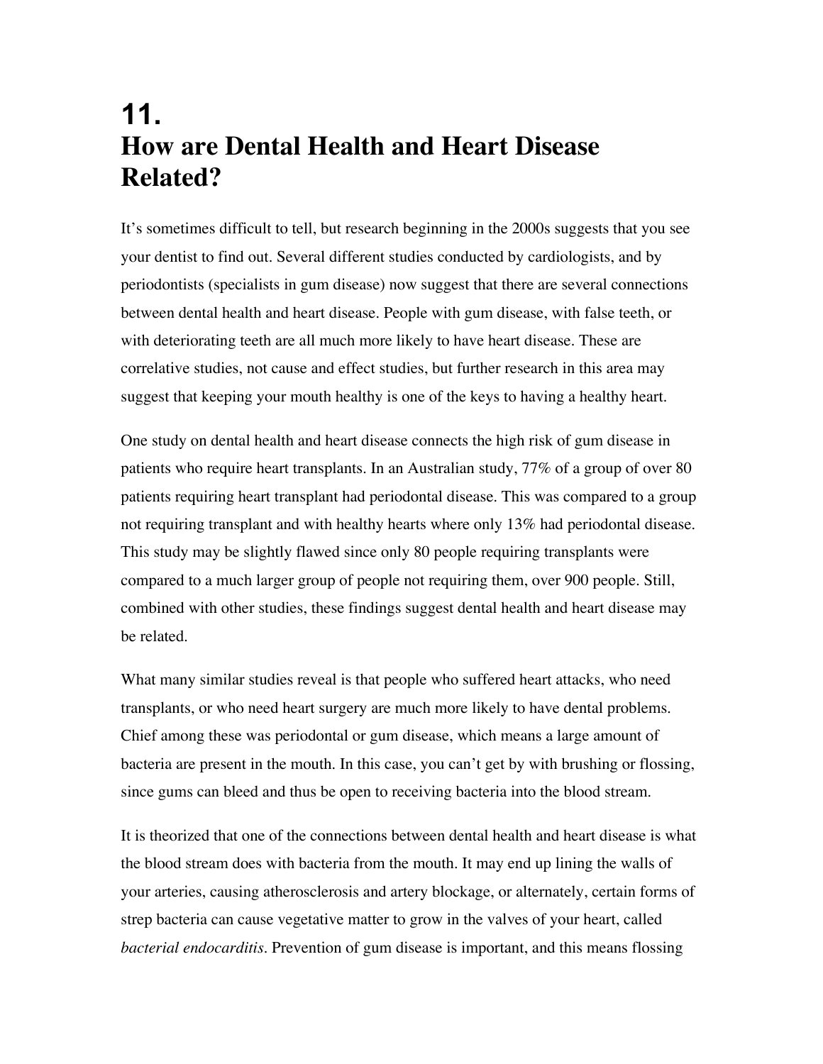# 11.
# How are Dental Health and Heart Disease Related?

It's sometimes difficult to tell, but research beginning in the 2000s suggests that you see your dentist to find out. Several different studies conducted by cardiologists, and by periodontists (specialists in gum disease) now suggest that there are several connections between dental health and heart disease. People with gum disease, with false teeth, or with deteriorating teeth are all much more likely to have heart disease. These are correlative studies, not cause and effect studies, but further research in this area may suggest that keeping your mouth healthy is one of the keys to having a healthy heart.

One study on dental health and heart disease connects the high risk of gum disease in patients who require heart transplants. In an Australian study, 77% of a group of over 80 patients requiring heart transplant had periodontal disease. This was compared to a group not requiring transplant and with healthy hearts where only 13% had periodontal disease. This study may be slightly flawed since only 80 people requiring transplants were compared to a much larger group of people not requiring them, over 900 people. Still, combined with other studies, these findings suggest dental health and heart disease may be related.

What many similar studies reveal is that people who suffered heart attacks, who need transplants, or who need heart surgery are much more likely to have dental problems. Chief among these was periodontal or gum disease, which means a large amount of bacteria are present in the mouth. In this case, you can't get by with brushing or flossing, since gums can bleed and thus be open to receiving bacteria into the blood stream.

It is theorized that one of the connections between dental health and heart disease is what the blood stream does with bacteria from the mouth. It may end up lining the walls of your arteries, causing atherosclerosis and artery blockage, or alternately, certain forms of strep bacteria can cause vegetative matter to grow in the valves of your heart, called *bacterial endocarditis*. Prevention of gum disease is important, and this means flossing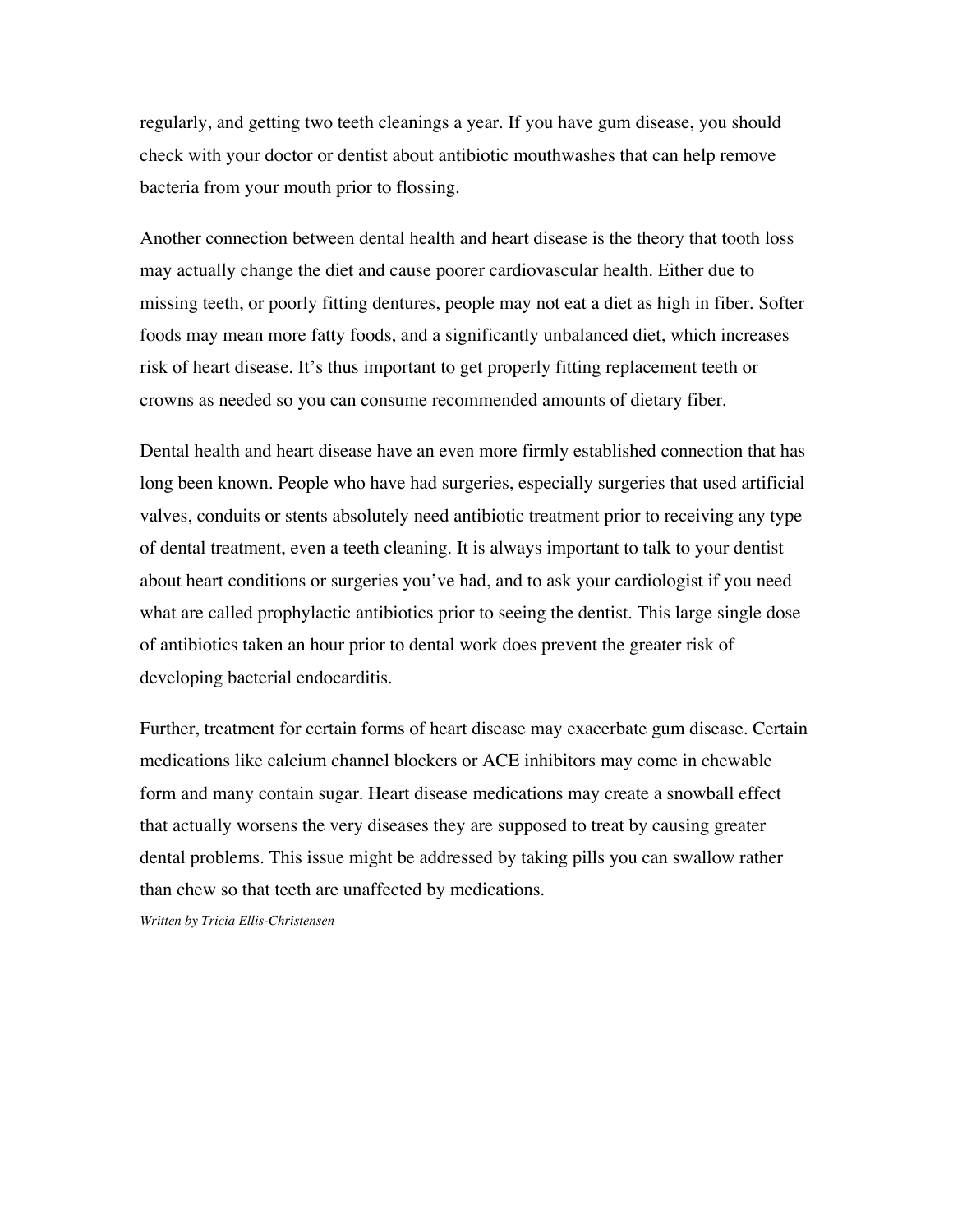regularly, and getting two teeth cleanings a year. If you have gum disease, you should check with your doctor or dentist about antibiotic mouthwashes that can help remove bacteria from your mouth prior to flossing.

Another connection between dental health and heart disease is the theory that tooth loss may actually change the diet and cause poorer cardiovascular health. Either due to missing teeth, or poorly fitting dentures, people may not eat a diet as high in fiber. Softer foods may mean more fatty foods, and a significantly unbalanced diet, which increases risk of heart disease. It's thus important to get properly fitting replacement teeth or crowns as needed so you can consume recommended amounts of dietary fiber.

Dental health and heart disease have an even more firmly established connection that has long been known. People who have had surgeries, especially surgeries that used artificial valves, conduits or stents absolutely need antibiotic treatment prior to receiving any type of dental treatment, even a teeth cleaning. It is always important to talk to your dentist about heart conditions or surgeries you've had, and to ask your cardiologist if you need what are called prophylactic antibiotics prior to seeing the dentist. This large single dose of antibiotics taken an hour prior to dental work does prevent the greater risk of developing bacterial endocarditis.

Further, treatment for certain forms of heart disease may exacerbate gum disease. Certain medications like calcium channel blockers or ACE inhibitors may come in chewable form and many contain sugar. Heart disease medications may create a snowball effect that actually worsens the very diseases they are supposed to treat by causing greater dental problems. This issue might be addressed by taking pills you can swallow rather than chew so that teeth are unaffected by medications.

*Written by Tricia Ellis-Christensen*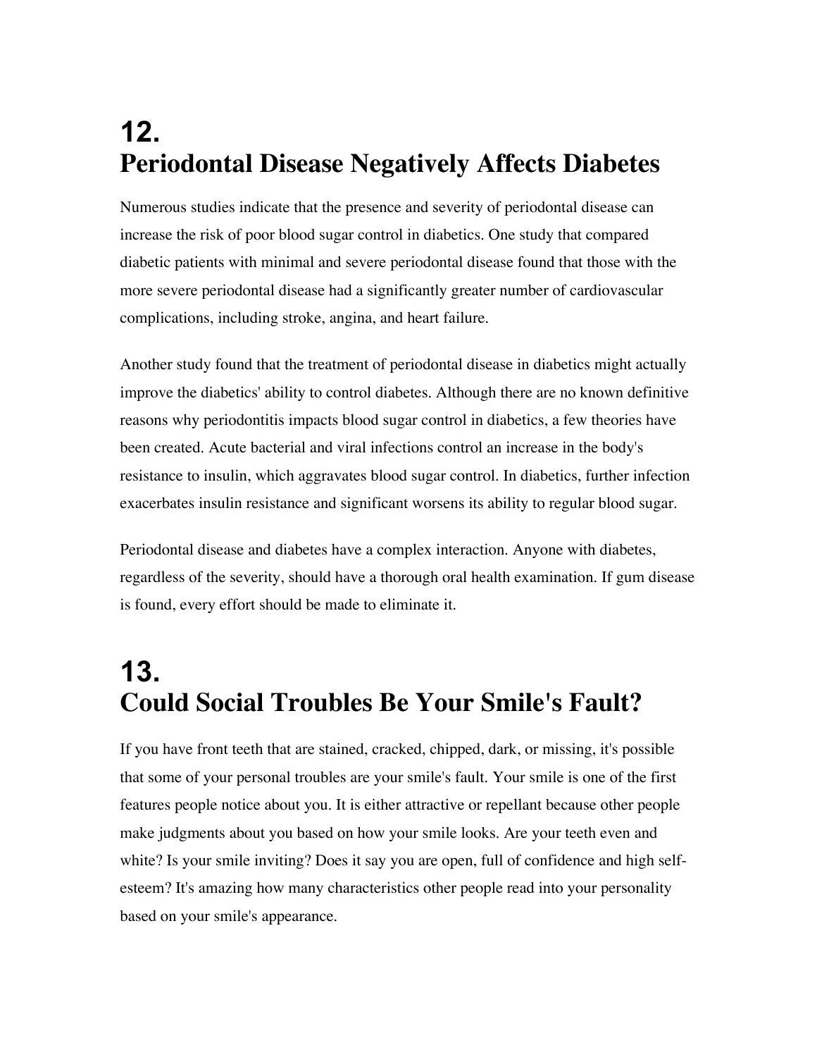## 12.
## Periodontal Disease Negatively Affects Diabetes

Numerous studies indicate that the presence and severity of periodontal disease can increase the risk of poor blood sugar control in diabetics. One study that compared diabetic patients with minimal and severe periodontal disease found that those with the more severe periodontal disease had a significantly greater number of cardiovascular complications, including stroke, angina, and heart failure.

Another study found that the treatment of periodontal disease in diabetics might actually improve the diabetics' ability to control diabetes. Although there are no known definitive reasons why periodontitis impacts blood sugar control in diabetics, a few theories have been created. Acute bacterial and viral infections control an increase in the body's resistance to insulin, which aggravates blood sugar control. In diabetics, further infection exacerbates insulin resistance and significant worsens its ability to regular blood sugar.

Periodontal disease and diabetes have a complex interaction. Anyone with diabetes, regardless of the severity, should have a thorough oral health examination. If gum disease is found, every effort should be made to eliminate it.

## 13.
## Could Social Troubles Be Your Smile's Fault?

If you have front teeth that are stained, cracked, chipped, dark, or missing, it's possible that some of your personal troubles are your smile's fault. Your smile is one of the first features people notice about you. It is either attractive or repellant because other people make judgments about you based on how your smile looks. Are your teeth even and white? Is your smile inviting? Does it say you are open, full of confidence and high self-esteem? It's amazing how many characteristics other people read into your personality based on your smile's appearance.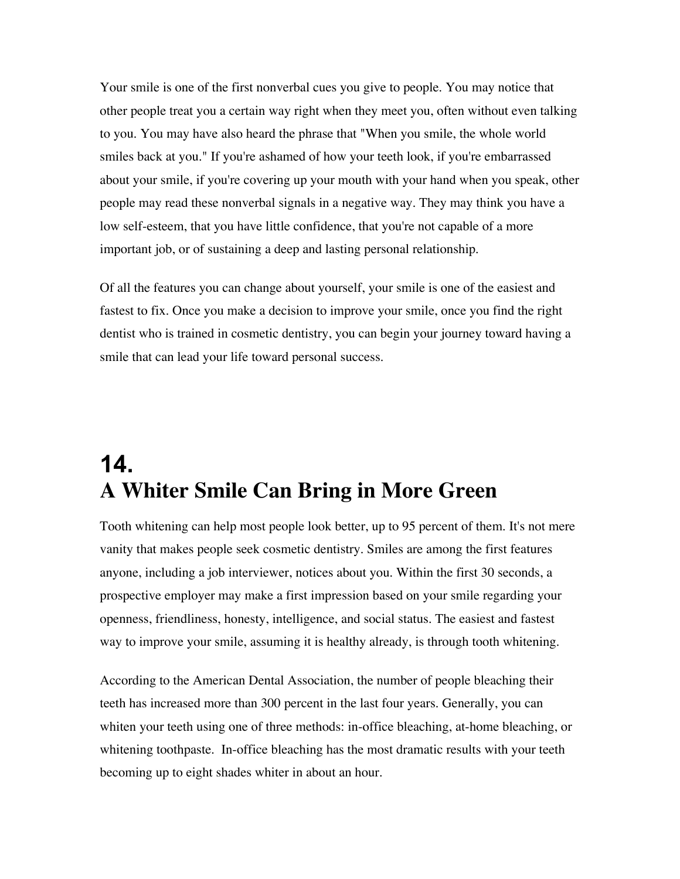Your smile is one of the first nonverbal cues you give to people. You may notice that other people treat you a certain way right when they meet you, often without even talking to you. You may have also heard the phrase that "When you smile, the whole world smiles back at you." If you're ashamed of how your teeth look, if you're embarrassed about your smile, if you're covering up your mouth with your hand when you speak, other people may read these nonverbal signals in a negative way. They may think you have a low self-esteem, that you have little confidence, that you're not capable of a more important job, or of sustaining a deep and lasting personal relationship.

Of all the features you can change about yourself, your smile is one of the easiest and fastest to fix. Once you make a decision to improve your smile, once you find the right dentist who is trained in cosmetic dentistry, you can begin your journey toward having a smile that can lead your life toward personal success.

# 14.
# A Whiter Smile Can Bring in More Green

Tooth whitening can help most people look better, up to 95 percent of them. It's not mere vanity that makes people seek cosmetic dentistry. Smiles are among the first features anyone, including a job interviewer, notices about you. Within the first 30 seconds, a prospective employer may make a first impression based on your smile regarding your openness, friendliness, honesty, intelligence, and social status. The easiest and fastest way to improve your smile, assuming it is healthy already, is through tooth whitening.

According to the American Dental Association, the number of people bleaching their teeth has increased more than 300 percent in the last four years. Generally, you can whiten your teeth using one of three methods: in-office bleaching, at-home bleaching, or whitening toothpaste. In-office bleaching has the most dramatic results with your teeth becoming up to eight shades whiter in about an hour.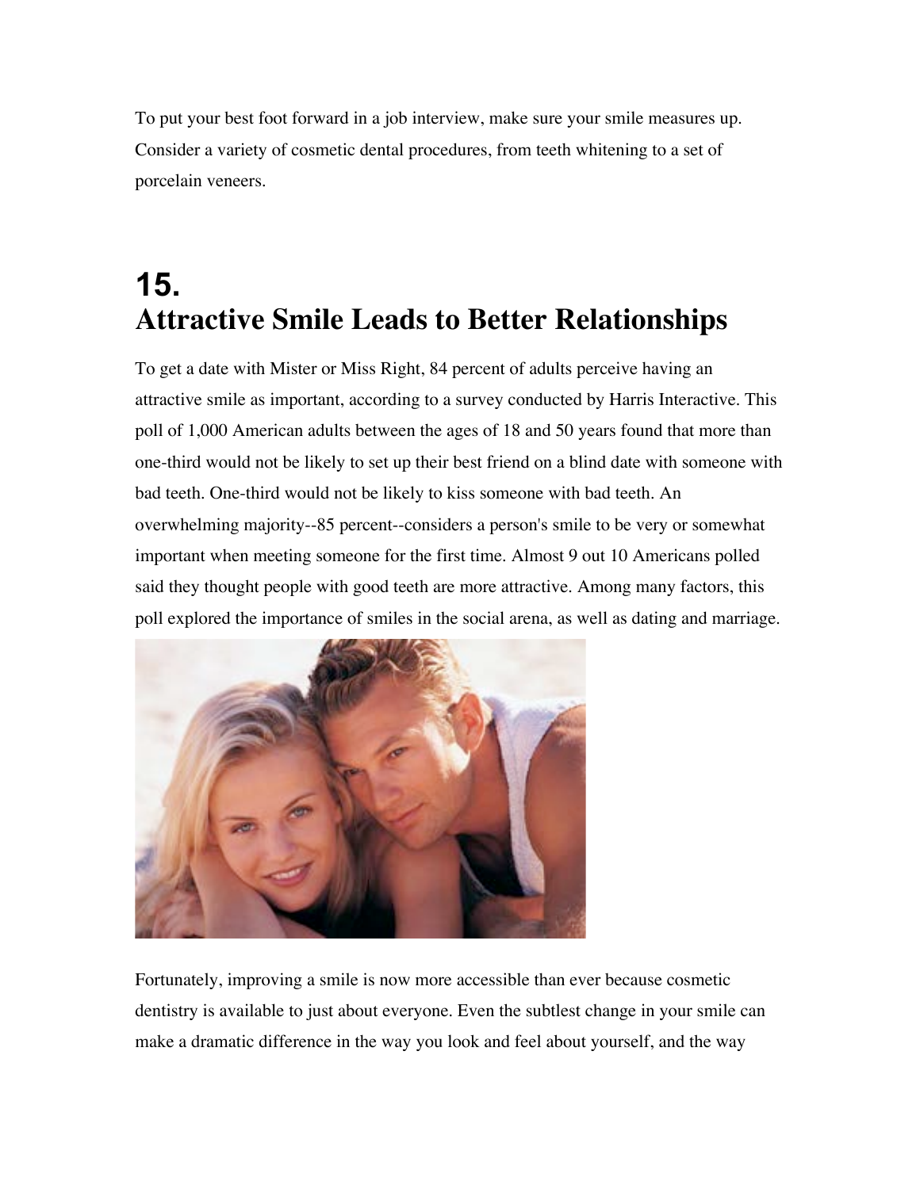To put your best foot forward in a job interview, make sure your smile measures up. Consider a variety of cosmetic dental procedures, from teeth whitening to a set of porcelain veneers.

# 15. Attractive Smile Leads to Better Relationships

To get a date with Mister or Miss Right, 84 percent of adults perceive having an attractive smile as important, according to a survey conducted by Harris Interactive. This poll of 1,000 American adults between the ages of 18 and 50 years found that more than one-third would not be likely to set up their best friend on a blind date with someone with bad teeth. One-third would not be likely to kiss someone with bad teeth. An overwhelming majority--85 percent--considers a person's smile to be very or somewhat important when meeting someone for the first time. Almost 9 out 10 Americans polled said they thought people with good teeth are more attractive. Among many factors, this poll explored the importance of smiles in the social arena, as well as dating and marriage.

Fortunately, improving a smile is now more accessible than ever because cosmetic dentistry is available to just about everyone. Even the subtlest change in your smile can make a dramatic difference in the way you look and feel about yourself, and the way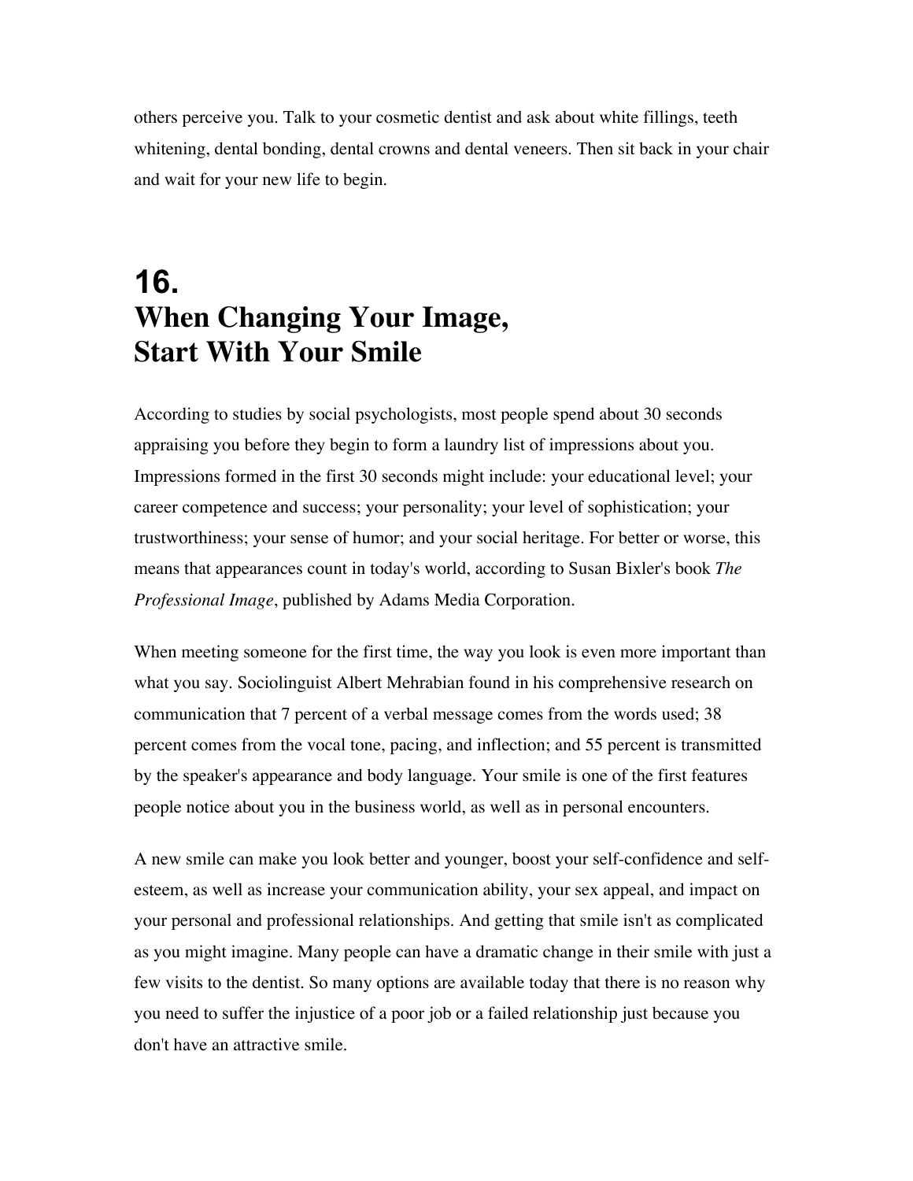others perceive you. Talk to your cosmetic dentist and ask about white fillings, teeth whitening, dental bonding, dental crowns and dental veneers. Then sit back in your chair and wait for your new life to begin.

# 16.
# When Changing Your Image, Start With Your Smile

According to studies by social psychologists, most people spend about 30 seconds appraising you before they begin to form a laundry list of impressions about you. Impressions formed in the first 30 seconds might include: your educational level; your career competence and success; your personality; your level of sophistication; your trustworthiness; your sense of humor; and your social heritage. For better or worse, this means that appearances count in today's world, according to Susan Bixler's book *The Professional Image*, published by Adams Media Corporation.

When meeting someone for the first time, the way you look is even more important than what you say. Sociolinguist Albert Mehrabian found in his comprehensive research on communication that 7 percent of a verbal message comes from the words used; 38 percent comes from the vocal tone, pacing, and inflection; and 55 percent is transmitted by the speaker's appearance and body language. Your smile is one of the first features people notice about you in the business world, as well as in personal encounters.

A new smile can make you look better and younger, boost your self-confidence and self-esteem, as well as increase your communication ability, your sex appeal, and impact on your personal and professional relationships. And getting that smile isn't as complicated as you might imagine. Many people can have a dramatic change in their smile with just a few visits to the dentist. So many options are available today that there is no reason why you need to suffer the injustice of a poor job or a failed relationship just because you don't have an attractive smile.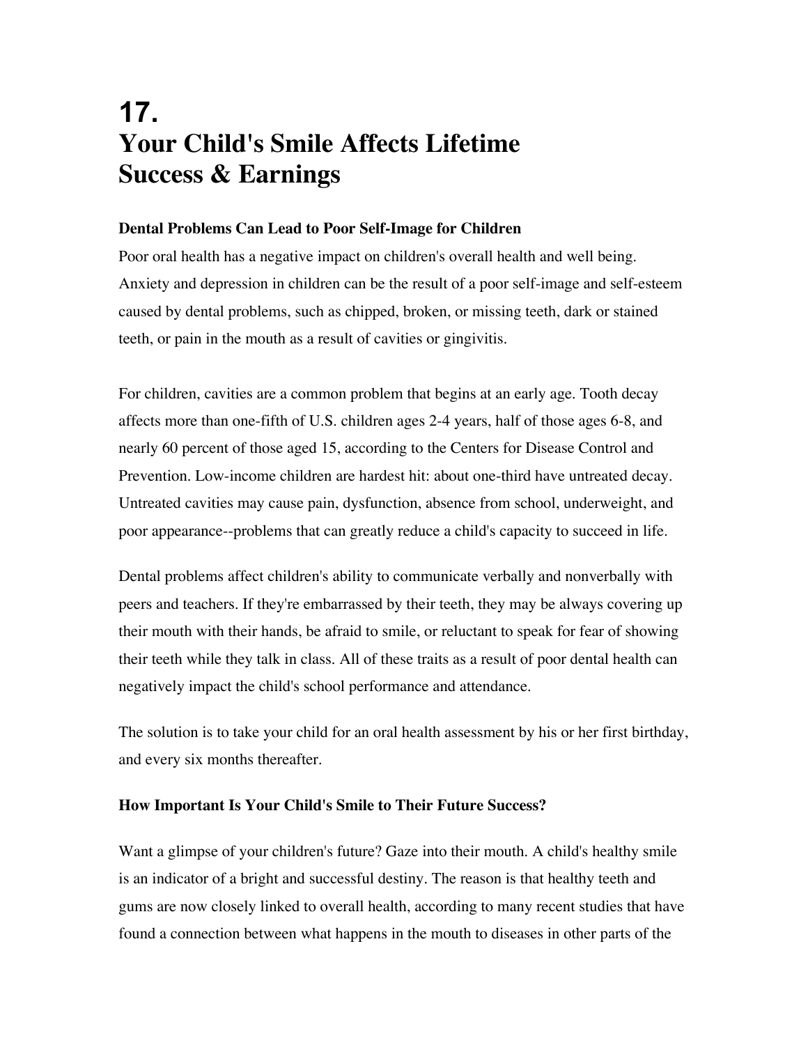# 17.
# Your Child's Smile Affects Lifetime Success & Earnings

**Dental Problems Can Lead to Poor Self-Image for Children**

Poor oral health has a negative impact on children's overall health and well being. Anxiety and depression in children can be the result of a poor self-image and self-esteem caused by dental problems, such as chipped, broken, or missing teeth, dark or stained teeth, or pain in the mouth as a result of cavities or gingivitis.

For children, cavities are a common problem that begins at an early age. Tooth decay affects more than one-fifth of U.S. children ages 2-4 years, half of those ages 6-8, and nearly 60 percent of those aged 15, according to the Centers for Disease Control and Prevention. Low-income children are hardest hit: about one-third have untreated decay. Untreated cavities may cause pain, dysfunction, absence from school, underweight, and poor appearance--problems that can greatly reduce a child's capacity to succeed in life.

Dental problems affect children's ability to communicate verbally and nonverbally with peers and teachers. If they're embarrassed by their teeth, they may be always covering up their mouth with their hands, be afraid to smile, or reluctant to speak for fear of showing their teeth while they talk in class. All of these traits as a result of poor dental health can negatively impact the child's school performance and attendance.

The solution is to take your child for an oral health assessment by his or her first birthday, and every six months thereafter.

**How Important Is Your Child's Smile to Their Future Success?**

Want a glimpse of your children's future? Gaze into their mouth. A child's healthy smile is an indicator of a bright and successful destiny. The reason is that healthy teeth and gums are now closely linked to overall health, according to many recent studies that have found a connection between what happens in the mouth to diseases in other parts of the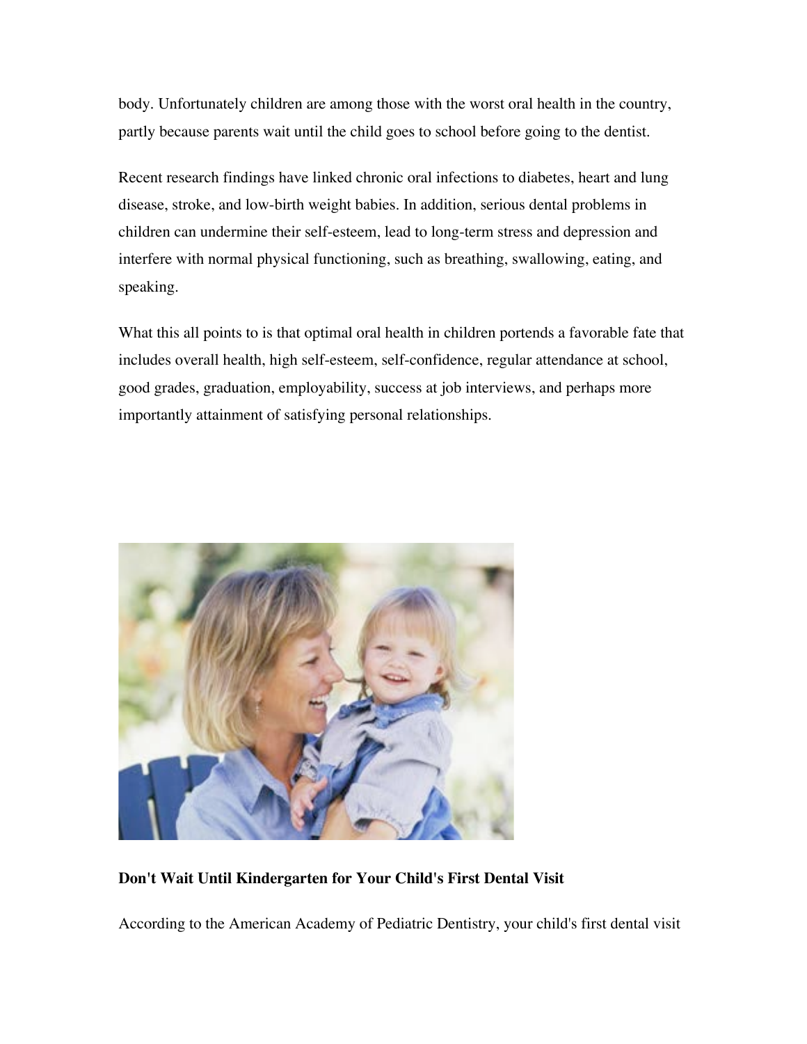body. Unfortunately children are among those with the worst oral health in the country, partly because parents wait until the child goes to school before going to the dentist.

Recent research findings have linked chronic oral infections to diabetes, heart and lung disease, stroke, and low-birth weight babies. In addition, serious dental problems in children can undermine their self-esteem, lead to long-term stress and depression and interfere with normal physical functioning, such as breathing, swallowing, eating, and speaking.

What this all points to is that optimal oral health in children portends a favorable fate that includes overall health, high self-esteem, self-confidence, regular attendance at school, good grades, graduation, employability, success at job interviews, and perhaps more importantly attainment of satisfying personal relationships.

**Don't Wait Until Kindergarten for Your Child's First Dental Visit**

According to the American Academy of Pediatric Dentistry, your child's first dental visit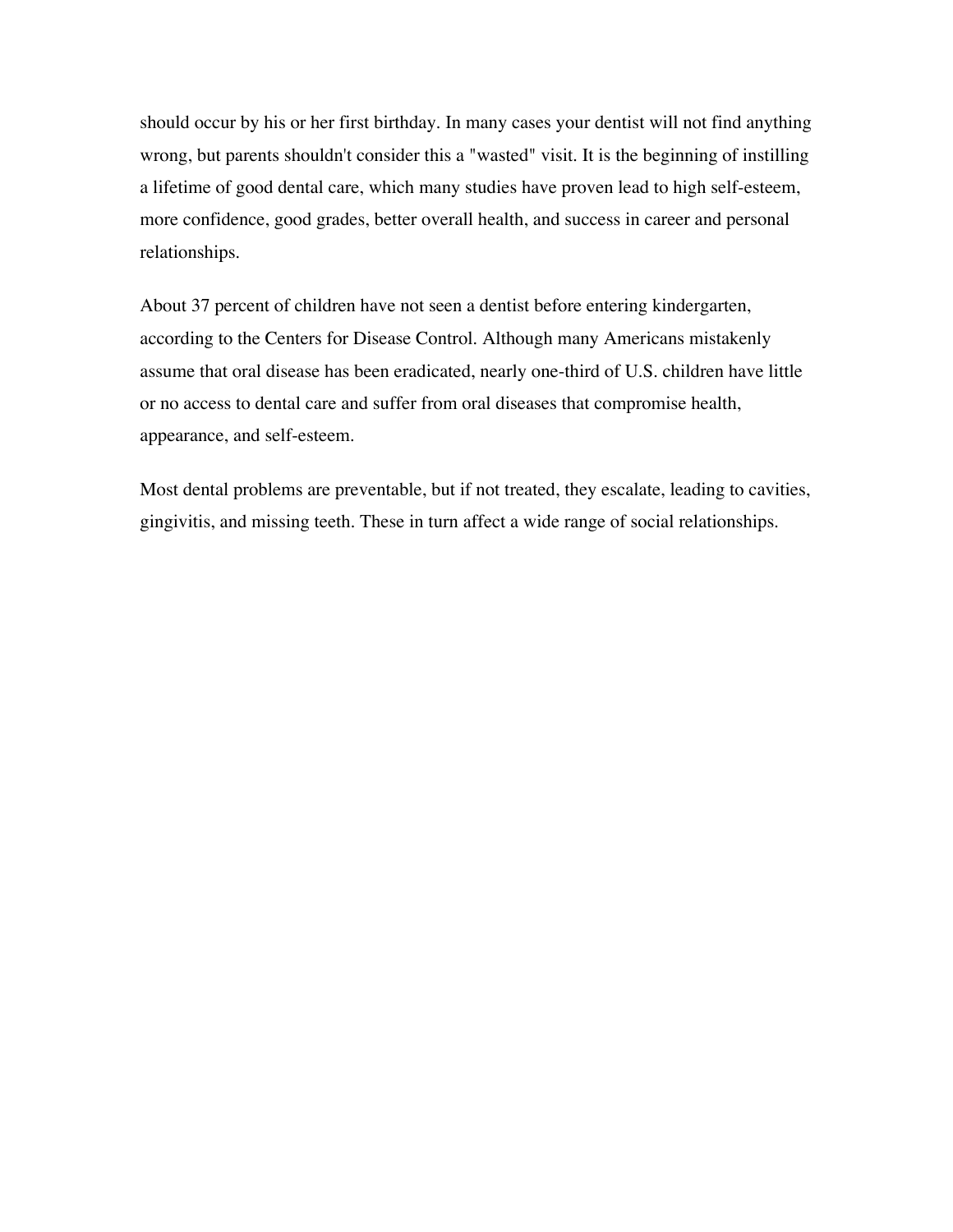should occur by his or her first birthday. In many cases your dentist will not find anything wrong, but parents shouldn't consider this a "wasted" visit. It is the beginning of instilling a lifetime of good dental care, which many studies have proven lead to high self-esteem, more confidence, good grades, better overall health, and success in career and personal relationships.

About 37 percent of children have not seen a dentist before entering kindergarten, according to the Centers for Disease Control. Although many Americans mistakenly assume that oral disease has been eradicated, nearly one-third of U.S. children have little or no access to dental care and suffer from oral diseases that compromise health, appearance, and self-esteem.

Most dental problems are preventable, but if not treated, they escalate, leading to cavities, gingivitis, and missing teeth. These in turn affect a wide range of social relationships.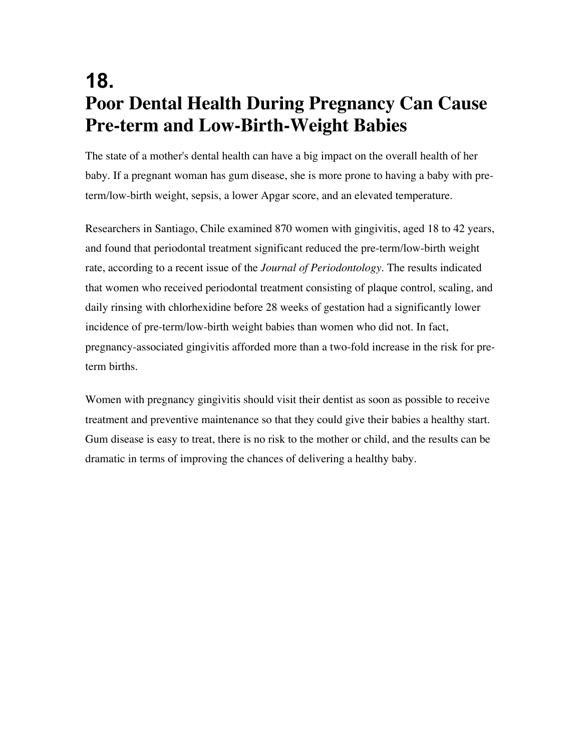# 18.
# Poor Dental Health During Pregnancy Can Cause Pre-term and Low-Birth-Weight Babies

The state of a mother's dental health can have a big impact on the overall health of her baby. If a pregnant woman has gum disease, she is more prone to having a baby with pre-term/low-birth weight, sepsis, a lower Apgar score, and an elevated temperature.

Researchers in Santiago, Chile examined 870 women with gingivitis, aged 18 to 42 years, and found that periodontal treatment significant reduced the pre-term/low-birth weight rate, according to a recent issue of the *Journal of Periodontology*. The results indicated that women who received periodontal treatment consisting of plaque control, scaling, and daily rinsing with chlorhexidine before 28 weeks of gestation had a significantly lower incidence of pre-term/low-birth weight babies than women who did not. In fact, pregnancy-associated gingivitis afforded more than a two-fold increase in the risk for pre-term births.

Women with pregnancy gingivitis should visit their dentist as soon as possible to receive treatment and preventive maintenance so that they could give their babies a healthy start. Gum disease is easy to treat, there is no risk to the mother or child, and the results can be dramatic in terms of improving the chances of delivering a healthy baby.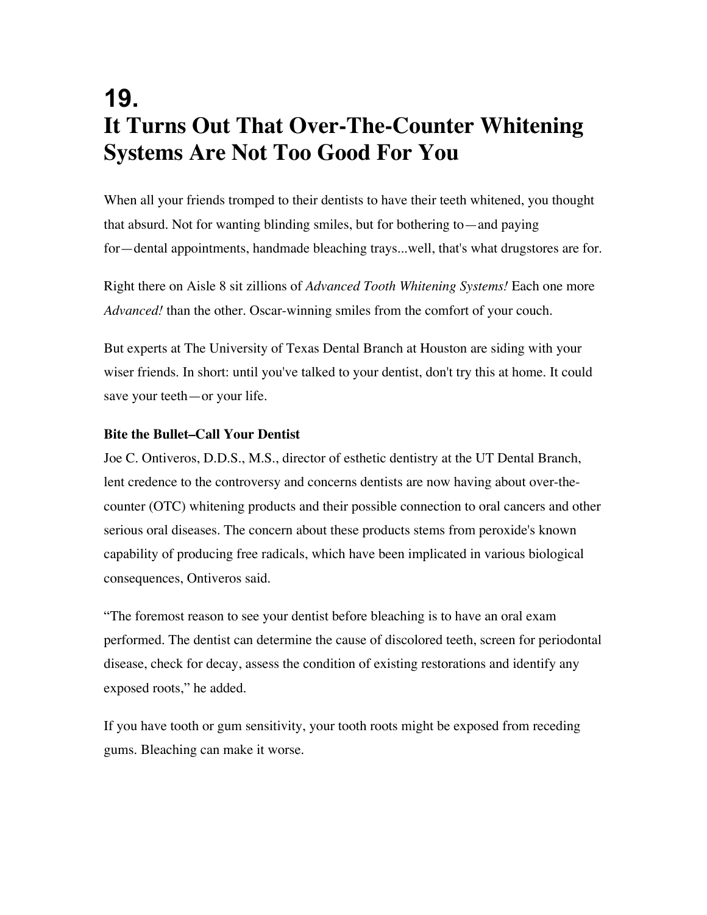# 19.
# It Turns Out That Over-The-Counter Whitening Systems Are Not Too Good For You

When all your friends tromped to their dentists to have their teeth whitened, you thought that absurd. Not for wanting blinding smiles, but for bothering to—and paying for—dental appointments, handmade bleaching trays...well, that's what drugstores are for.

Right there on Aisle 8 sit zillions of *Advanced Tooth Whitening Systems!* Each one more *Advanced!* than the other. Oscar-winning smiles from the comfort of your couch.

But experts at The University of Texas Dental Branch at Houston are siding with your wiser friends. In short: until you've talked to your dentist, don't try this at home. It could save your teeth—or your life.

**Bite the Bullet–Call Your Dentist**

Joe C. Ontiveros, D.D.S., M.S., director of esthetic dentistry at the UT Dental Branch, lent credence to the controversy and concerns dentists are now having about over-the-counter (OTC) whitening products and their possible connection to oral cancers and other serious oral diseases. The concern about these products stems from peroxide's known capability of producing free radicals, which have been implicated in various biological consequences, Ontiveros said.

"The foremost reason to see your dentist before bleaching is to have an oral exam performed. The dentist can determine the cause of discolored teeth, screen for periodontal disease, check for decay, assess the condition of existing restorations and identify any exposed roots," he added.

If you have tooth or gum sensitivity, your tooth roots might be exposed from receding gums. Bleaching can make it worse.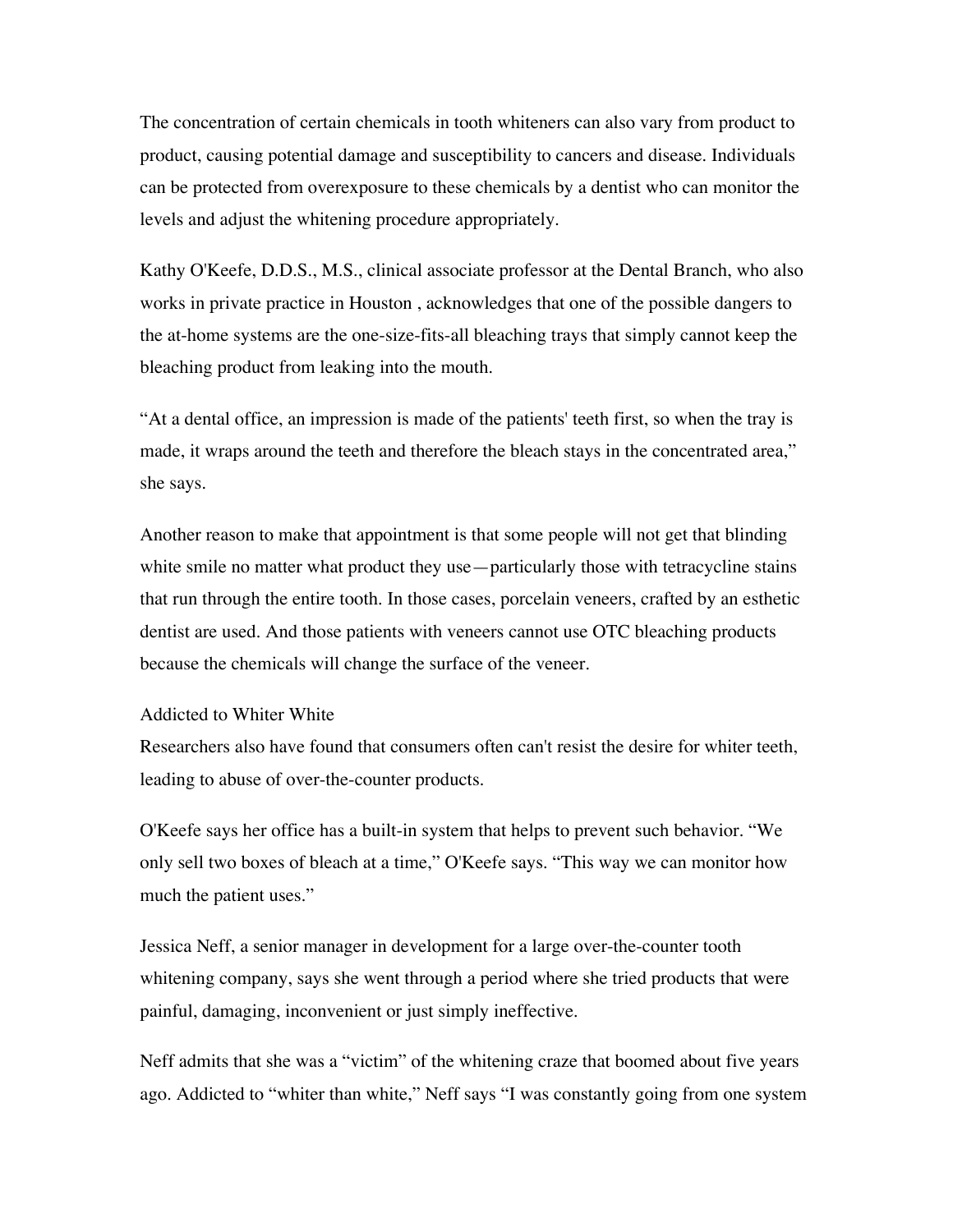The concentration of certain chemicals in tooth whiteners can also vary from product to product, causing potential damage and susceptibility to cancers and disease. Individuals can be protected from overexposure to these chemicals by a dentist who can monitor the levels and adjust the whitening procedure appropriately.

Kathy O'Keefe, D.D.S., M.S., clinical associate professor at the Dental Branch, who also works in private practice in Houston , acknowledges that one of the possible dangers to the at-home systems are the one-size-fits-all bleaching trays that simply cannot keep the bleaching product from leaking into the mouth.

"At a dental office, an impression is made of the patients' teeth first, so when the tray is made, it wraps around the teeth and therefore the bleach stays in the concentrated area," she says.

Another reason to make that appointment is that some people will not get that blinding white smile no matter what product they use—particularly those with tetracycline stains that run through the entire tooth. In those cases, porcelain veneers, crafted by an esthetic dentist are used. And those patients with veneers cannot use OTC bleaching products because the chemicals will change the surface of the veneer.

### Addicted to Whiter White

Researchers also have found that consumers often can't resist the desire for whiter teeth, leading to abuse of over-the-counter products.

O'Keefe says her office has a built-in system that helps to prevent such behavior. "We only sell two boxes of bleach at a time," O'Keefe says. "This way we can monitor how much the patient uses."

Jessica Neff, a senior manager in development for a large over-the-counter tooth whitening company, says she went through a period where she tried products that were painful, damaging, inconvenient or just simply ineffective.

Neff admits that she was a "victim" of the whitening craze that boomed about five years ago. Addicted to "whiter than white," Neff says "I was constantly going from one system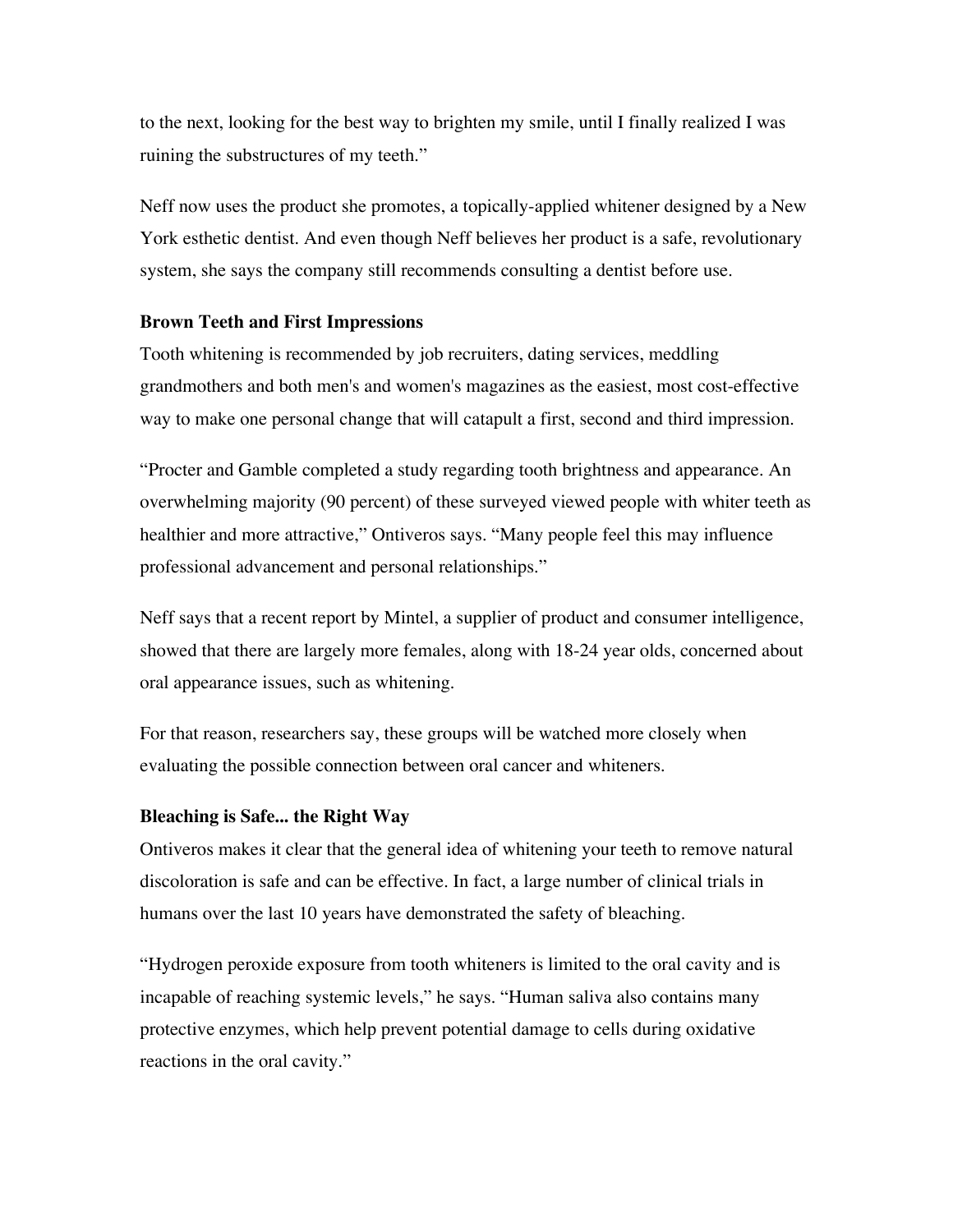to the next, looking for the best way to brighten my smile, until I finally realized I was ruining the substructures of my teeth."

Neff now uses the product she promotes, a topically-applied whitener designed by a New York esthetic dentist. And even though Neff believes her product is a safe, revolutionary system, she says the company still recommends consulting a dentist before use.

**Brown Teeth and First Impressions**

Tooth whitening is recommended by job recruiters, dating services, meddling grandmothers and both men's and women's magazines as the easiest, most cost-effective way to make one personal change that will catapult a first, second and third impression.

"Procter and Gamble completed a study regarding tooth brightness and appearance. An overwhelming majority (90 percent) of these surveyed viewed people with whiter teeth as healthier and more attractive," Ontiveros says. "Many people feel this may influence professional advancement and personal relationships."

Neff says that a recent report by Mintel, a supplier of product and consumer intelligence, showed that there are largely more females, along with 18-24 year olds, concerned about oral appearance issues, such as whitening.

For that reason, researchers say, these groups will be watched more closely when evaluating the possible connection between oral cancer and whiteners.

**Bleaching is Safe... the Right Way**

Ontiveros makes it clear that the general idea of whitening your teeth to remove natural discoloration is safe and can be effective. In fact, a large number of clinical trials in humans over the last 10 years have demonstrated the safety of bleaching.

"Hydrogen peroxide exposure from tooth whiteners is limited to the oral cavity and is incapable of reaching systemic levels," he says. "Human saliva also contains many protective enzymes, which help prevent potential damage to cells during oxidative reactions in the oral cavity."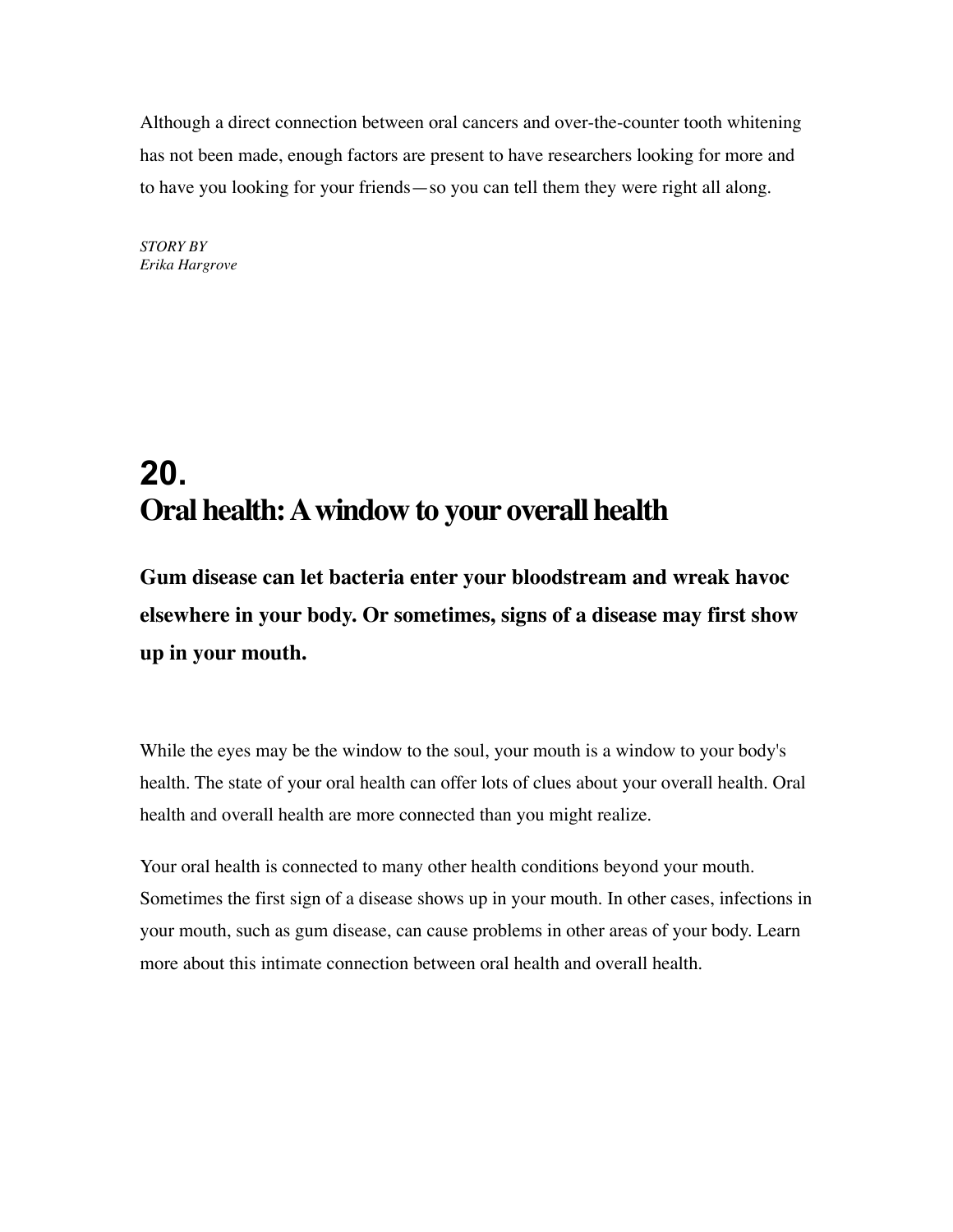Although a direct connection between oral cancers and over-the-counter tooth whitening has not been made, enough factors are present to have researchers looking for more and to have you looking for your friends—so you can tell them they were right all along.

*STORY BY*
*Erika Hargrove*

# 20.
# Oral health: A window to your overall health

**Gum disease can let bacteria enter your bloodstream and wreak havoc elsewhere in your body. Or sometimes, signs of a disease may first show up in your mouth.**

While the eyes may be the window to the soul, your mouth is a window to your body's health. The state of your oral health can offer lots of clues about your overall health. Oral health and overall health are more connected than you might realize.

Your oral health is connected to many other health conditions beyond your mouth. Sometimes the first sign of a disease shows up in your mouth. In other cases, infections in your mouth, such as gum disease, can cause problems in other areas of your body. Learn more about this intimate connection between oral health and overall health.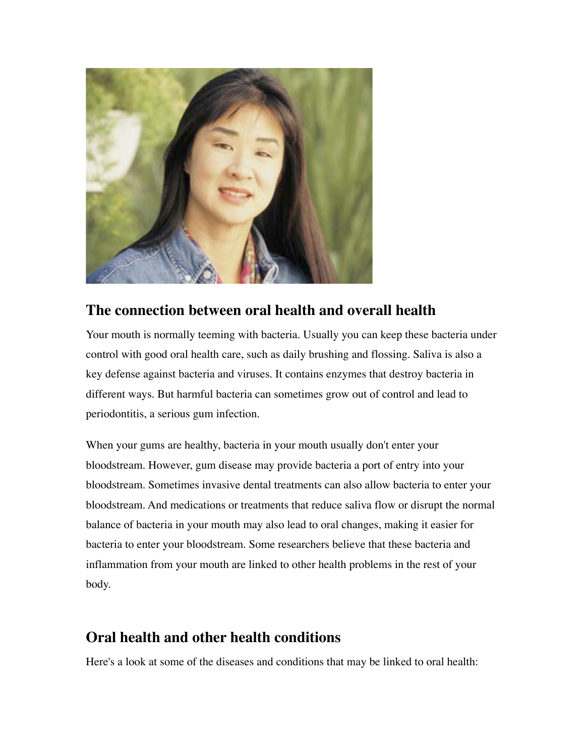## The connection between oral health and overall health

Your mouth is normally teeming with bacteria. Usually you can keep these bacteria under control with good oral health care, such as daily brushing and flossing. Saliva is also a key defense against bacteria and viruses. It contains enzymes that destroy bacteria in different ways. But harmful bacteria can sometimes grow out of control and lead to periodontitis, a serious gum infection.

When your gums are healthy, bacteria in your mouth usually don't enter your bloodstream. However, gum disease may provide bacteria a port of entry into your bloodstream. Sometimes invasive dental treatments can also allow bacteria to enter your bloodstream. And medications or treatments that reduce saliva flow or disrupt the normal balance of bacteria in your mouth may also lead to oral changes, making it easier for bacteria to enter your bloodstream. Some researchers believe that these bacteria and inflammation from your mouth are linked to other health problems in the rest of your body.

## Oral health and other health conditions

Here's a look at some of the diseases and conditions that may be linked to oral health: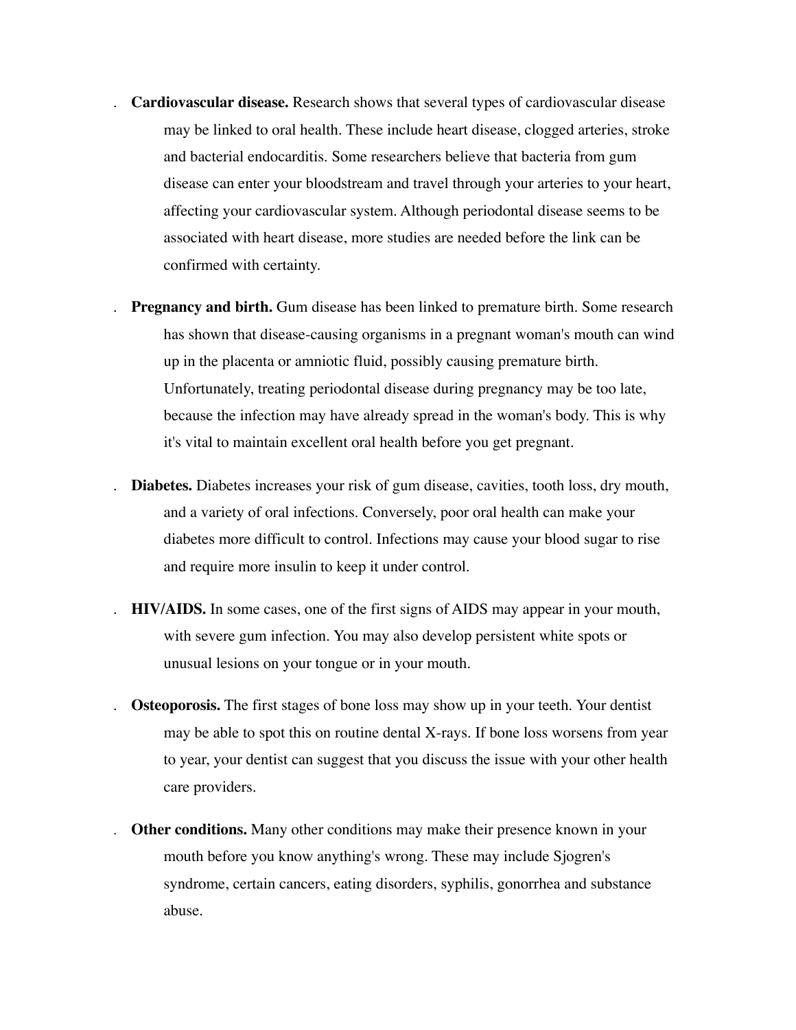- **Cardiovascular disease.** Research shows that several types of cardiovascular disease may be linked to oral health. These include heart disease, clogged arteries, stroke and bacterial endocarditis. Some researchers believe that bacteria from gum disease can enter your bloodstream and travel through your arteries to your heart, affecting your cardiovascular system. Although periodontal disease seems to be associated with heart disease, more studies are needed before the link can be confirmed with certainty.

- **Pregnancy and birth.** Gum disease has been linked to premature birth. Some research has shown that disease-causing organisms in a pregnant woman's mouth can wind up in the placenta or amniotic fluid, possibly causing premature birth. Unfortunately, treating periodontal disease during pregnancy may be too late, because the infection may have already spread in the woman's body. This is why it's vital to maintain excellent oral health before you get pregnant.

- **Diabetes.** Diabetes increases your risk of gum disease, cavities, tooth loss, dry mouth, and a variety of oral infections. Conversely, poor oral health can make your diabetes more difficult to control. Infections may cause your blood sugar to rise and require more insulin to keep it under control.

- **HIV/AIDS.** In some cases, one of the first signs of AIDS may appear in your mouth, with severe gum infection. You may also develop persistent white spots or unusual lesions on your tongue or in your mouth.

- **Osteoporosis.** The first stages of bone loss may show up in your teeth. Your dentist may be able to spot this on routine dental X-rays. If bone loss worsens from year to year, your dentist can suggest that you discuss the issue with your other health care providers.

- **Other conditions.** Many other conditions may make their presence known in your mouth before you know anything's wrong. These may include Sjogren's syndrome, certain cancers, eating disorders, syphilis, gonorrhea and substance abuse.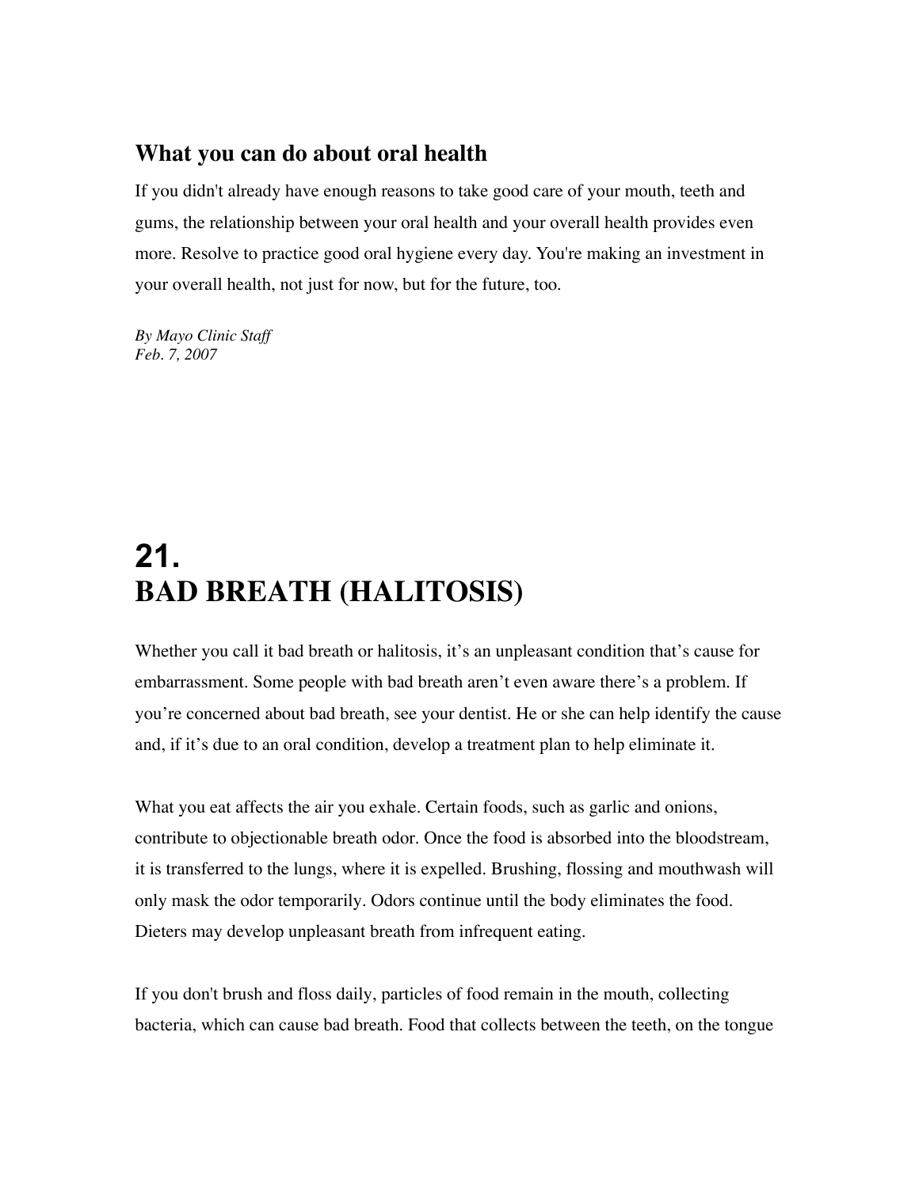### What you can do about oral health

If you didn't already have enough reasons to take good care of your mouth, teeth and gums, the relationship between your oral health and your overall health provides even more. Resolve to practice good oral hygiene every day. You're making an investment in your overall health, not just for now, but for the future, too.

*By Mayo Clinic Staff*
*Feb. 7, 2007*

# 21. BAD BREATH (HALITOSIS)

Whether you call it bad breath or halitosis, it's an unpleasant condition that's cause for embarrassment. Some people with bad breath aren't even aware there's a problem. If you're concerned about bad breath, see your dentist. He or she can help identify the cause and, if it's due to an oral condition, develop a treatment plan to help eliminate it.

What you eat affects the air you exhale. Certain foods, such as garlic and onions, contribute to objectionable breath odor. Once the food is absorbed into the bloodstream, it is transferred to the lungs, where it is expelled. Brushing, flossing and mouthwash will only mask the odor temporarily. Odors continue until the body eliminates the food. Dieters may develop unpleasant breath from infrequent eating.

If you don't brush and floss daily, particles of food remain in the mouth, collecting bacteria, which can cause bad breath. Food that collects between the teeth, on the tongue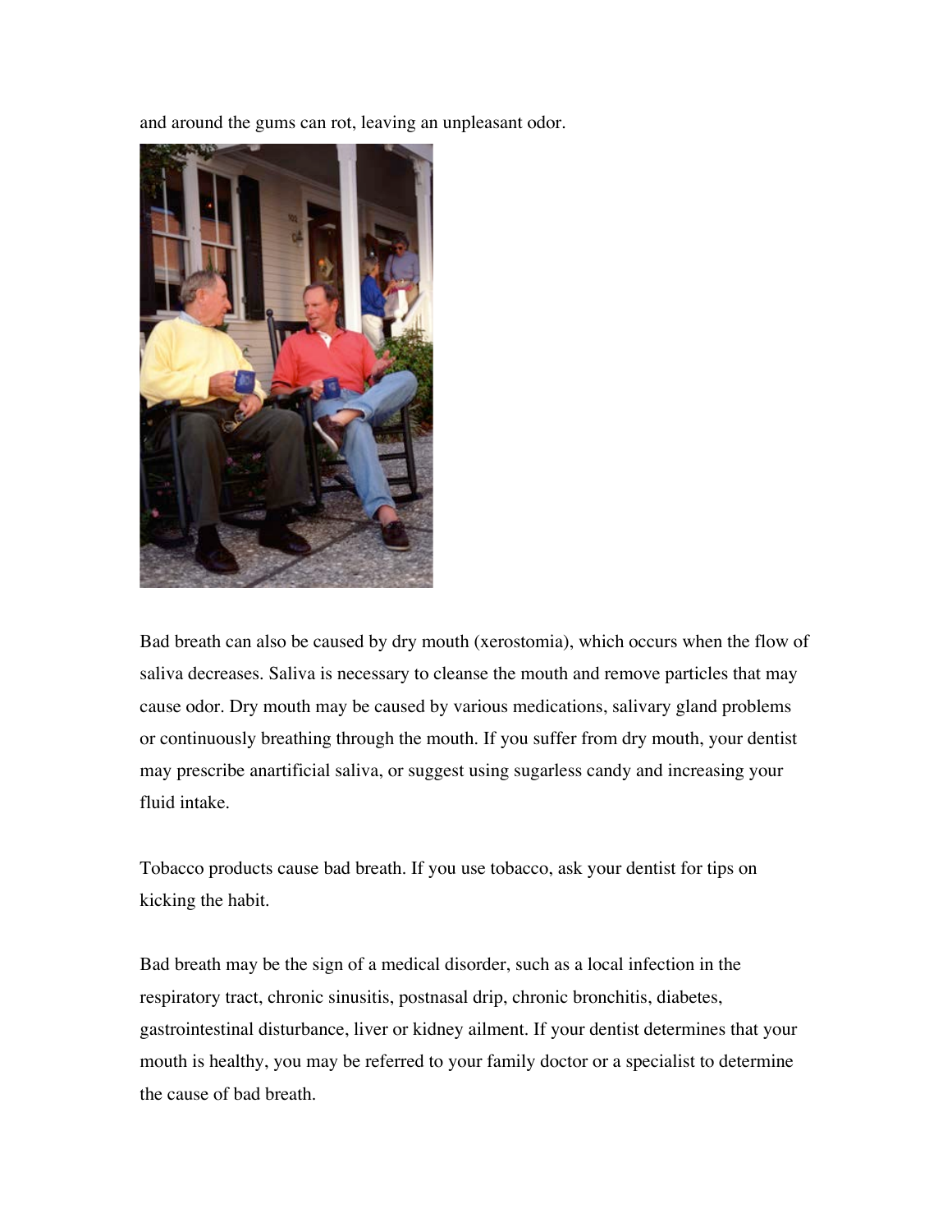and around the gums can rot, leaving an unpleasant odor.

Bad breath can also be caused by dry mouth (xerostomia), which occurs when the flow of saliva decreases. Saliva is necessary to cleanse the mouth and remove particles that may cause odor. Dry mouth may be caused by various medications, salivary gland problems or continuously breathing through the mouth. If you suffer from dry mouth, your dentist may prescribe anartificial saliva, or suggest using sugarless candy and increasing your fluid intake.

Tobacco products cause bad breath. If you use tobacco, ask your dentist for tips on kicking the habit.

Bad breath may be the sign of a medical disorder, such as a local infection in the respiratory tract, chronic sinusitis, postnasal drip, chronic bronchitis, diabetes, gastrointestinal disturbance, liver or kidney ailment. If your dentist determines that your mouth is healthy, you may be referred to your family doctor or a specialist to determine the cause of bad breath.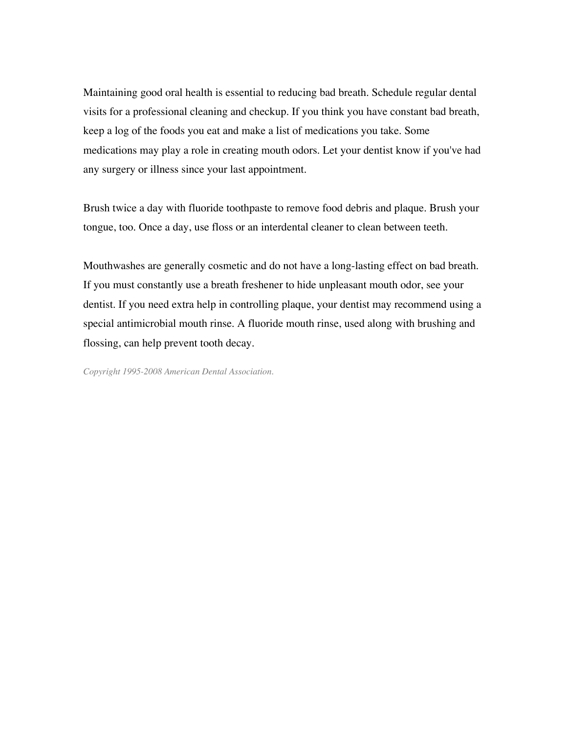Maintaining good oral health is essential to reducing bad breath. Schedule regular dental visits for a professional cleaning and checkup. If you think you have constant bad breath, keep a log of the foods you eat and make a list of medications you take. Some medications may play a role in creating mouth odors. Let your dentist know if you've had any surgery or illness since your last appointment.

Brush twice a day with fluoride toothpaste to remove food debris and plaque. Brush your tongue, too. Once a day, use floss or an interdental cleaner to clean between teeth.

Mouthwashes are generally cosmetic and do not have a long-lasting effect on bad breath. If you must constantly use a breath freshener to hide unpleasant mouth odor, see your dentist. If you need extra help in controlling plaque, your dentist may recommend using a special antimicrobial mouth rinse. A fluoride mouth rinse, used along with brushing and flossing, can help prevent tooth decay.

*Copyright 1995-2008 American Dental Association.*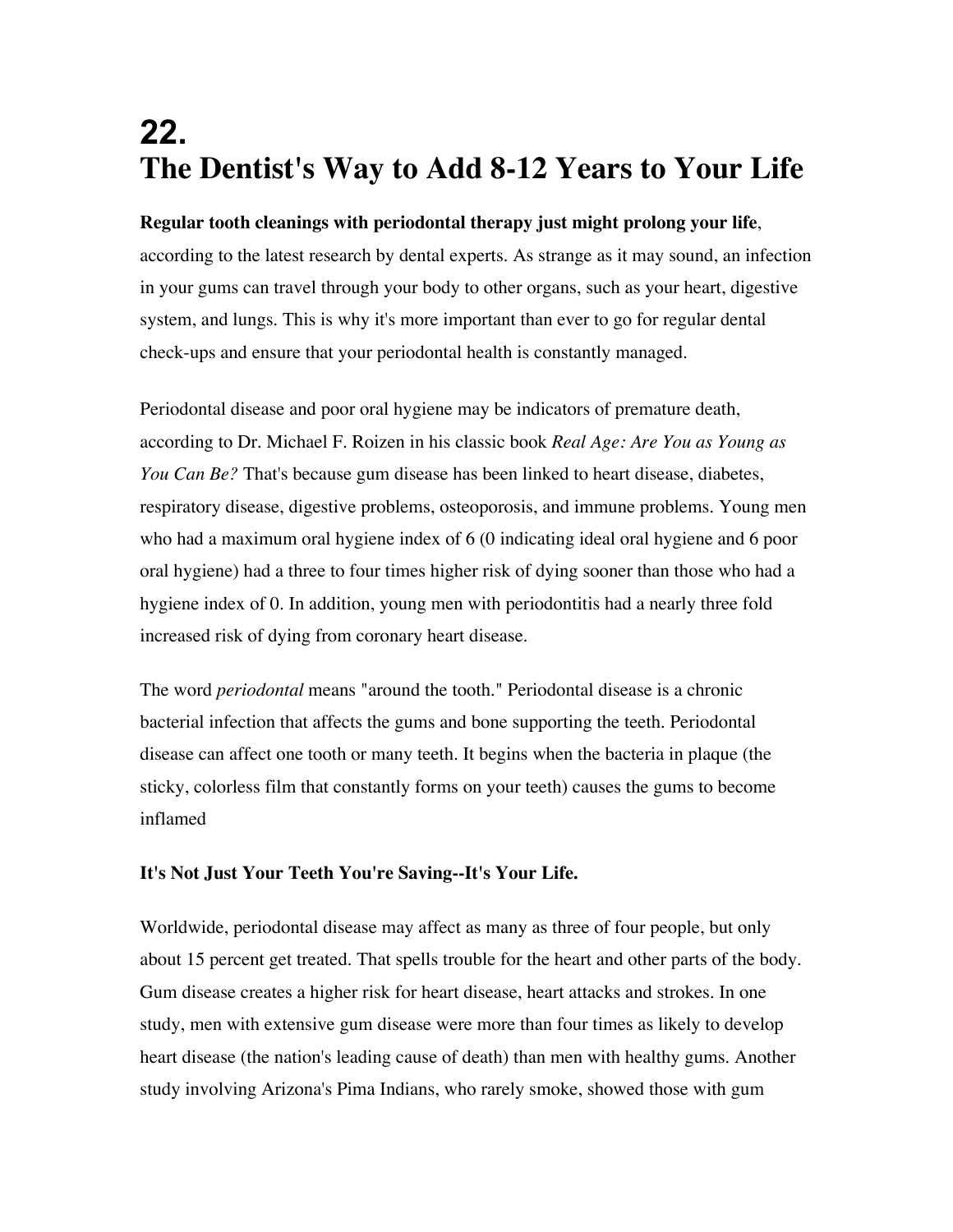# 22.
# The Dentist's Way to Add 8-12 Years to Your Life

**Regular tooth cleanings with periodontal therapy just might prolong your life**, according to the latest research by dental experts. As strange as it may sound, an infection in your gums can travel through your body to other organs, such as your heart, digestive system, and lungs. This is why it's more important than ever to go for regular dental check-ups and ensure that your periodontal health is constantly managed.

Periodontal disease and poor oral hygiene may be indicators of premature death, according to Dr. Michael F. Roizen in his classic book *Real Age: Are You as Young as You Can Be?* That's because gum disease has been linked to heart disease, diabetes, respiratory disease, digestive problems, osteoporosis, and immune problems. Young men who had a maximum oral hygiene index of 6 (0 indicating ideal oral hygiene and 6 poor oral hygiene) had a three to four times higher risk of dying sooner than those who had a hygiene index of 0. In addition, young men with periodontitis had a nearly three fold increased risk of dying from coronary heart disease.

The word *periodontal* means "around the tooth." Periodontal disease is a chronic bacterial infection that affects the gums and bone supporting the teeth. Periodontal disease can affect one tooth or many teeth. It begins when the bacteria in plaque (the sticky, colorless film that constantly forms on your teeth) causes the gums to become inflamed

**It's Not Just Your Teeth You're Saving--It's Your Life.**

Worldwide, periodontal disease may affect as many as three of four people, but only about 15 percent get treated. That spells trouble for the heart and other parts of the body. Gum disease creates a higher risk for heart disease, heart attacks and strokes. In one study, men with extensive gum disease were more than four times as likely to develop heart disease (the nation's leading cause of death) than men with healthy gums. Another study involving Arizona's Pima Indians, who rarely smoke, showed those with gum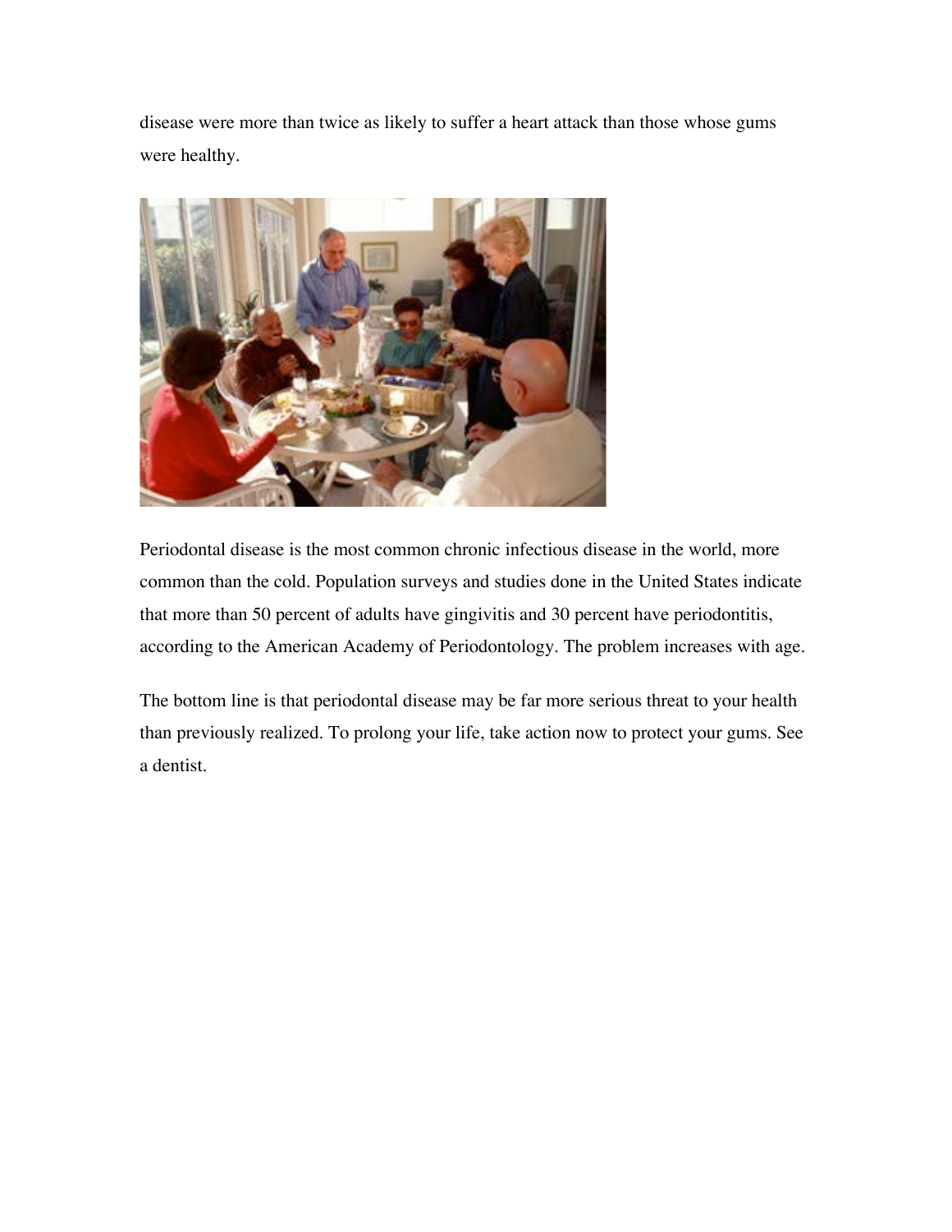disease were more than twice as likely to suffer a heart attack than those whose gums were healthy.

Periodontal disease is the most common chronic infectious disease in the world, more common than the cold. Population surveys and studies done in the United States indicate that more than 50 percent of adults have gingivitis and 30 percent have periodontitis, according to the American Academy of Periodontology. The problem increases with age.

The bottom line is that periodontal disease may be far more serious threat to your health than previously realized. To prolong your life, take action now to protect your gums. See a dentist.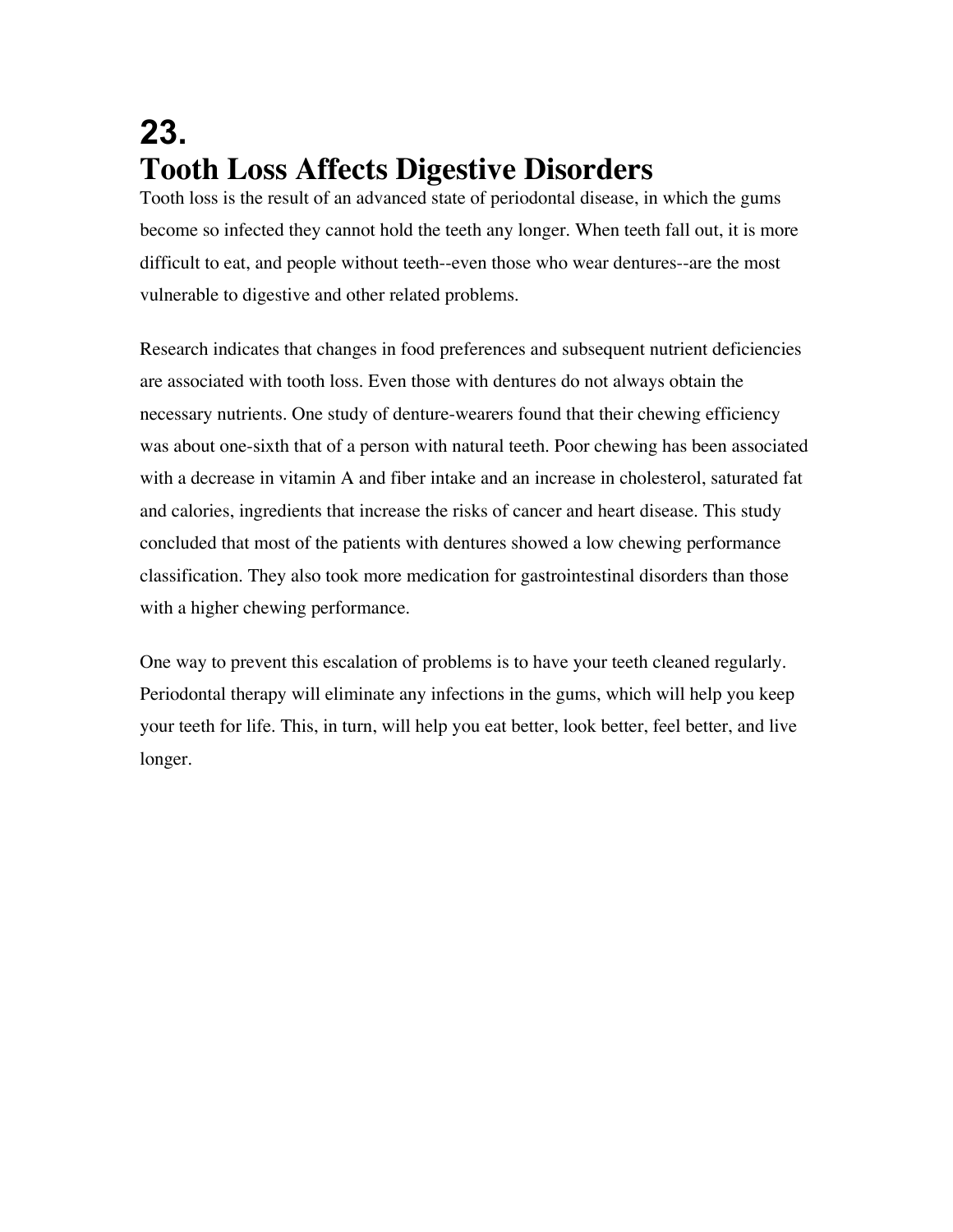# 23.
# Tooth Loss Affects Digestive Disorders

Tooth loss is the result of an advanced state of periodontal disease, in which the gums become so infected they cannot hold the teeth any longer. When teeth fall out, it is more difficult to eat, and people without teeth--even those who wear dentures--are the most vulnerable to digestive and other related problems.

Research indicates that changes in food preferences and subsequent nutrient deficiencies are associated with tooth loss. Even those with dentures do not always obtain the necessary nutrients. One study of denture-wearers found that their chewing efficiency was about one-sixth that of a person with natural teeth. Poor chewing has been associated with a decrease in vitamin A and fiber intake and an increase in cholesterol, saturated fat and calories, ingredients that increase the risks of cancer and heart disease. This study concluded that most of the patients with dentures showed a low chewing performance classification. They also took more medication for gastrointestinal disorders than those with a higher chewing performance.

One way to prevent this escalation of problems is to have your teeth cleaned regularly. Periodontal therapy will eliminate any infections in the gums, which will help you keep your teeth for life. This, in turn, will help you eat better, look better, feel better, and live longer.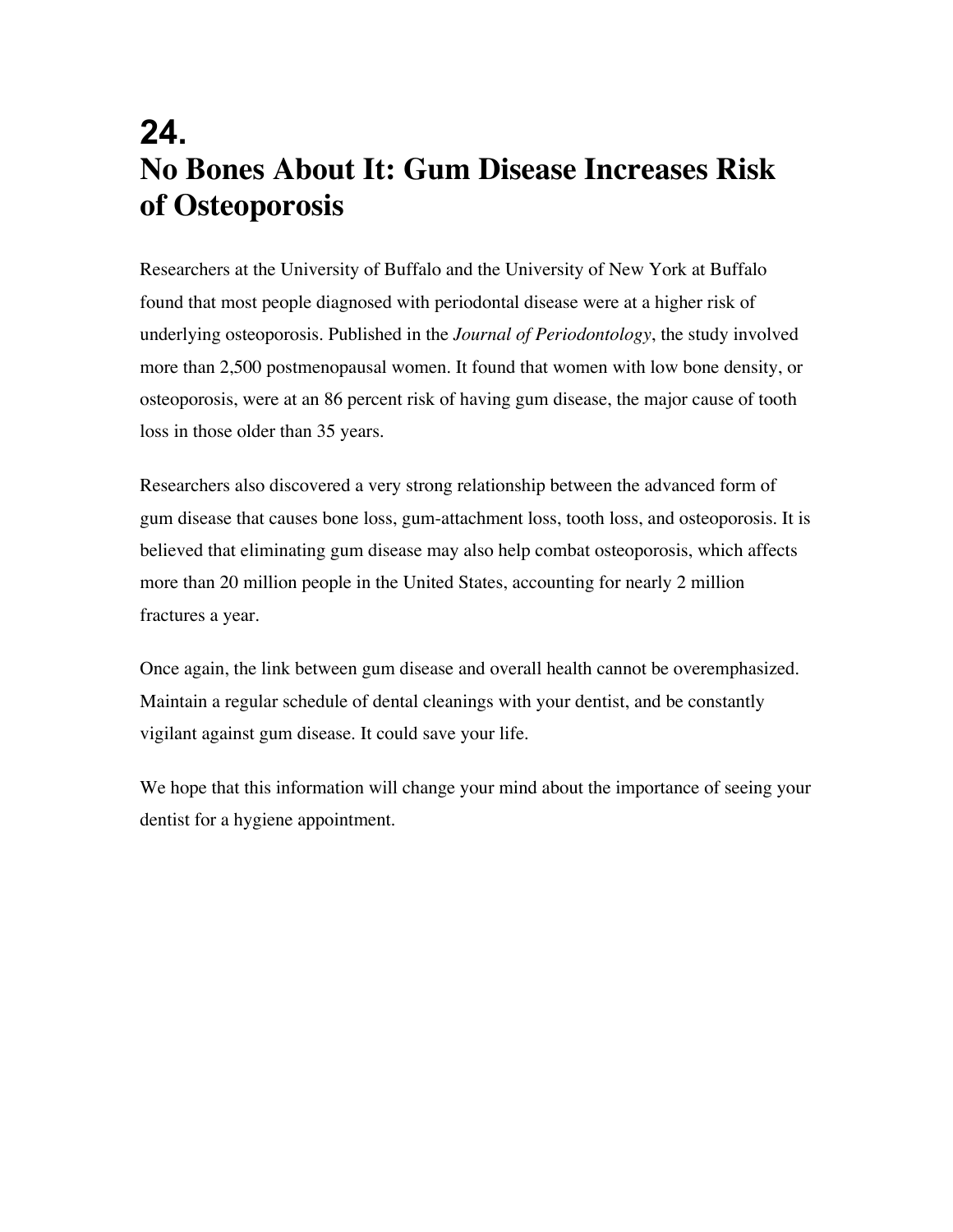# 24.
# No Bones About It: Gum Disease Increases Risk of Osteoporosis

Researchers at the University of Buffalo and the University of New York at Buffalo found that most people diagnosed with periodontal disease were at a higher risk of underlying osteoporosis. Published in the *Journal of Periodontology*, the study involved more than 2,500 postmenopausal women. It found that women with low bone density, or osteoporosis, were at an 86 percent risk of having gum disease, the major cause of tooth loss in those older than 35 years.

Researchers also discovered a very strong relationship between the advanced form of gum disease that causes bone loss, gum-attachment loss, tooth loss, and osteoporosis. It is believed that eliminating gum disease may also help combat osteoporosis, which affects more than 20 million people in the United States, accounting for nearly 2 million fractures a year.

Once again, the link between gum disease and overall health cannot be overemphasized. Maintain a regular schedule of dental cleanings with your dentist, and be constantly vigilant against gum disease. It could save your life.

We hope that this information will change your mind about the importance of seeing your dentist for a hygiene appointment.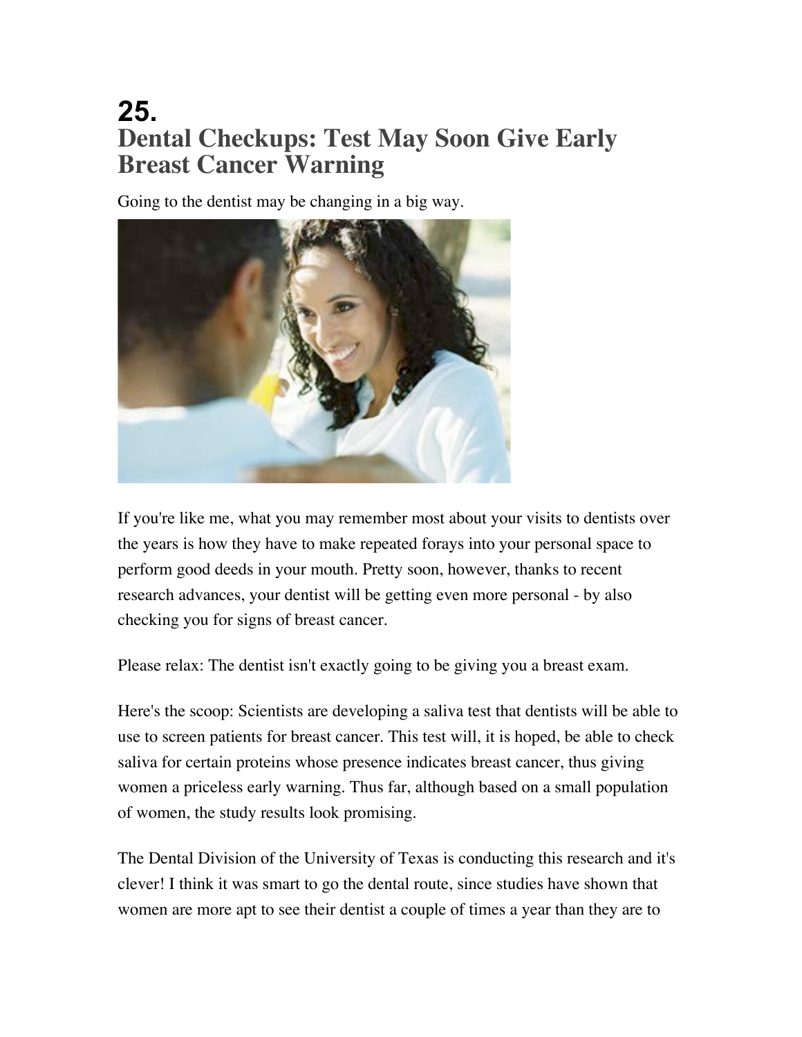# 25.

## Dental Checkups: Test May Soon Give Early Breast Cancer Warning

Going to the dentist may be changing in a big way.

If you're like me, what you may remember most about your visits to dentists over the years is how they have to make repeated forays into your personal space to perform good deeds in your mouth. Pretty soon, however, thanks to recent research advances, your dentist will be getting even more personal - by also checking you for signs of breast cancer.

Please relax: The dentist isn't exactly going to be giving you a breast exam.

Here's the scoop: Scientists are developing a saliva test that dentists will be able to use to screen patients for breast cancer. This test will, it is hoped, be able to check saliva for certain proteins whose presence indicates breast cancer, thus giving women a priceless early warning. Thus far, although based on a small population of women, the study results look promising.

The Dental Division of the University of Texas is conducting this research and it's clever! I think it was smart to go the dental route, since studies have shown that women are more apt to see their dentist a couple of times a year than they are to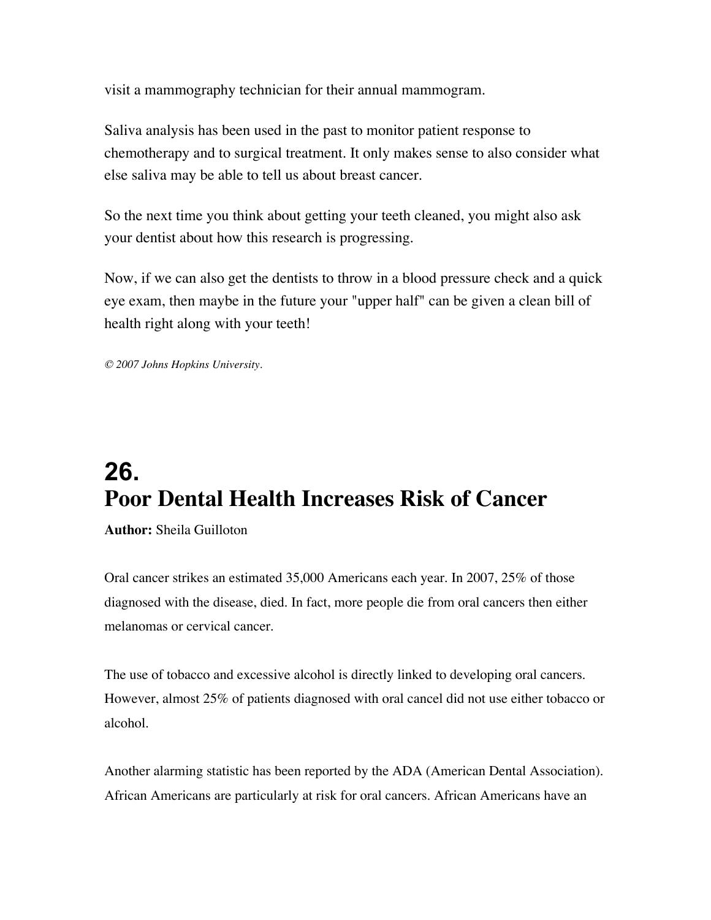visit a mammography technician for their annual mammogram.

Saliva analysis has been used in the past to monitor patient response to chemotherapy and to surgical treatment. It only makes sense to also consider what else saliva may be able to tell us about breast cancer.

So the next time you think about getting your teeth cleaned, you might also ask your dentist about how this research is progressing.

Now, if we can also get the dentists to throw in a blood pressure check and a quick eye exam, then maybe in the future your "upper half" can be given a clean bill of health right along with your teeth!

*© 2007 Johns Hopkins University.*

# 26. Poor Dental Health Increases Risk of Cancer

**Author:** Sheila Guilloton

Oral cancer strikes an estimated 35,000 Americans each year. In 2007, 25% of those diagnosed with the disease, died. In fact, more people die from oral cancers then either melanomas or cervical cancer.

The use of tobacco and excessive alcohol is directly linked to developing oral cancers. However, almost 25% of patients diagnosed with oral cancel did not use either tobacco or alcohol.

Another alarming statistic has been reported by the ADA (American Dental Association). African Americans are particularly at risk for oral cancers. African Americans have an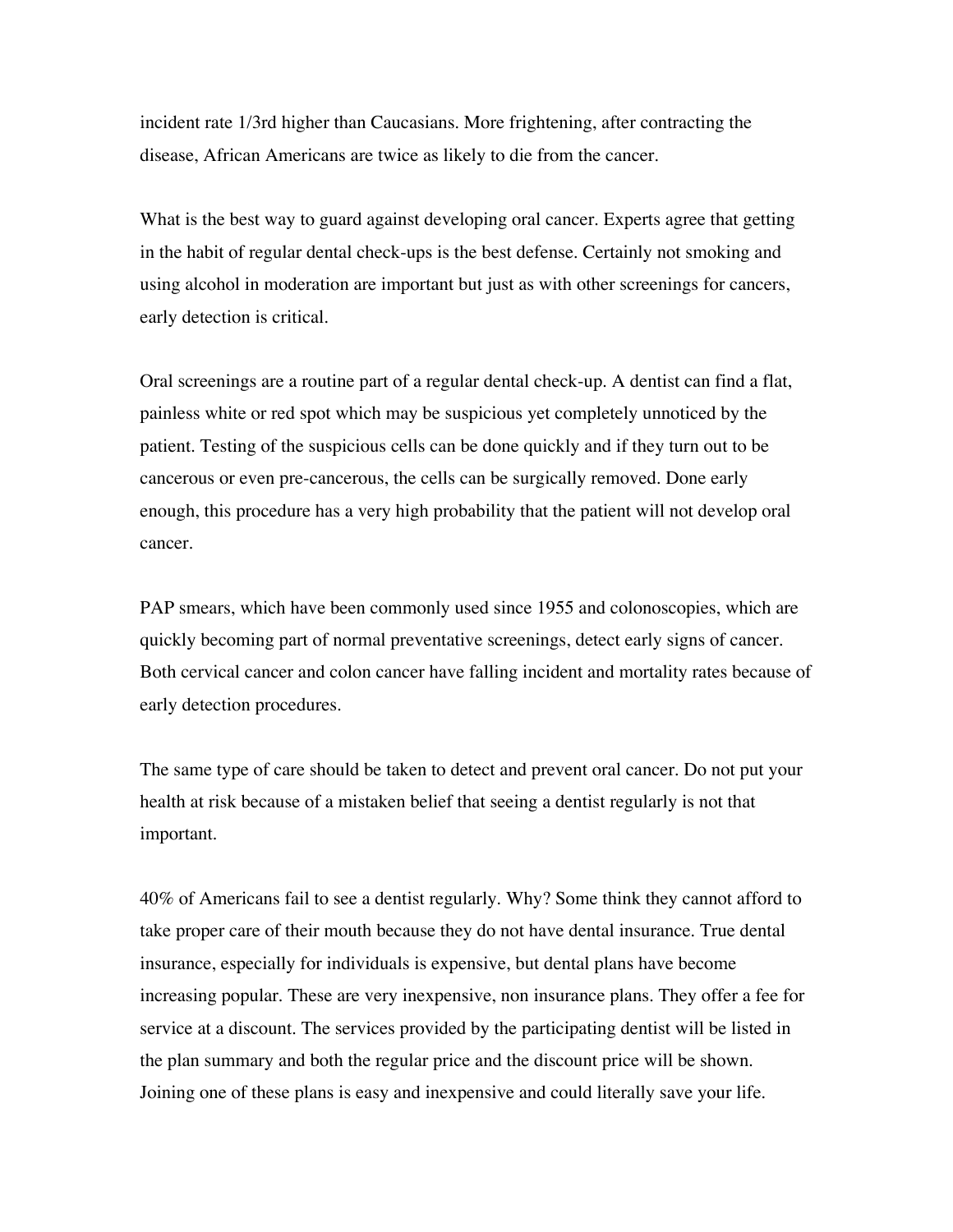incident rate 1/3rd higher than Caucasians. More frightening, after contracting the disease, African Americans are twice as likely to die from the cancer.

What is the best way to guard against developing oral cancer. Experts agree that getting in the habit of regular dental check-ups is the best defense. Certainly not smoking and using alcohol in moderation are important but just as with other screenings for cancers, early detection is critical.

Oral screenings are a routine part of a regular dental check-up. A dentist can find a flat, painless white or red spot which may be suspicious yet completely unnoticed by the patient. Testing of the suspicious cells can be done quickly and if they turn out to be cancerous or even pre-cancerous, the cells can be surgically removed. Done early enough, this procedure has a very high probability that the patient will not develop oral cancer.

PAP smears, which have been commonly used since 1955 and colonoscopies, which are quickly becoming part of normal preventative screenings, detect early signs of cancer. Both cervical cancer and colon cancer have falling incident and mortality rates because of early detection procedures.

The same type of care should be taken to detect and prevent oral cancer. Do not put your health at risk because of a mistaken belief that seeing a dentist regularly is not that important.

40% of Americans fail to see a dentist regularly. Why? Some think they cannot afford to take proper care of their mouth because they do not have dental insurance. True dental insurance, especially for individuals is expensive, but dental plans have become increasing popular. These are very inexpensive, non insurance plans. They offer a fee for service at a discount. The services provided by the participating dentist will be listed in the plan summary and both the regular price and the discount price will be shown. Joining one of these plans is easy and inexpensive and could literally save your life.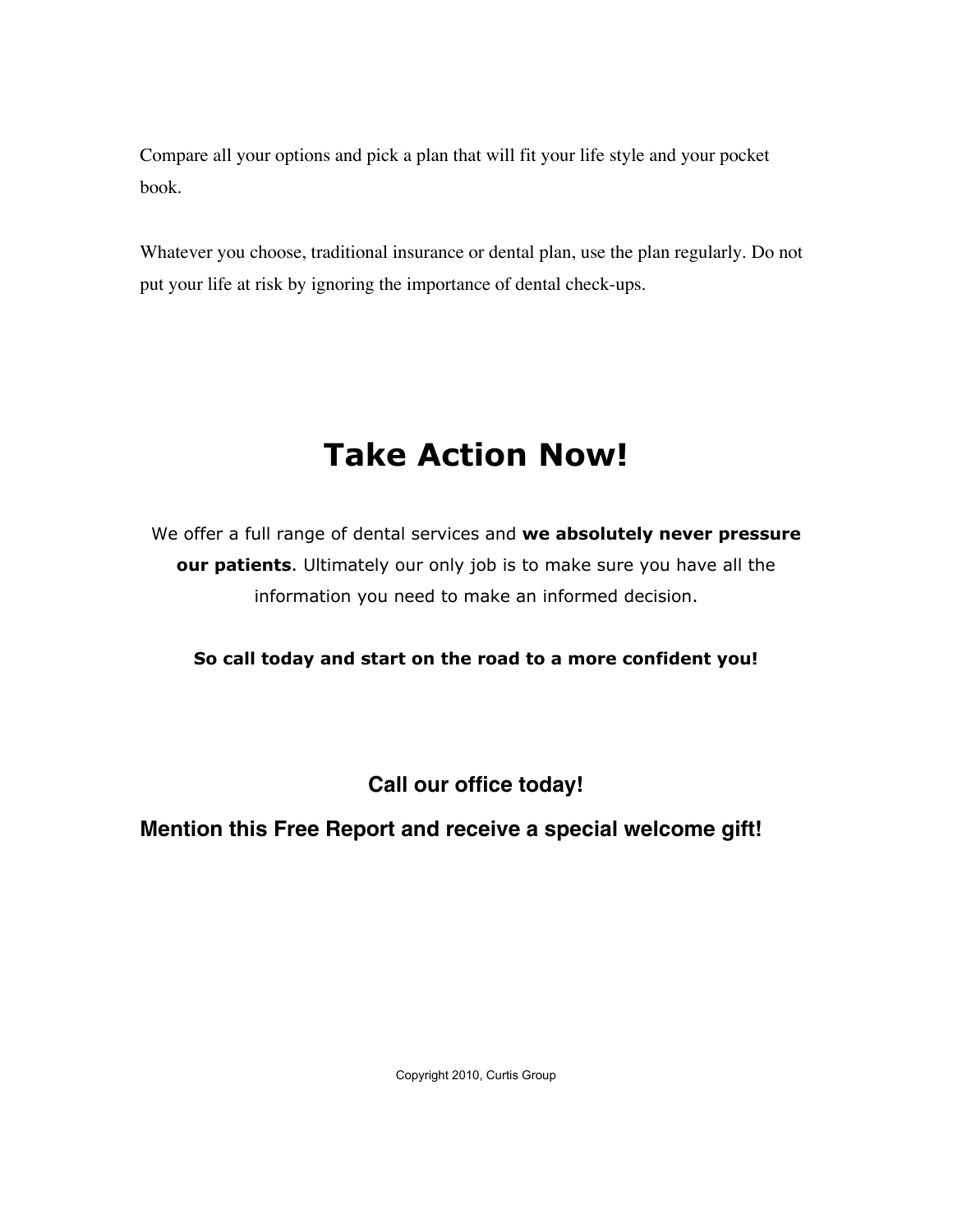Compare all your options and pick a plan that will fit your life style and your pocket book.

Whatever you choose, traditional insurance or dental plan, use the plan regularly. Do not put your life at risk by ignoring the importance of dental check-ups.

# Take Action Now!

We offer a full range of dental services and **we absolutely never pressure our patients**. Ultimately our only job is to make sure you have all the information you need to make an informed decision.

**So call today and start on the road to a more confident you!**

**Call our office today!**

**Mention this Free Report and receive a special welcome gift!**

Copyright 2010, Curtis Group